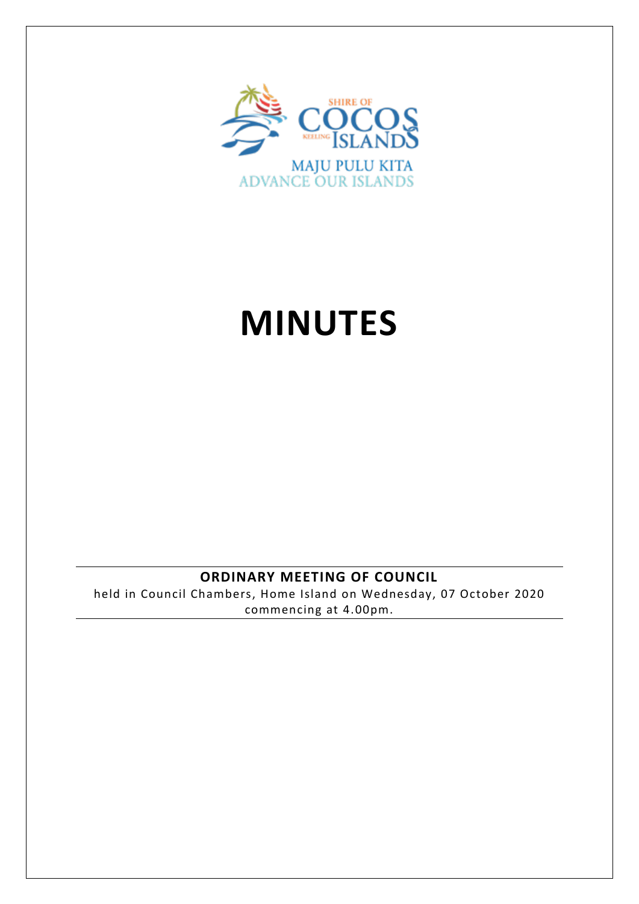SHIRE OF COCOS KEELING ISLANDS

MAJU PULU KITA
ADVANCE OUR ISLANDS

# MINUTES

**ORDINARY MEETING OF COUNCIL**

held in Council Chambers, Home Island on Wednesday, 07 October 2020 commencing at 4.00pm.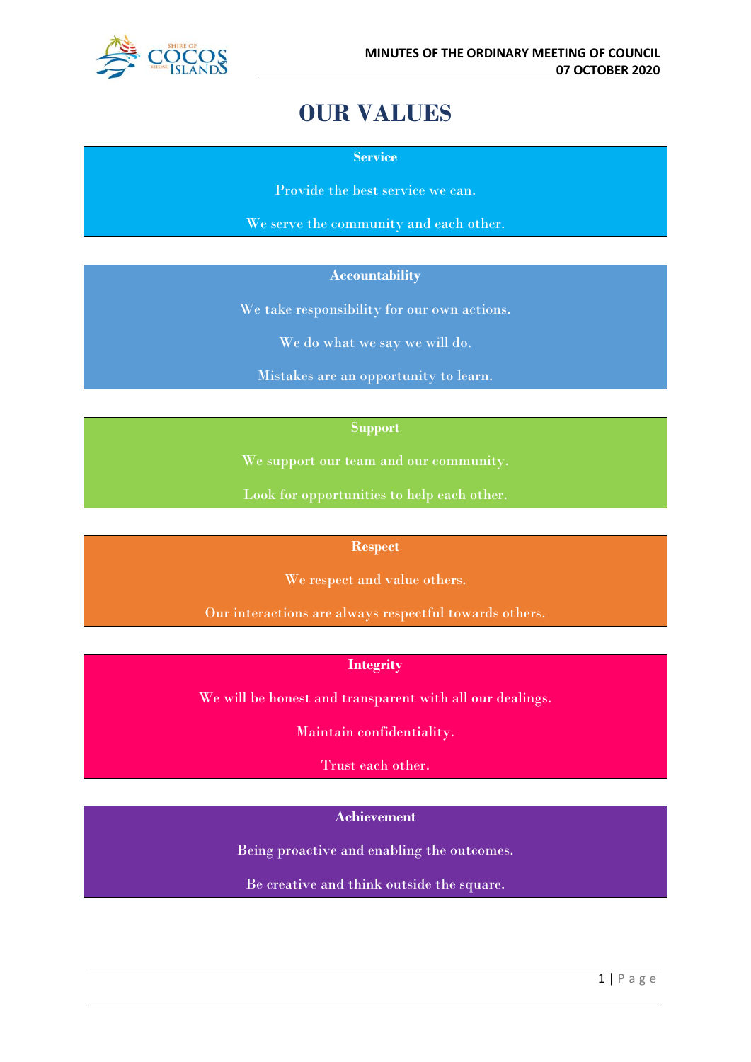# OUR VALUES

**Service**

Provide the best service we can.

We serve the community and each other.

**Accountability**

We take responsibility for our own actions.

We do what we say we will do.

Mistakes are an opportunity to learn.

**Support**

We support our team and our community.

Look for opportunities to help each other.

**Respect**

We respect and value others.

Our interactions are always respectful towards others.

**Integrity**

We will be honest and transparent with all our dealings.

Maintain confidentiality.

Trust each other.

**Achievement**

Being proactive and enabling the outcomes.

Be creative and think outside the square.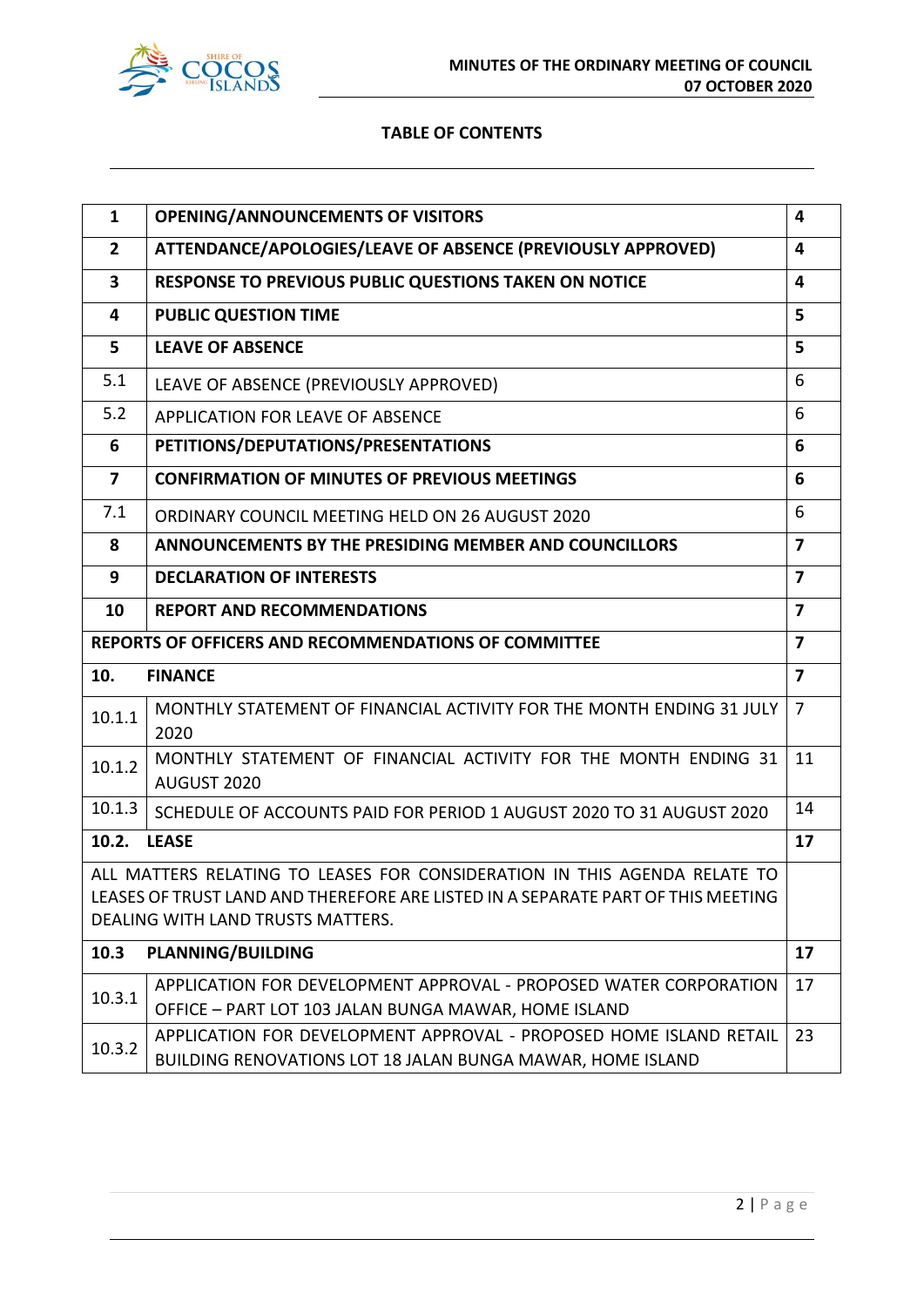## TABLE OF CONTENTS

| | | |
|---|---|---|
| **1** | **OPENING/ANNOUNCEMENTS OF VISITORS** | **4** |
| **2** | **ATTENDANCE/APOLOGIES/LEAVE OF ABSENCE (PREVIOUSLY APPROVED)** | **4** |
| **3** | **RESPONSE TO PREVIOUS PUBLIC QUESTIONS TAKEN ON NOTICE** | **4** |
| **4** | **PUBLIC QUESTION TIME** | **5** |
| **5** | **LEAVE OF ABSENCE** | **5** |
| 5.1 | LEAVE OF ABSENCE (PREVIOUSLY APPROVED) | 6 |
| 5.2 | APPLICATION FOR LEAVE OF ABSENCE | 6 |
| **6** | **PETITIONS/DEPUTATIONS/PRESENTATIONS** | **6** |
| **7** | **CONFIRMATION OF MINUTES OF PREVIOUS MEETINGS** | **6** |
| 7.1 | ORDINARY COUNCIL MEETING HELD ON 26 AUGUST 2020 | 6 |
| **8** | **ANNOUNCEMENTS BY THE PRESIDING MEMBER AND COUNCILLORS** | **7** |
| **9** | **DECLARATION OF INTERESTS** | **7** |
| **10** | **REPORT AND RECOMMENDATIONS** | **7** |
| **REPORTS OF OFFICERS AND RECOMMENDATIONS OF COMMITTEE** | | **7** |
| **10.** | **FINANCE** | **7** |
| 10.1.1 | MONTHLY STATEMENT OF FINANCIAL ACTIVITY FOR THE MONTH ENDING 31 JULY 2020 | 7 |
| 10.1.2 | MONTHLY STATEMENT OF FINANCIAL ACTIVITY FOR THE MONTH ENDING 31 AUGUST 2020 | 11 |
| 10.1.3 | SCHEDULE OF ACCOUNTS PAID FOR PERIOD 1 AUGUST 2020 TO 31 AUGUST 2020 | 14 |
| **10.2.** | **LEASE** | **17** |
| ALL MATTERS RELATING TO LEASES FOR CONSIDERATION IN THIS AGENDA RELATE TO LEASES OF TRUST LAND AND THEREFORE ARE LISTED IN A SEPARATE PART OF THIS MEETING DEALING WITH LAND TRUSTS MATTERS. | | |
| **10.3** | **PLANNING/BUILDING** | **17** |
| 10.3.1 | APPLICATION FOR DEVELOPMENT APPROVAL - PROPOSED WATER CORPORATION OFFICE – PART LOT 103 JALAN BUNGA MAWAR, HOME ISLAND | 17 |
| 10.3.2 | APPLICATION FOR DEVELOPMENT APPROVAL - PROPOSED HOME ISLAND RETAIL BUILDING RENOVATIONS LOT 18 JALAN BUNGA MAWAR, HOME ISLAND | 23 |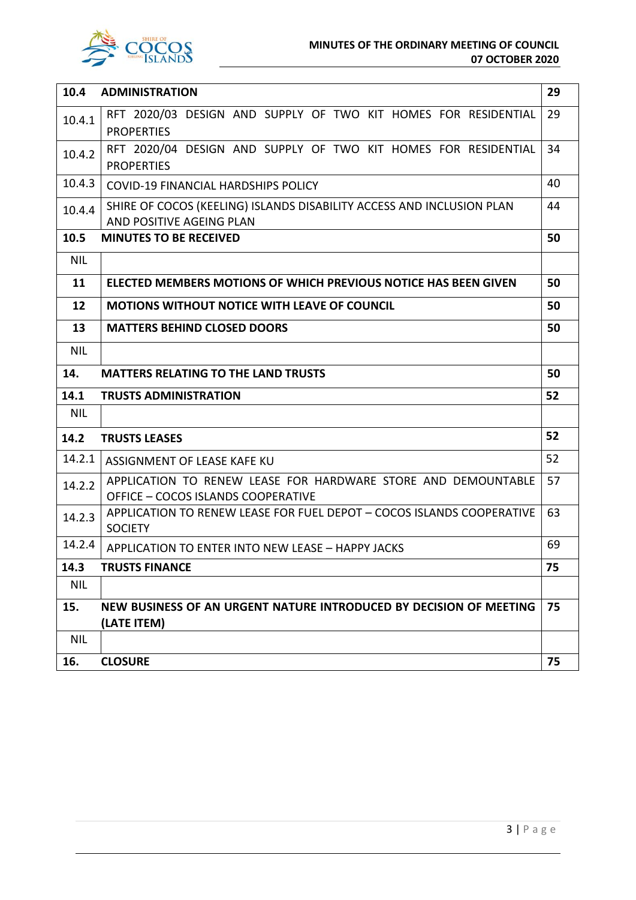| 10.4 | **ADMINISTRATION** | **29** |
|---|---|---|
| 10.4.1 | RFT 2020/03 DESIGN AND SUPPLY OF TWO KIT HOMES FOR RESIDENTIAL PROPERTIES | 29 |
| 10.4.2 | RFT 2020/04 DESIGN AND SUPPLY OF TWO KIT HOMES FOR RESIDENTIAL PROPERTIES | 34 |
| 10.4.3 | COVID-19 FINANCIAL HARDSHIPS POLICY | 40 |
| 10.4.4 | SHIRE OF COCOS (KEELING) ISLANDS DISABILITY ACCESS AND INCLUSION PLAN AND POSITIVE AGEING PLAN | 44 |
| **10.5** | **MINUTES TO BE RECEIVED** | **50** |
| NIL | | |
| **11** | **ELECTED MEMBERS MOTIONS OF WHICH PREVIOUS NOTICE HAS BEEN GIVEN** | **50** |
| **12** | **MOTIONS WITHOUT NOTICE WITH LEAVE OF COUNCIL** | **50** |
| **13** | **MATTERS BEHIND CLOSED DOORS** | **50** |
| NIL | | |
| **14.** | **MATTERS RELATING TO THE LAND TRUSTS** | **50** |
| **14.1** | **TRUSTS ADMINISTRATION** | **52** |
| NIL | | |
| **14.2** | **TRUSTS LEASES** | **52** |
| 14.2.1 | ASSIGNMENT OF LEASE KAFE KU | 52 |
| 14.2.2 | APPLICATION TO RENEW LEASE FOR HARDWARE STORE AND DEMOUNTABLE OFFICE – COCOS ISLANDS COOPERATIVE | 57 |
| 14.2.3 | APPLICATION TO RENEW LEASE FOR FUEL DEPOT – COCOS ISLANDS COOPERATIVE SOCIETY | 63 |
| 14.2.4 | APPLICATION TO ENTER INTO NEW LEASE – HAPPY JACKS | 69 |
| **14.3** | **TRUSTS FINANCE** | **75** |
| NIL | | |
| **15.** | **NEW BUSINESS OF AN URGENT NATURE INTRODUCED BY DECISION OF MEETING (LATE ITEM)** | **75** |
| NIL | | |
| **16.** | **CLOSURE** | **75** |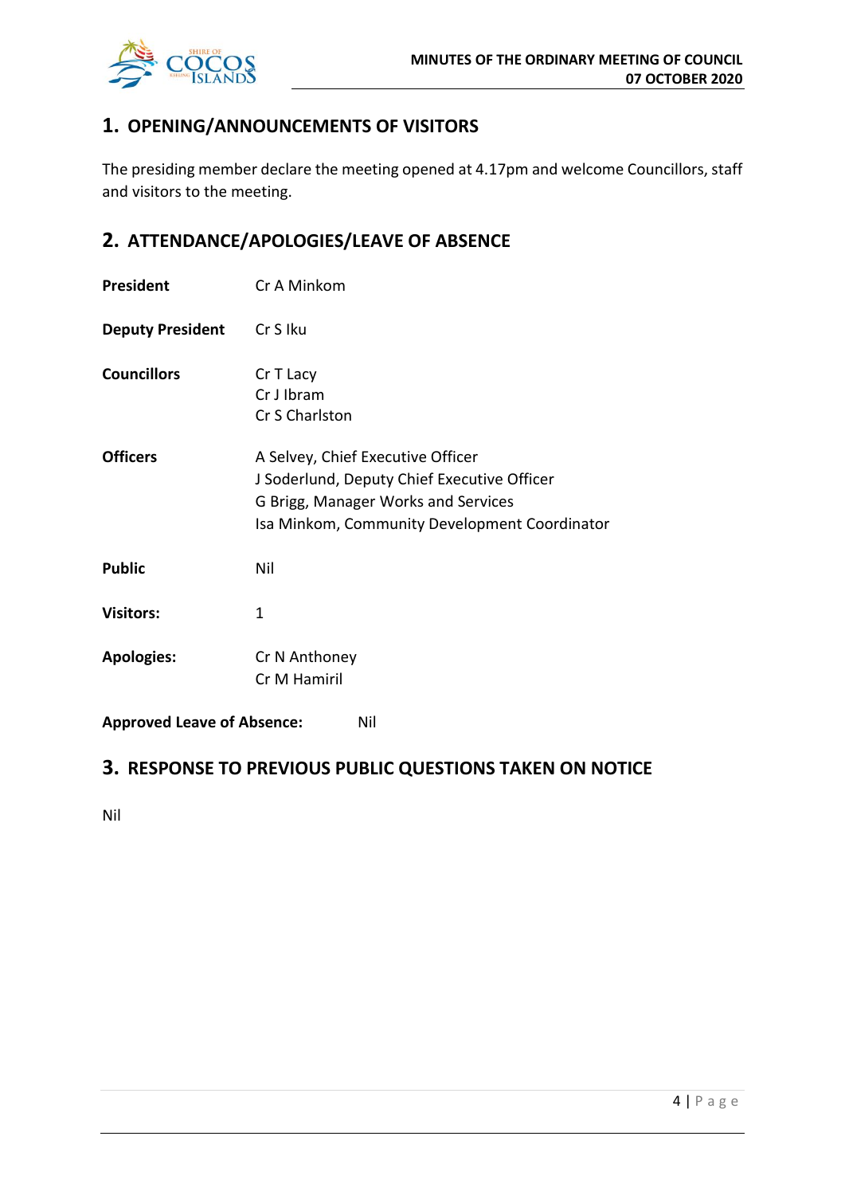## 1. OPENING/ANNOUNCEMENTS OF VISITORS

The presiding member declare the meeting opened at 4.17pm and welcome Councillors, staff and visitors to the meeting.

## 2. ATTENDANCE/APOLOGIES/LEAVE OF ABSENCE

**President** Cr A Minkom

**Deputy President** Cr S Iku

**Councillors** Cr T Lacy
Cr J Ibram
Cr S Charlston

**Officers** A Selvey, Chief Executive Officer
J Soderlund, Deputy Chief Executive Officer
G Brigg, Manager Works and Services
Isa Minkom, Community Development Coordinator

**Public** Nil

**Visitors:** 1

**Apologies:** Cr N Anthoney
Cr M Hamiril

**Approved Leave of Absence:** Nil

## 3. RESPONSE TO PREVIOUS PUBLIC QUESTIONS TAKEN ON NOTICE

Nil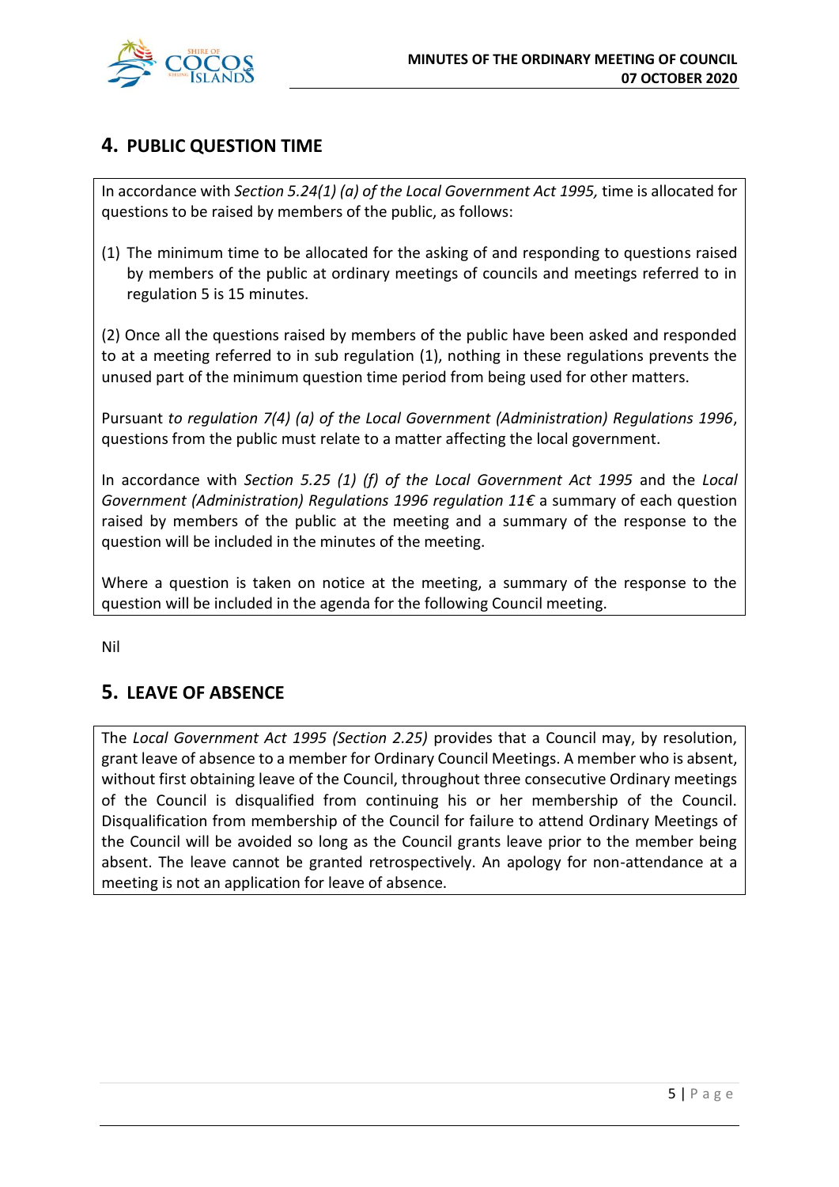## 4. PUBLIC QUESTION TIME

In accordance with *Section 5.24(1) (a) of the Local Government Act 1995,* time is allocated for questions to be raised by members of the public, as follows:

(1) The minimum time to be allocated for the asking of and responding to questions raised by members of the public at ordinary meetings of councils and meetings referred to in regulation 5 is 15 minutes.

(2) Once all the questions raised by members of the public have been asked and responded to at a meeting referred to in sub regulation (1), nothing in these regulations prevents the unused part of the minimum question time period from being used for other matters.

Pursuant *to regulation 7(4) (a) of the Local Government (Administration) Regulations 1996*, questions from the public must relate to a matter affecting the local government.

In accordance with *Section 5.25 (1) (f) of the Local Government Act 1995* and the *Local Government (Administration) Regulations 1996 regulation 11€* a summary of each question raised by members of the public at the meeting and a summary of the response to the question will be included in the minutes of the meeting.

Where a question is taken on notice at the meeting, a summary of the response to the question will be included in the agenda for the following Council meeting.

Nil

## 5. LEAVE OF ABSENCE

The *Local Government Act 1995 (Section 2.25)* provides that a Council may, by resolution, grant leave of absence to a member for Ordinary Council Meetings. A member who is absent, without first obtaining leave of the Council, throughout three consecutive Ordinary meetings of the Council is disqualified from continuing his or her membership of the Council. Disqualification from membership of the Council for failure to attend Ordinary Meetings of the Council will be avoided so long as the Council grants leave prior to the member being absent. The leave cannot be granted retrospectively. An apology for non-attendance at a meeting is not an application for leave of absence.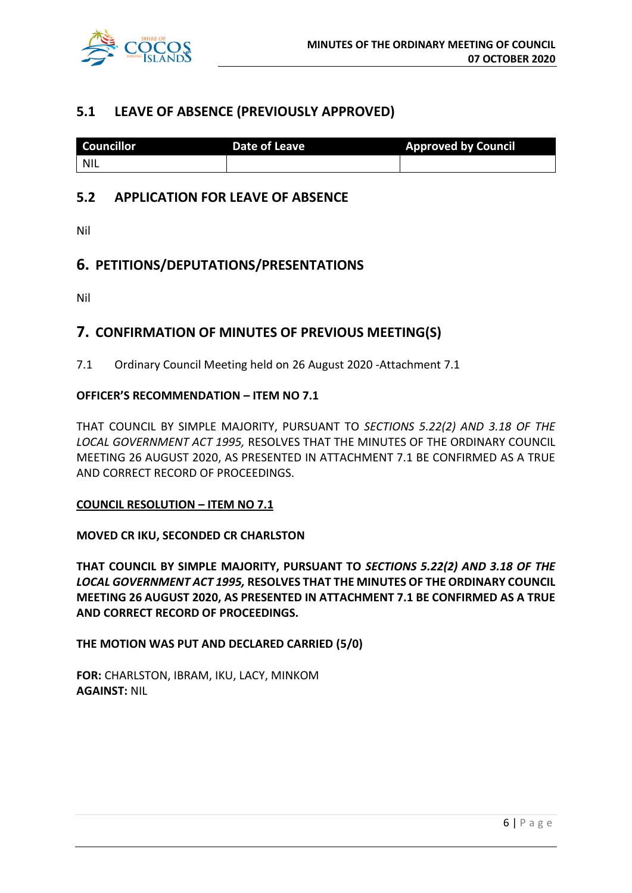## 5.1 LEAVE OF ABSENCE (PREVIOUSLY APPROVED)

| Councillor | Date of Leave | Approved by Council |
|---|---|---|
| NIL | | |

## 5.2 APPLICATION FOR LEAVE OF ABSENCE

Nil

# 6. PETITIONS/DEPUTATIONS/PRESENTATIONS

Nil

# 7. CONFIRMATION OF MINUTES OF PREVIOUS MEETING(S)

7.1 Ordinary Council Meeting held on 26 August 2020 -Attachment 7.1

**OFFICER'S RECOMMENDATION – ITEM NO 7.1**

THAT COUNCIL BY SIMPLE MAJORITY, PURSUANT TO *SECTIONS 5.22(2) AND 3.18 OF THE LOCAL GOVERNMENT ACT 1995,* RESOLVES THAT THE MINUTES OF THE ORDINARY COUNCIL MEETING 26 AUGUST 2020, AS PRESENTED IN ATTACHMENT 7.1 BE CONFIRMED AS A TRUE AND CORRECT RECORD OF PROCEEDINGS.

**COUNCIL RESOLUTION – ITEM NO 7.1**

**MOVED CR IKU, SECONDED CR CHARLSTON**

**THAT COUNCIL BY SIMPLE MAJORITY, PURSUANT TO *SECTIONS 5.22(2) AND 3.18 OF THE LOCAL GOVERNMENT ACT 1995,* RESOLVES THAT THE MINUTES OF THE ORDINARY COUNCIL MEETING 26 AUGUST 2020, AS PRESENTED IN ATTACHMENT 7.1 BE CONFIRMED AS A TRUE AND CORRECT RECORD OF PROCEEDINGS.**

**THE MOTION WAS PUT AND DECLARED CARRIED (5/0)**

**FOR:** CHARLSTON, IBRAM, IKU, LACY, MINKOM
**AGAINST:** NIL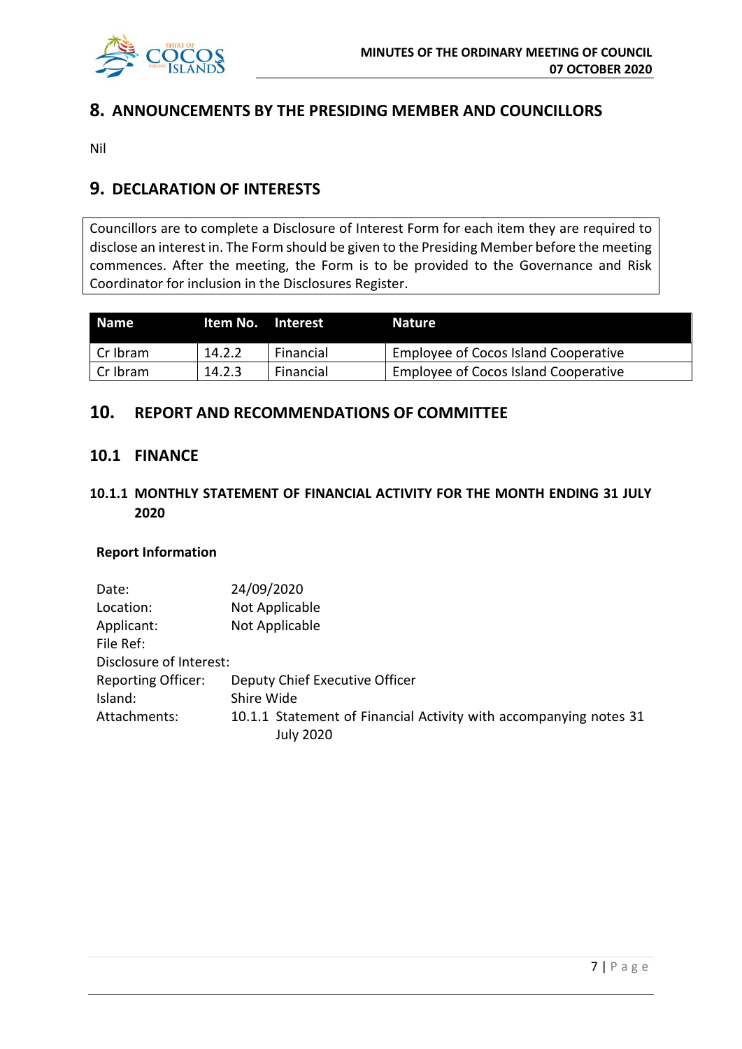## 8. ANNOUNCEMENTS BY THE PRESIDING MEMBER AND COUNCILLORS

Nil

## 9. DECLARATION OF INTERESTS

Councillors are to complete a Disclosure of Interest Form for each item they are required to disclose an interest in. The Form should be given to the Presiding Member before the meeting commences. After the meeting, the Form is to be provided to the Governance and Risk Coordinator for inclusion in the Disclosures Register.

| Name | Item No. | Interest | Nature |
|---|---|---|---|
| Cr Ibram | 14.2.2 | Financial | Employee of Cocos Island Cooperative |
| Cr Ibram | 14.2.3 | Financial | Employee of Cocos Island Cooperative |

## 10. REPORT AND RECOMMENDATIONS OF COMMITTEE

### 10.1 FINANCE

#### 10.1.1 MONTHLY STATEMENT OF FINANCIAL ACTIVITY FOR THE MONTH ENDING 31 JULY 2020

**Report Information**

Date: 24/09/2020
Location: Not Applicable
Applicant: Not Applicable
File Ref:
Disclosure of Interest:
Reporting Officer: Deputy Chief Executive Officer
Island: Shire Wide
Attachments: 10.1.1 Statement of Financial Activity with accompanying notes 31 July 2020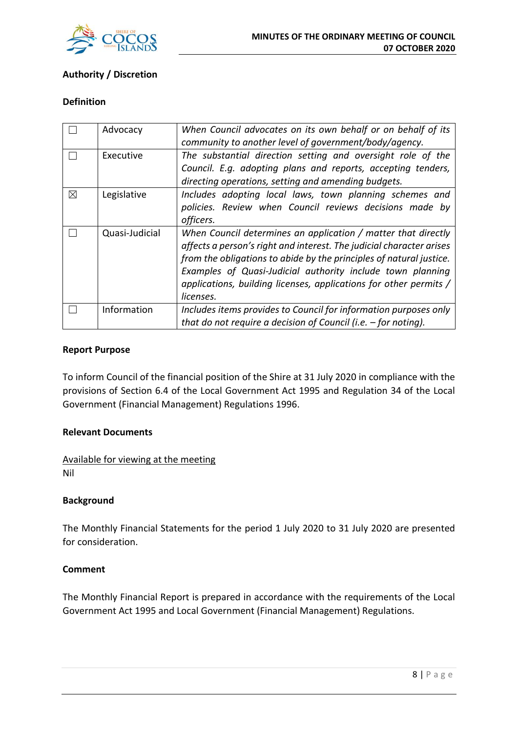**Authority / Discretion**

**Definition**

| | | |
|---|---|---|
| ☐ | Advocacy | *When Council advocates on its own behalf or on behalf of its community to another level of government/body/agency.* |
| ☐ | Executive | *The substantial direction setting and oversight role of the Council. E.g. adopting plans and reports, accepting tenders, directing operations, setting and amending budgets.* |
| ☒ | Legislative | *Includes adopting local laws, town planning schemes and policies. Review when Council reviews decisions made by officers.* |
| ☐ | Quasi-Judicial | *When Council determines an application / matter that directly affects a person's right and interest. The judicial character arises from the obligations to abide by the principles of natural justice. Examples of Quasi-Judicial authority include town planning applications, building licenses, applications for other permits / licenses.* |
| ☐ | Information | *Includes items provides to Council for information purposes only that do not require a decision of Council (i.e. – for noting).* |

**Report Purpose**

To inform Council of the financial position of the Shire at 31 July 2020 in compliance with the provisions of Section 6.4 of the Local Government Act 1995 and Regulation 34 of the Local Government (Financial Management) Regulations 1996.

**Relevant Documents**

<u>Available for viewing at the meeting</u>
Nil

**Background**

The Monthly Financial Statements for the period 1 July 2020 to 31 July 2020 are presented for consideration.

**Comment**

The Monthly Financial Report is prepared in accordance with the requirements of the Local Government Act 1995 and Local Government (Financial Management) Regulations.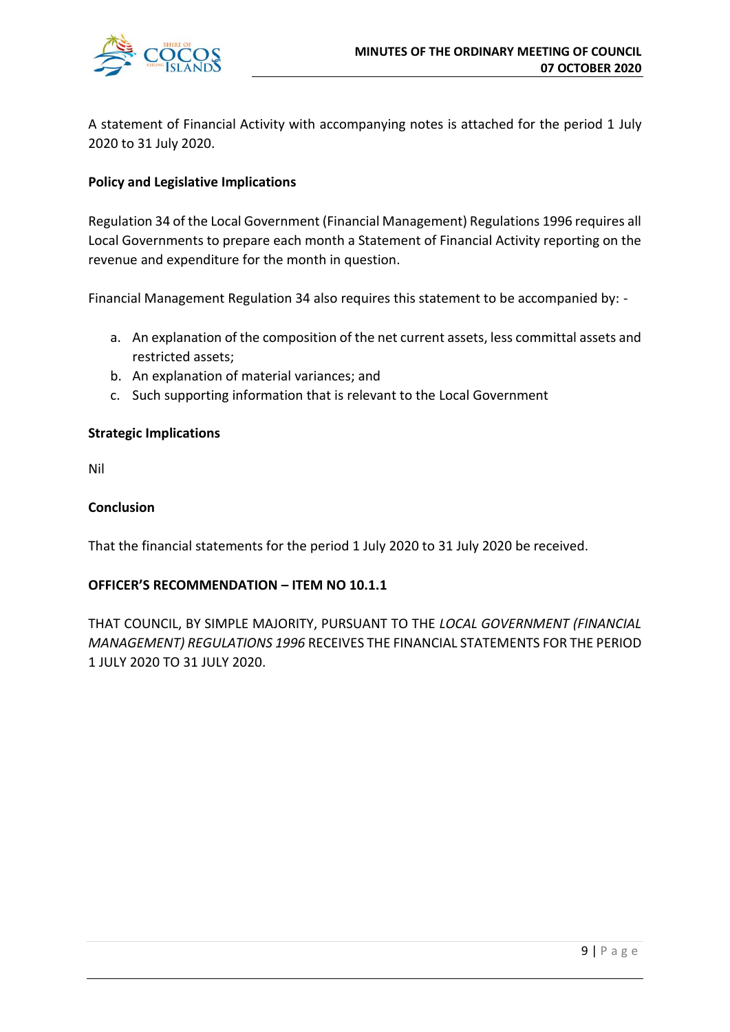A statement of Financial Activity with accompanying notes is attached for the period 1 July 2020 to 31 July 2020.

**Policy and Legislative Implications**

Regulation 34 of the Local Government (Financial Management) Regulations 1996 requires all Local Governments to prepare each month a Statement of Financial Activity reporting on the revenue and expenditure for the month in question.

Financial Management Regulation 34 also requires this statement to be accompanied by: -

a. An explanation of the composition of the net current assets, less committal assets and restricted assets;
b. An explanation of material variances; and
c. Such supporting information that is relevant to the Local Government

**Strategic Implications**

Nil

**Conclusion**

That the financial statements for the period 1 July 2020 to 31 July 2020 be received.

**OFFICER'S RECOMMENDATION – ITEM NO 10.1.1**

THAT COUNCIL, BY SIMPLE MAJORITY, PURSUANT TO THE *LOCAL GOVERNMENT (FINANCIAL MANAGEMENT) REGULATIONS 1996* RECEIVES THE FINANCIAL STATEMENTS FOR THE PERIOD 1 JULY 2020 TO 31 JULY 2020.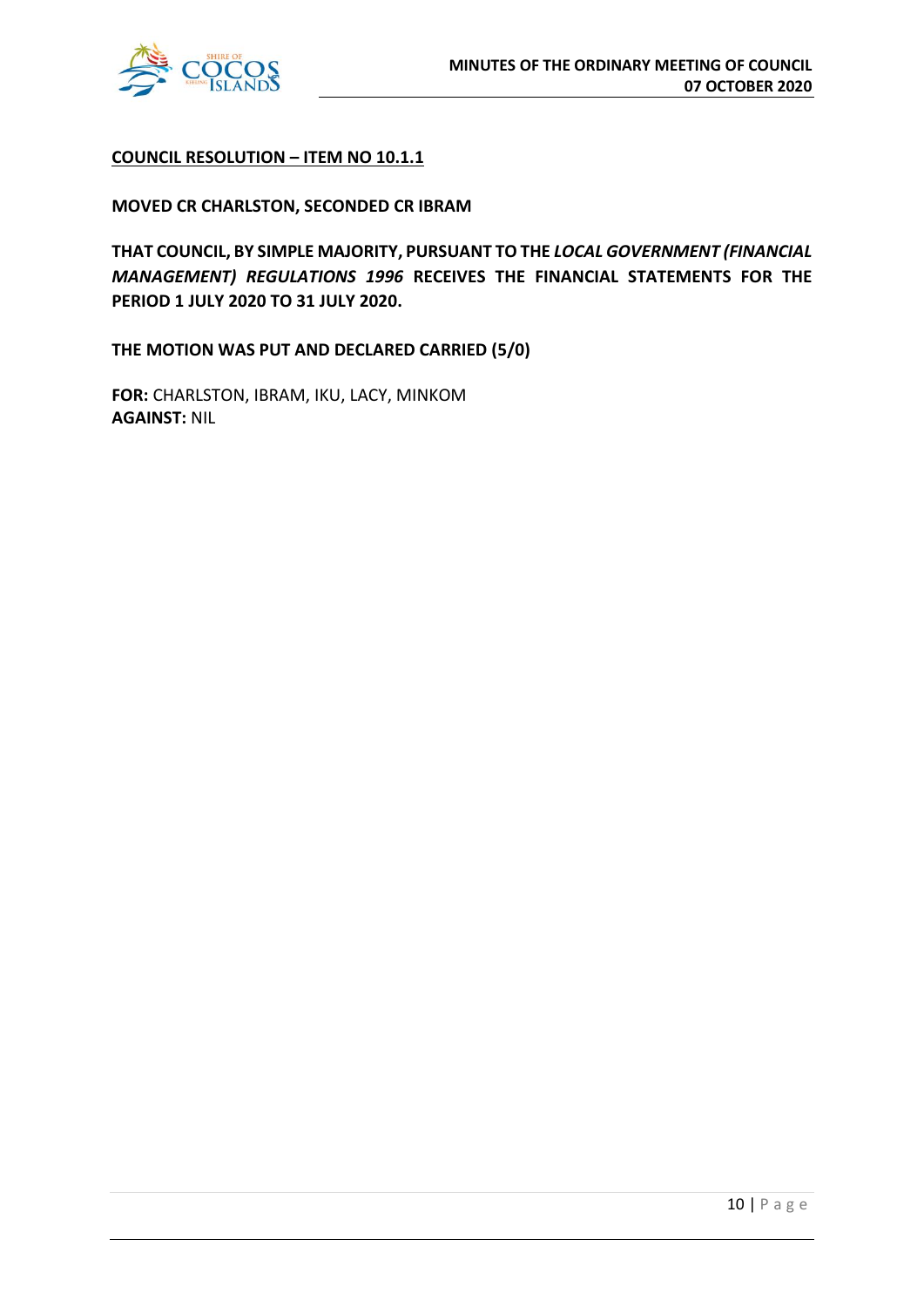**COUNCIL RESOLUTION – ITEM NO 10.1.1**

**MOVED CR CHARLSTON, SECONDED CR IBRAM**

**THAT COUNCIL, BY SIMPLE MAJORITY, PURSUANT TO THE *LOCAL GOVERNMENT (FINANCIAL MANAGEMENT) REGULATIONS 1996* RECEIVES THE FINANCIAL STATEMENTS FOR THE PERIOD 1 JULY 2020 TO 31 JULY 2020.**

**THE MOTION WAS PUT AND DECLARED CARRIED (5/0)**

**FOR:** CHARLSTON, IBRAM, IKU, LACY, MINKOM
**AGAINST:** NIL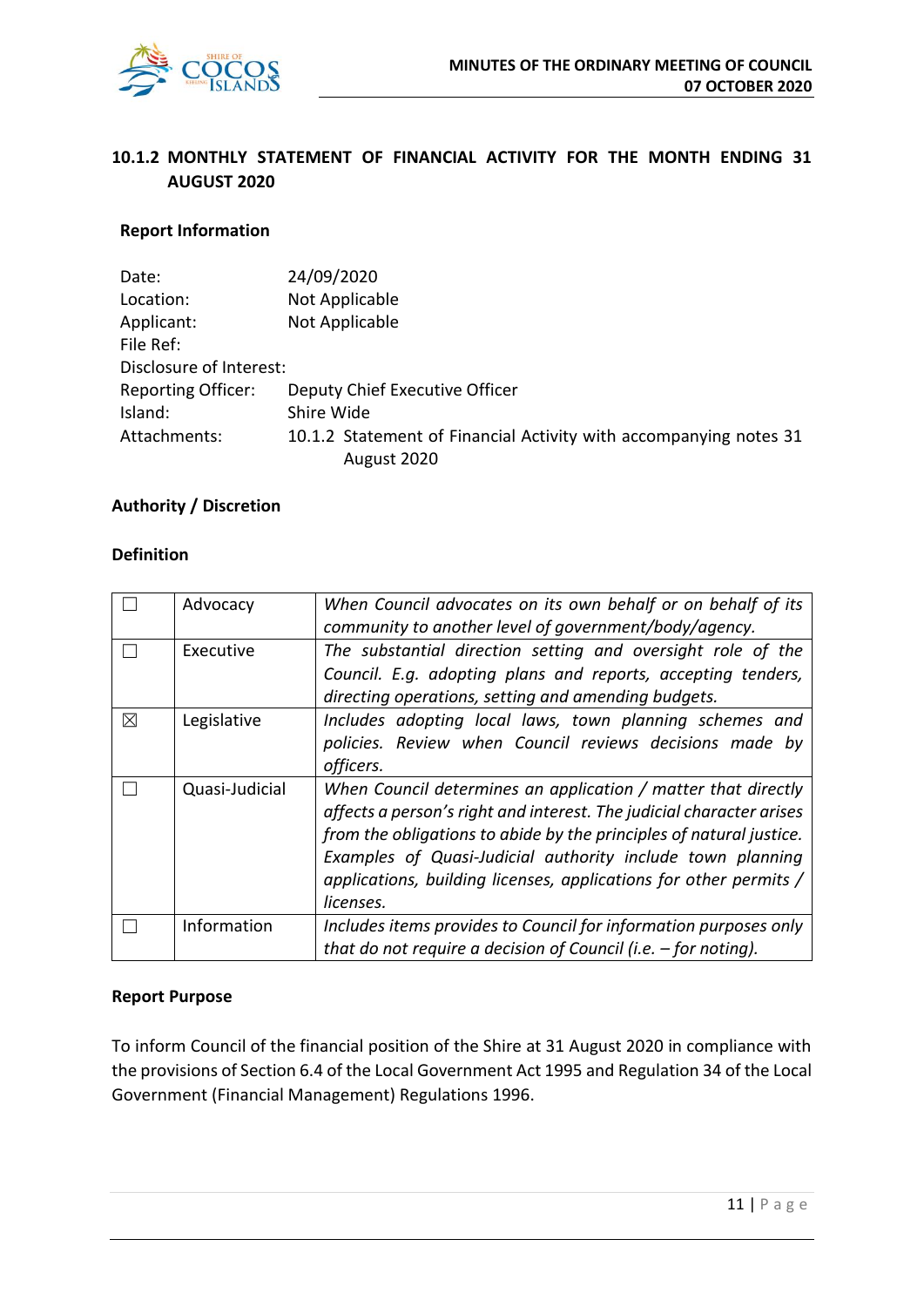## 10.1.2 MONTHLY STATEMENT OF FINANCIAL ACTIVITY FOR THE MONTH ENDING 31 AUGUST 2020

**Report Information**

| | |
|---|---|
| Date: | 24/09/2020 |
| Location: | Not Applicable |
| Applicant: | Not Applicable |
| File Ref: | |
| Disclosure of Interest: | |
| Reporting Officer: | Deputy Chief Executive Officer |
| Island: | Shire Wide |
| Attachments: | 10.1.2 Statement of Financial Activity with accompanying notes 31 August 2020 |

**Authority / Discretion**

**Definition**

| | | |
|---|---|---|
| ☐ | Advocacy | *When Council advocates on its own behalf or on behalf of its community to another level of government/body/agency.* |
| ☐ | Executive | *The substantial direction setting and oversight role of the Council. E.g. adopting plans and reports, accepting tenders, directing operations, setting and amending budgets.* |
| ☒ | Legislative | *Includes adopting local laws, town planning schemes and policies. Review when Council reviews decisions made by officers.* |
| ☐ | Quasi-Judicial | *When Council determines an application / matter that directly affects a person's right and interest. The judicial character arises from the obligations to abide by the principles of natural justice. Examples of Quasi-Judicial authority include town planning applications, building licenses, applications for other permits / licenses.* |
| ☐ | Information | *Includes items provides to Council for information purposes only that do not require a decision of Council (i.e. – for noting).* |

**Report Purpose**

To inform Council of the financial position of the Shire at 31 August 2020 in compliance with the provisions of Section 6.4 of the Local Government Act 1995 and Regulation 34 of the Local Government (Financial Management) Regulations 1996.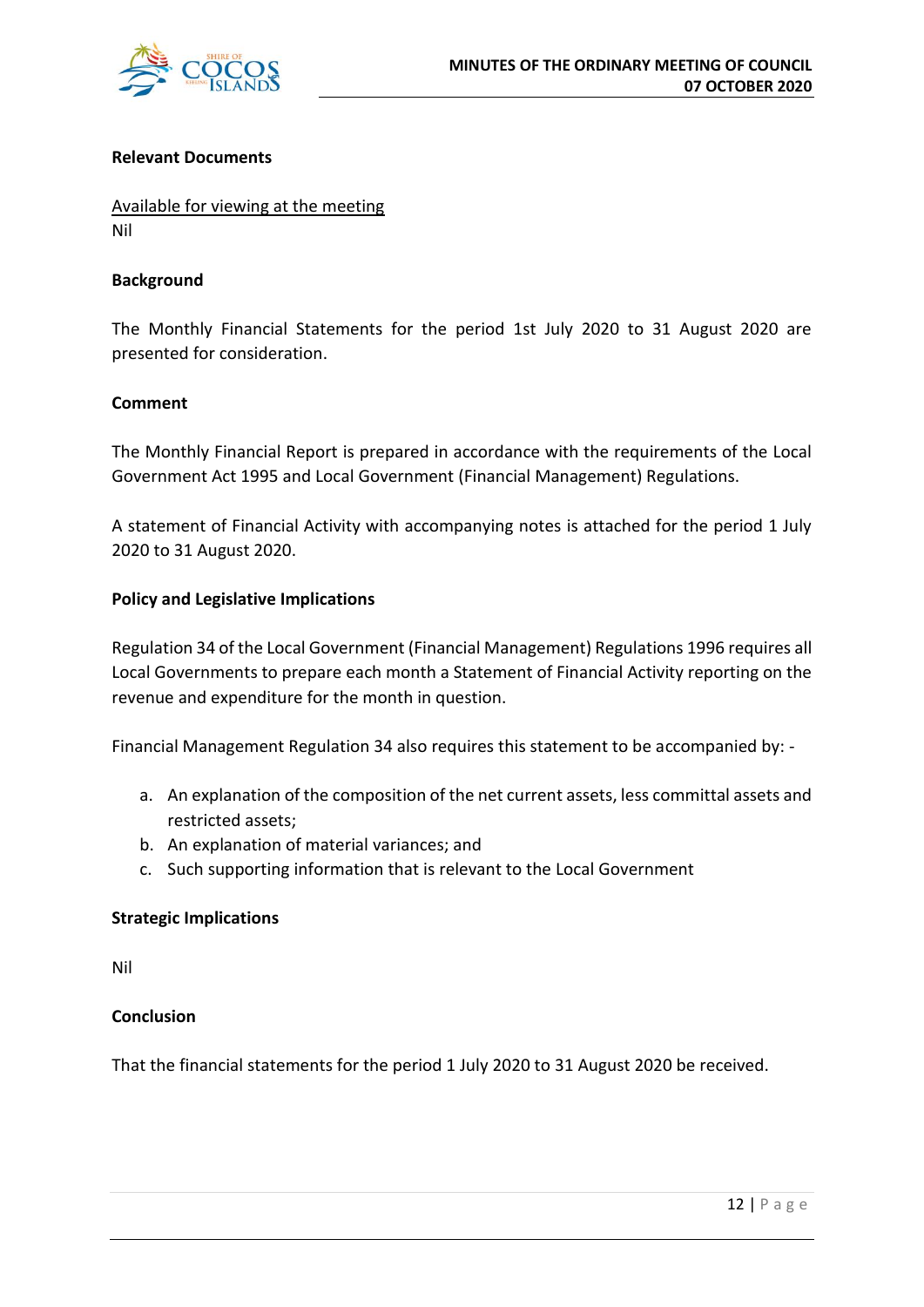**Relevant Documents**

Available for viewing at the meeting
Nil

**Background**

The Monthly Financial Statements for the period 1st July 2020 to 31 August 2020 are presented for consideration.

**Comment**

The Monthly Financial Report is prepared in accordance with the requirements of the Local Government Act 1995 and Local Government (Financial Management) Regulations.

A statement of Financial Activity with accompanying notes is attached for the period 1 July 2020 to 31 August 2020.

**Policy and Legislative Implications**

Regulation 34 of the Local Government (Financial Management) Regulations 1996 requires all Local Governments to prepare each month a Statement of Financial Activity reporting on the revenue and expenditure for the month in question.

Financial Management Regulation 34 also requires this statement to be accompanied by: -

a. An explanation of the composition of the net current assets, less committal assets and restricted assets;
b. An explanation of material variances; and
c. Such supporting information that is relevant to the Local Government

**Strategic Implications**

Nil

**Conclusion**

That the financial statements for the period 1 July 2020 to 31 August 2020 be received.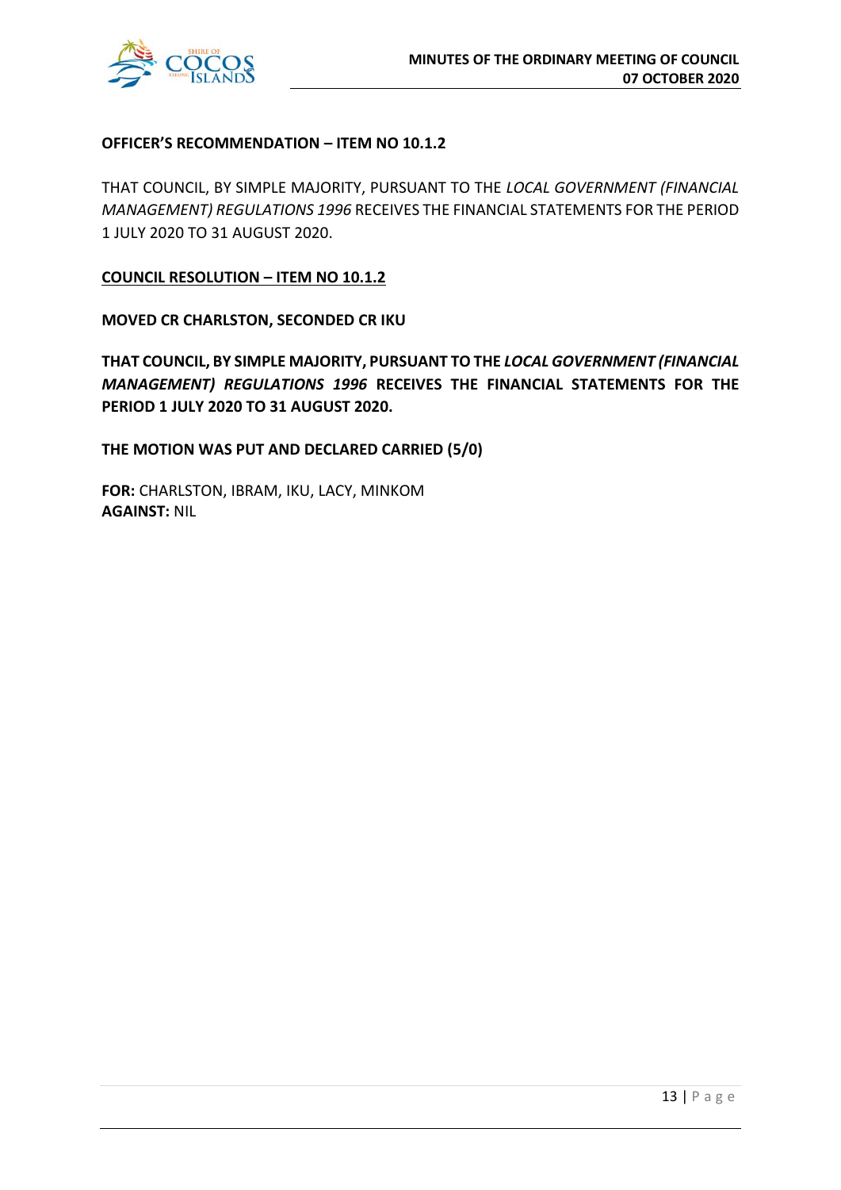**OFFICER'S RECOMMENDATION – ITEM NO 10.1.2**

THAT COUNCIL, BY SIMPLE MAJORITY, PURSUANT TO THE *LOCAL GOVERNMENT (FINANCIAL MANAGEMENT) REGULATIONS 1996* RECEIVES THE FINANCIAL STATEMENTS FOR THE PERIOD 1 JULY 2020 TO 31 AUGUST 2020.

**COUNCIL RESOLUTION – ITEM NO 10.1.2**

**MOVED CR CHARLSTON, SECONDED CR IKU**

**THAT COUNCIL, BY SIMPLE MAJORITY, PURSUANT TO THE *LOCAL GOVERNMENT (FINANCIAL MANAGEMENT) REGULATIONS 1996* RECEIVES THE FINANCIAL STATEMENTS FOR THE PERIOD 1 JULY 2020 TO 31 AUGUST 2020.**

**THE MOTION WAS PUT AND DECLARED CARRIED (5/0)**

**FOR:** CHARLSTON, IBRAM, IKU, LACY, MINKOM
**AGAINST:** NIL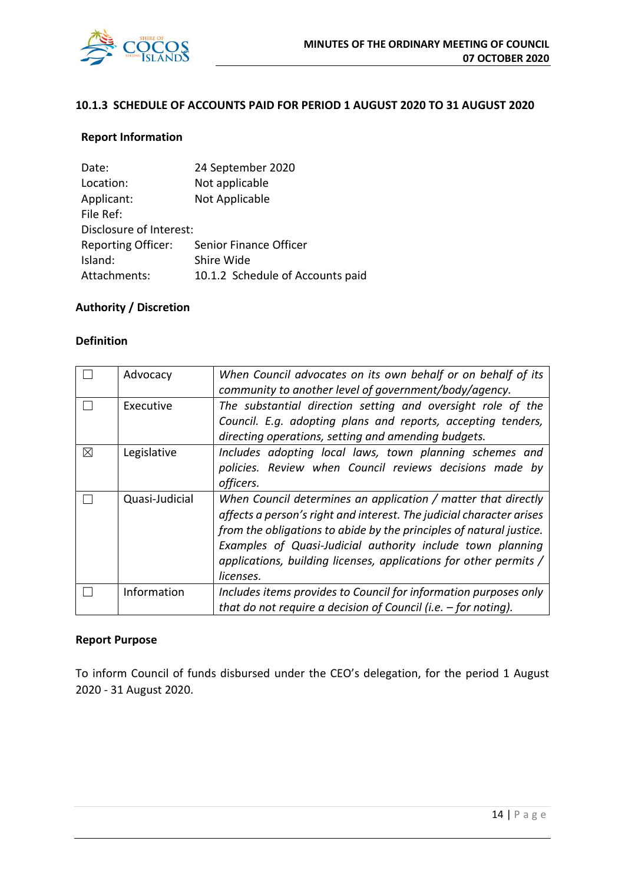### 10.1.3 SCHEDULE OF ACCOUNTS PAID FOR PERIOD 1 AUGUST 2020 TO 31 AUGUST 2020

**Report Information**

| | |
|---|---|
| Date: | 24 September 2020 |
| Location: | Not applicable |
| Applicant: | Not Applicable |
| File Ref: | |
| Disclosure of Interest: | |
| Reporting Officer: | Senior Finance Officer |
| Island: | Shire Wide |
| Attachments: | 10.1.2 Schedule of Accounts paid |

**Authority / Discretion**

**Definition**

| | | |
|---|---|---|
| ☐ | Advocacy | *When Council advocates on its own behalf or on behalf of its community to another level of government/body/agency.* |
| ☐ | Executive | *The substantial direction setting and oversight role of the Council. E.g. adopting plans and reports, accepting tenders, directing operations, setting and amending budgets.* |
| ☒ | Legislative | *Includes adopting local laws, town planning schemes and policies. Review when Council reviews decisions made by officers.* |
| ☐ | Quasi-Judicial | *When Council determines an application / matter that directly affects a person's right and interest. The judicial character arises from the obligations to abide by the principles of natural justice. Examples of Quasi-Judicial authority include town planning applications, building licenses, applications for other permits / licenses.* |
| ☐ | Information | *Includes items provides to Council for information purposes only that do not require a decision of Council (i.e. – for noting).* |

**Report Purpose**

To inform Council of funds disbursed under the CEO's delegation, for the period 1 August 2020 - 31 August 2020.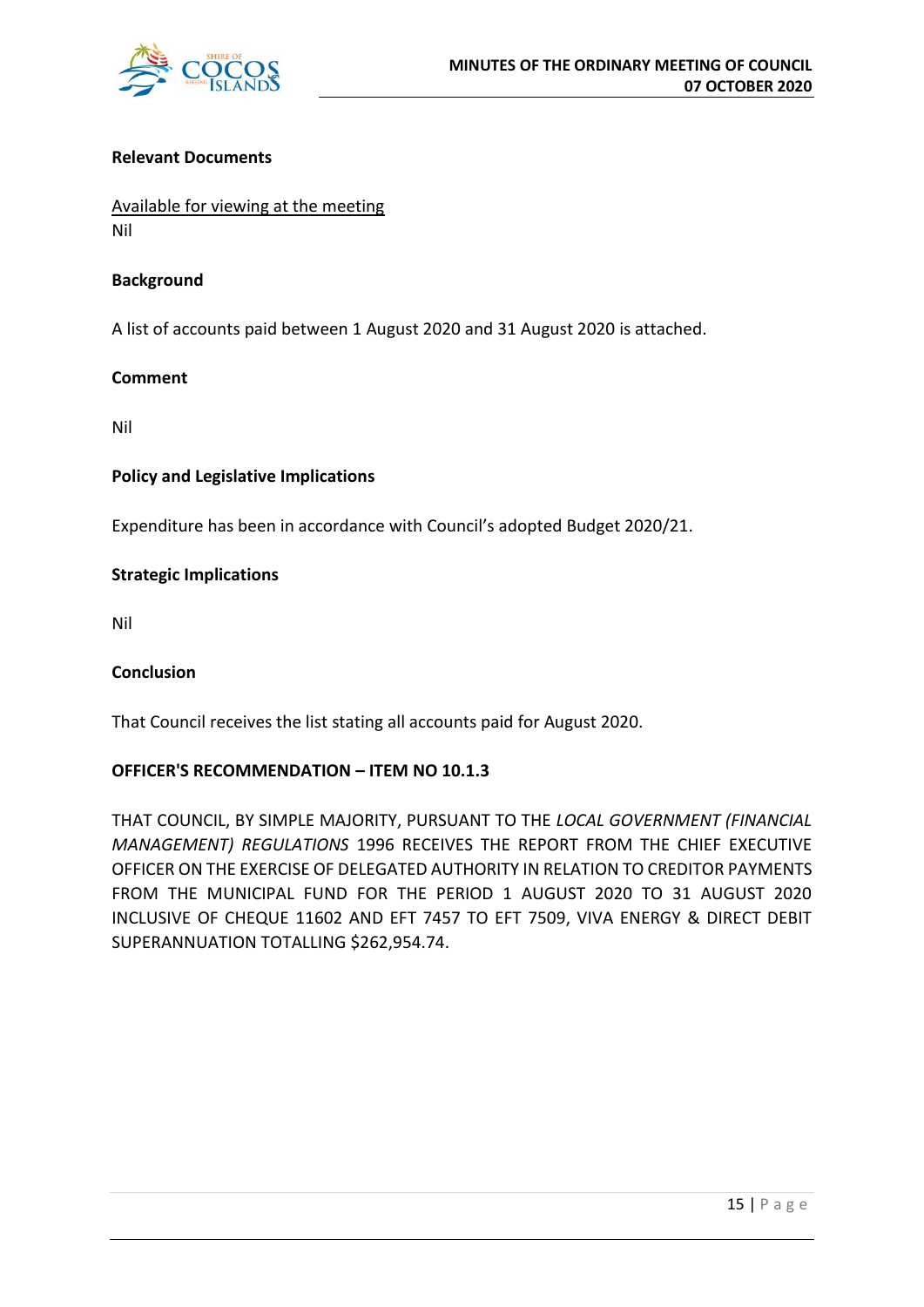**Relevant Documents**

Available for viewing at the meeting
Nil

**Background**

A list of accounts paid between 1 August 2020 and 31 August 2020 is attached.

**Comment**

Nil

**Policy and Legislative Implications**

Expenditure has been in accordance with Council's adopted Budget 2020/21.

**Strategic Implications**

Nil

**Conclusion**

That Council receives the list stating all accounts paid for August 2020.

**OFFICER'S RECOMMENDATION – ITEM NO 10.1.3**

THAT COUNCIL, BY SIMPLE MAJORITY, PURSUANT TO THE *LOCAL GOVERNMENT (FINANCIAL MANAGEMENT) REGULATIONS* 1996 RECEIVES THE REPORT FROM THE CHIEF EXECUTIVE OFFICER ON THE EXERCISE OF DELEGATED AUTHORITY IN RELATION TO CREDITOR PAYMENTS FROM THE MUNICIPAL FUND FOR THE PERIOD 1 AUGUST 2020 TO 31 AUGUST 2020 INCLUSIVE OF CHEQUE 11602 AND EFT 7457 TO EFT 7509, VIVA ENERGY & DIRECT DEBIT SUPERANNUATION TOTALLING $262,954.74.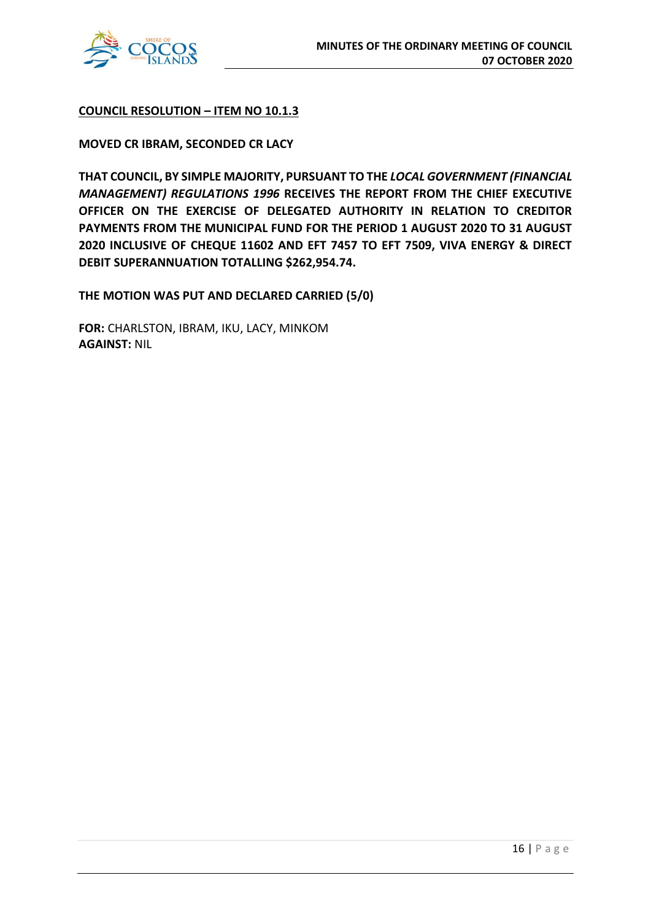**<u>COUNCIL RESOLUTION – ITEM NO 10.1.3</u>**

**MOVED CR IBRAM, SECONDED CR LACY**

**THAT COUNCIL, BY SIMPLE MAJORITY, PURSUANT TO THE *LOCAL GOVERNMENT (FINANCIAL MANAGEMENT) REGULATIONS 1996* RECEIVES THE REPORT FROM THE CHIEF EXECUTIVE OFFICER ON THE EXERCISE OF DELEGATED AUTHORITY IN RELATION TO CREDITOR PAYMENTS FROM THE MUNICIPAL FUND FOR THE PERIOD 1 AUGUST 2020 TO 31 AUGUST 2020 INCLUSIVE OF CHEQUE 11602 AND EFT 7457 TO EFT 7509, VIVA ENERGY & DIRECT DEBIT SUPERANNUATION TOTALLING $262,954.74.**

**THE MOTION WAS PUT AND DECLARED CARRIED (5/0)**

**FOR:** CHARLSTON, IBRAM, IKU, LACY, MINKOM
**AGAINST:** NIL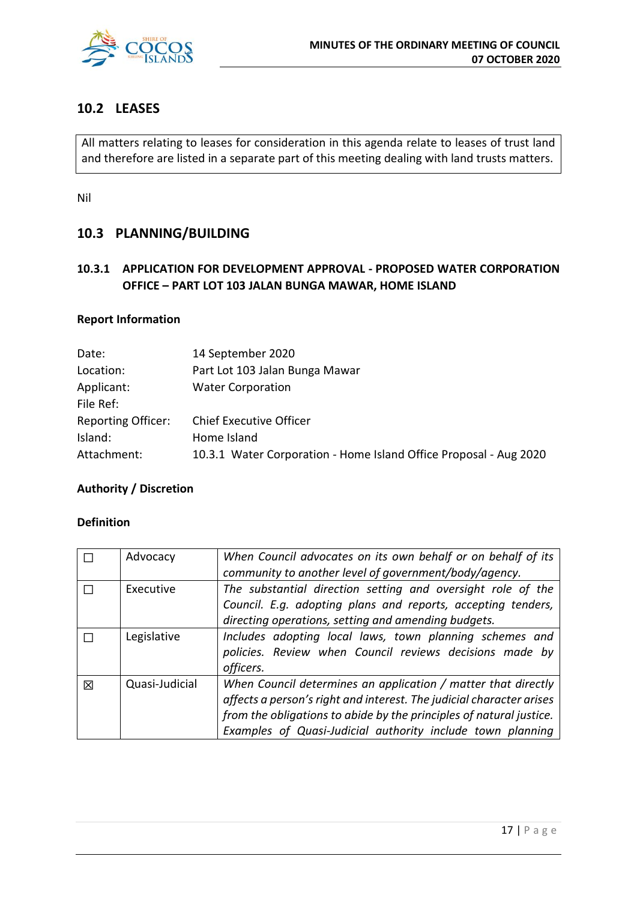## 10.2 LEASES

All matters relating to leases for consideration in this agenda relate to leases of trust land and therefore are listed in a separate part of this meeting dealing with land trusts matters.

Nil

## 10.3 PLANNING/BUILDING

### 10.3.1 APPLICATION FOR DEVELOPMENT APPROVAL - PROPOSED WATER CORPORATION OFFICE – PART LOT 103 JALAN BUNGA MAWAR, HOME ISLAND

**Report Information**

| | |
|---|---|
| Date: | 14 September 2020 |
| Location: | Part Lot 103 Jalan Bunga Mawar |
| Applicant: | Water Corporation |
| File Ref: | |
| Reporting Officer: | Chief Executive Officer |
| Island: | Home Island |
| Attachment: | 10.3.1 Water Corporation - Home Island Office Proposal - Aug 2020 |

**Authority / Discretion**

**Definition**

| | | |
|---|---|---|
| ☐ | Advocacy | *When Council advocates on its own behalf or on behalf of its community to another level of government/body/agency.* |
| ☐ | Executive | *The substantial direction setting and oversight role of the Council. E.g. adopting plans and reports, accepting tenders, directing operations, setting and amending budgets.* |
| ☐ | Legislative | *Includes adopting local laws, town planning schemes and policies. Review when Council reviews decisions made by officers.* |
| ☒ | Quasi-Judicial | *When Council determines an application / matter that directly affects a person's right and interest. The judicial character arises from the obligations to abide by the principles of natural justice. Examples of Quasi-Judicial authority include town planning* |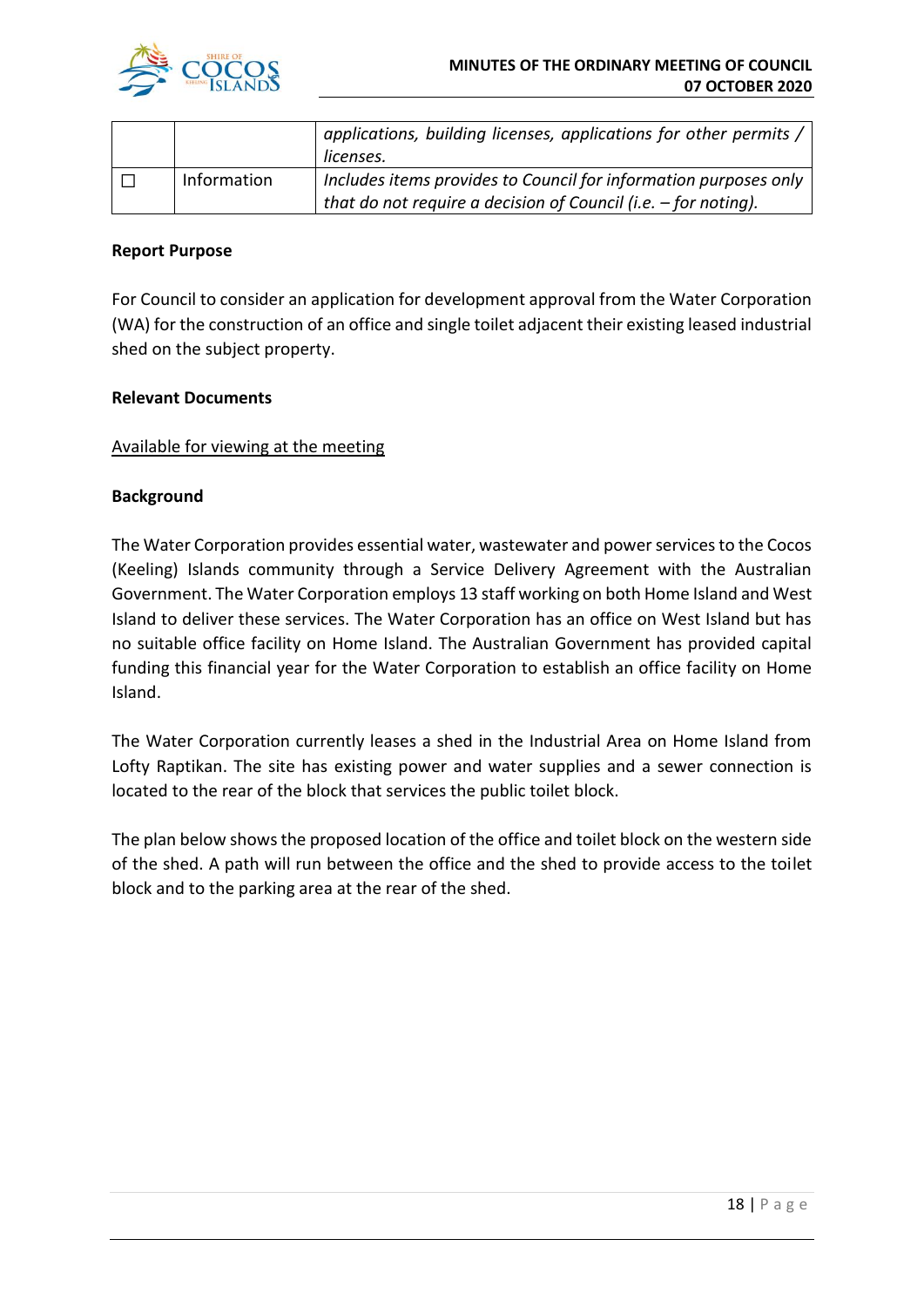|  |  | applications, building licenses, applications for other permits / licenses. |
|---|---|---|
| ☐ | Information | *Includes items provides to Council for information purposes only that do not require a decision of Council (i.e. – for noting).* |

**Report Purpose**

For Council to consider an application for development approval from the Water Corporation (WA) for the construction of an office and single toilet adjacent their existing leased industrial shed on the subject property.

**Relevant Documents**

Available for viewing at the meeting

**Background**

The Water Corporation provides essential water, wastewater and power services to the Cocos (Keeling) Islands community through a Service Delivery Agreement with the Australian Government. The Water Corporation employs 13 staff working on both Home Island and West Island to deliver these services. The Water Corporation has an office on West Island but has no suitable office facility on Home Island. The Australian Government has provided capital funding this financial year for the Water Corporation to establish an office facility on Home Island.

The Water Corporation currently leases a shed in the Industrial Area on Home Island from Lofty Raptikan. The site has existing power and water supplies and a sewer connection is located to the rear of the block that services the public toilet block.

The plan below shows the proposed location of the office and toilet block on the western side of the shed. A path will run between the office and the shed to provide access to the toilet block and to the parking area at the rear of the shed.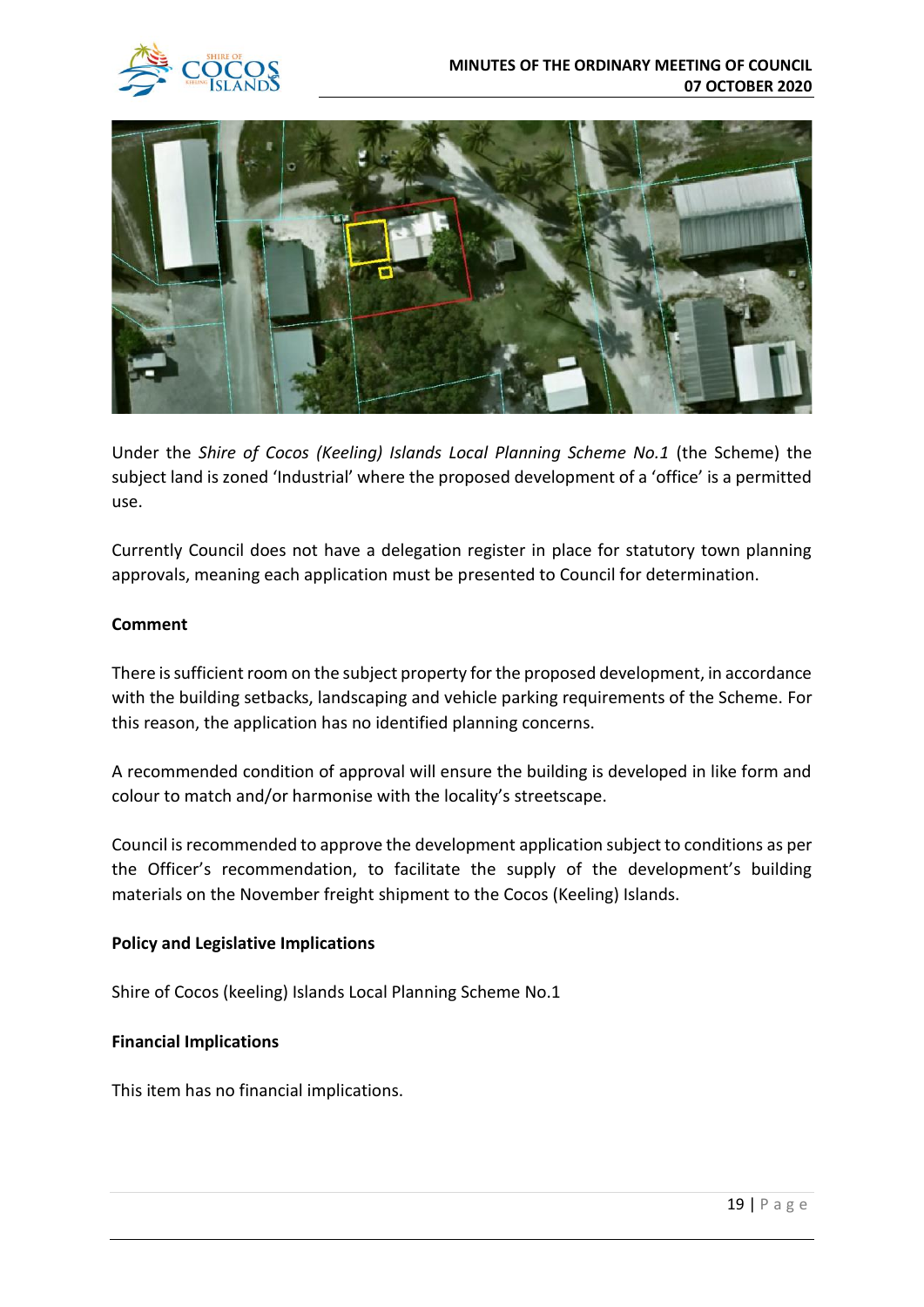Under the *Shire of Cocos (Keeling) Islands Local Planning Scheme No.1* (the Scheme) the subject land is zoned 'Industrial' where the proposed development of a 'office' is a permitted use.

Currently Council does not have a delegation register in place for statutory town planning approvals, meaning each application must be presented to Council for determination.

**Comment**

There is sufficient room on the subject property for the proposed development, in accordance with the building setbacks, landscaping and vehicle parking requirements of the Scheme. For this reason, the application has no identified planning concerns.

A recommended condition of approval will ensure the building is developed in like form and colour to match and/or harmonise with the locality's streetscape.

Council is recommended to approve the development application subject to conditions as per the Officer's recommendation, to facilitate the supply of the development's building materials on the November freight shipment to the Cocos (Keeling) Islands.

**Policy and Legislative Implications**

Shire of Cocos (keeling) Islands Local Planning Scheme No.1

**Financial Implications**

This item has no financial implications.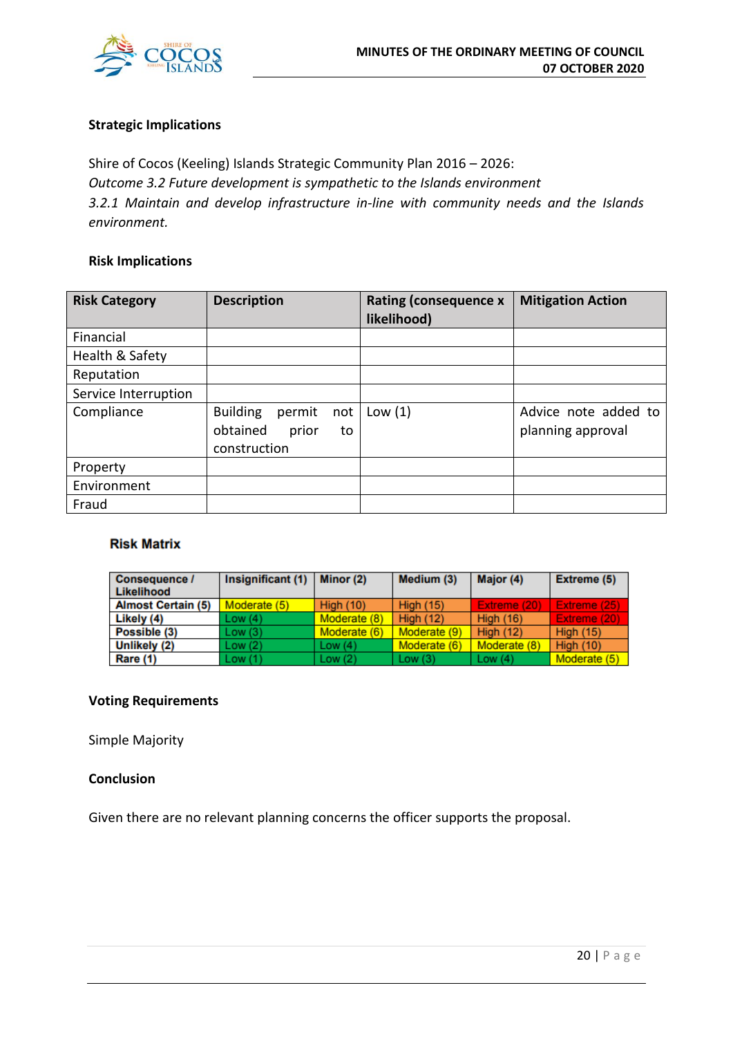**Strategic Implications**

Shire of Cocos (Keeling) Islands Strategic Community Plan 2016 – 2026:
*Outcome 3.2 Future development is sympathetic to the Islands environment*
*3.2.1 Maintain and develop infrastructure in-line with community needs and the Islands environment.*

**Risk Implications**

| Risk Category | Description | Rating (consequence x likelihood) | Mitigation Action |
|---|---|---|---|
| Financial | | | |
| Health & Safety | | | |
| Reputation | | | |
| Service Interruption | | | |
| Compliance | Building permit not obtained prior to construction | Low (1) | Advice note added to planning approval |
| Property | | | |
| Environment | | | |
| Fraud | | | |

**Risk Matrix**

| Consequence / Likelihood | Insignificant (1) | Minor (2) | Medium (3) | Major (4) | Extreme (5) |
|---|---|---|---|---|---|
| Almost Certain (5) | Moderate (5) | High (10) | High (15) | Extreme (20) | Extreme (25) |
| Likely (4) | Low (4) | Moderate (8) | High (12) | High (16) | Extreme (20) |
| Possible (3) | Low (3) | Moderate (6) | Moderate (9) | High (12) | High (15) |
| Unlikely (2) | Low (2) | Low (4) | Moderate (6) | Moderate (8) | High (10) |
| Rare (1) | Low (1) | Low (2) | Low (3) | Low (4) | Moderate (5) |

**Voting Requirements**

Simple Majority

**Conclusion**

Given there are no relevant planning concerns the officer supports the proposal.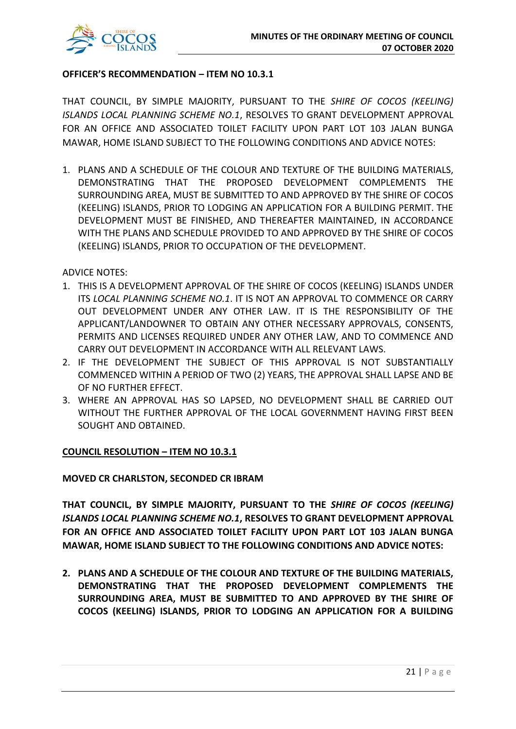**OFFICER'S RECOMMENDATION – ITEM NO 10.3.1**

THAT COUNCIL, BY SIMPLE MAJORITY, PURSUANT TO THE *SHIRE OF COCOS (KEELING) ISLANDS LOCAL PLANNING SCHEME NO.1*, RESOLVES TO GRANT DEVELOPMENT APPROVAL FOR AN OFFICE AND ASSOCIATED TOILET FACILITY UPON PART LOT 103 JALAN BUNGA MAWAR, HOME ISLAND SUBJECT TO THE FOLLOWING CONDITIONS AND ADVICE NOTES:

1. PLANS AND A SCHEDULE OF THE COLOUR AND TEXTURE OF THE BUILDING MATERIALS, DEMONSTRATING THAT THE PROPOSED DEVELOPMENT COMPLEMENTS THE SURROUNDING AREA, MUST BE SUBMITTED TO AND APPROVED BY THE SHIRE OF COCOS (KEELING) ISLANDS, PRIOR TO LODGING AN APPLICATION FOR A BUILDING PERMIT. THE DEVELOPMENT MUST BE FINISHED, AND THEREAFTER MAINTAINED, IN ACCORDANCE WITH THE PLANS AND SCHEDULE PROVIDED TO AND APPROVED BY THE SHIRE OF COCOS (KEELING) ISLANDS, PRIOR TO OCCUPATION OF THE DEVELOPMENT.

ADVICE NOTES:

1. THIS IS A DEVELOPMENT APPROVAL OF THE SHIRE OF COCOS (KEELING) ISLANDS UNDER ITS *LOCAL PLANNING SCHEME NO.1*. IT IS NOT AN APPROVAL TO COMMENCE OR CARRY OUT DEVELOPMENT UNDER ANY OTHER LAW. IT IS THE RESPONSIBILITY OF THE APPLICANT/LANDOWNER TO OBTAIN ANY OTHER NECESSARY APPROVALS, CONSENTS, PERMITS AND LICENSES REQUIRED UNDER ANY OTHER LAW, AND TO COMMENCE AND CARRY OUT DEVELOPMENT IN ACCORDANCE WITH ALL RELEVANT LAWS.
2. IF THE DEVELOPMENT THE SUBJECT OF THIS APPROVAL IS NOT SUBSTANTIALLY COMMENCED WITHIN A PERIOD OF TWO (2) YEARS, THE APPROVAL SHALL LAPSE AND BE OF NO FURTHER EFFECT.
3. WHERE AN APPROVAL HAS SO LAPSED, NO DEVELOPMENT SHALL BE CARRIED OUT WITHOUT THE FURTHER APPROVAL OF THE LOCAL GOVERNMENT HAVING FIRST BEEN SOUGHT AND OBTAINED.

**COUNCIL RESOLUTION – ITEM NO 10.3.1**

**MOVED CR CHARLSTON, SECONDED CR IBRAM**

**THAT COUNCIL, BY SIMPLE MAJORITY, PURSUANT TO THE *SHIRE OF COCOS (KEELING) ISLANDS LOCAL PLANNING SCHEME NO.1*, RESOLVES TO GRANT DEVELOPMENT APPROVAL FOR AN OFFICE AND ASSOCIATED TOILET FACILITY UPON PART LOT 103 JALAN BUNGA MAWAR, HOME ISLAND SUBJECT TO THE FOLLOWING CONDITIONS AND ADVICE NOTES:**

2. **PLANS AND A SCHEDULE OF THE COLOUR AND TEXTURE OF THE BUILDING MATERIALS, DEMONSTRATING THAT THE PROPOSED DEVELOPMENT COMPLEMENTS THE SURROUNDING AREA, MUST BE SUBMITTED TO AND APPROVED BY THE SHIRE OF COCOS (KEELING) ISLANDS, PRIOR TO LODGING AN APPLICATION FOR A BUILDING**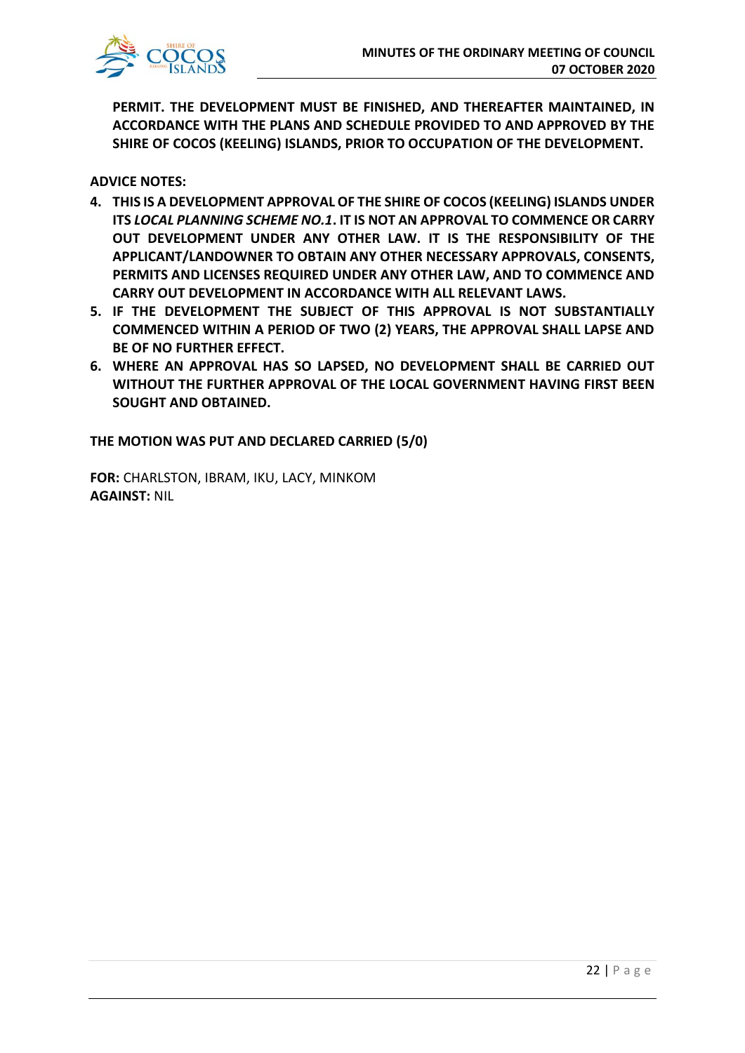**PERMIT. THE DEVELOPMENT MUST BE FINISHED, AND THEREAFTER MAINTAINED, IN ACCORDANCE WITH THE PLANS AND SCHEDULE PROVIDED TO AND APPROVED BY THE SHIRE OF COCOS (KEELING) ISLANDS, PRIOR TO OCCUPATION OF THE DEVELOPMENT.**

**ADVICE NOTES:**

4. **THIS IS A DEVELOPMENT APPROVAL OF THE SHIRE OF COCOS (KEELING) ISLANDS UNDER ITS *LOCAL PLANNING SCHEME NO.1*. IT IS NOT AN APPROVAL TO COMMENCE OR CARRY OUT DEVELOPMENT UNDER ANY OTHER LAW. IT IS THE RESPONSIBILITY OF THE APPLICANT/LANDOWNER TO OBTAIN ANY OTHER NECESSARY APPROVALS, CONSENTS, PERMITS AND LICENSES REQUIRED UNDER ANY OTHER LAW, AND TO COMMENCE AND CARRY OUT DEVELOPMENT IN ACCORDANCE WITH ALL RELEVANT LAWS.**
5. **IF THE DEVELOPMENT THE SUBJECT OF THIS APPROVAL IS NOT SUBSTANTIALLY COMMENCED WITHIN A PERIOD OF TWO (2) YEARS, THE APPROVAL SHALL LAPSE AND BE OF NO FURTHER EFFECT.**
6. **WHERE AN APPROVAL HAS SO LAPSED, NO DEVELOPMENT SHALL BE CARRIED OUT WITHOUT THE FURTHER APPROVAL OF THE LOCAL GOVERNMENT HAVING FIRST BEEN SOUGHT AND OBTAINED.**

**THE MOTION WAS PUT AND DECLARED CARRIED (5/0)**

**FOR:** CHARLSTON, IBRAM, IKU, LACY, MINKOM
**AGAINST:** NIL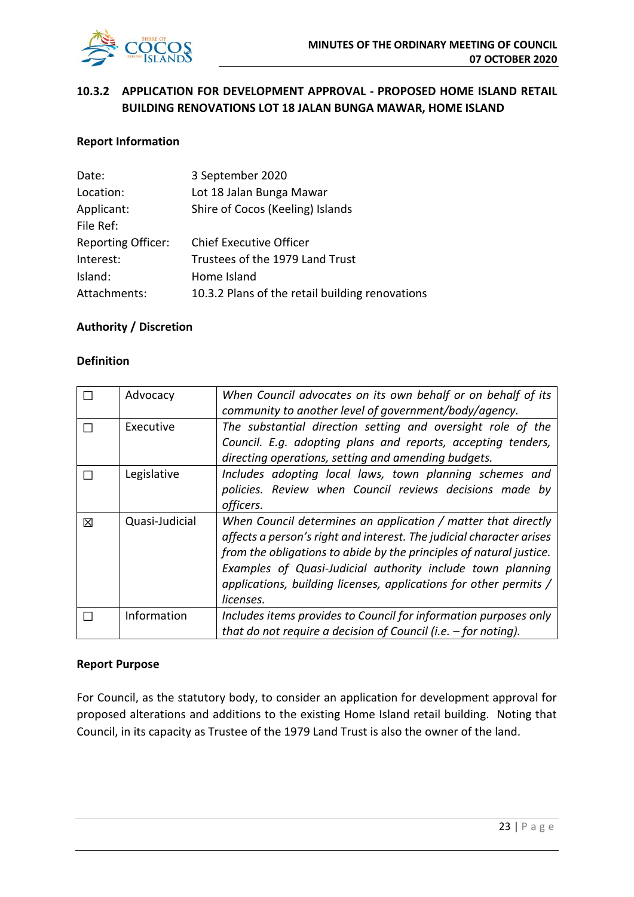## 10.3.2 APPLICATION FOR DEVELOPMENT APPROVAL - PROPOSED HOME ISLAND RETAIL BUILDING RENOVATIONS LOT 18 JALAN BUNGA MAWAR, HOME ISLAND

### Report Information

| | |
|---|---|
| Date: | 3 September 2020 |
| Location: | Lot 18 Jalan Bunga Mawar |
| Applicant: | Shire of Cocos (Keeling) Islands |
| File Ref: | |
| Reporting Officer: | Chief Executive Officer |
| Interest: | Trustees of the 1979 Land Trust |
| Island: | Home Island |
| Attachments: | 10.3.2 Plans of the retail building renovations |

### Authority / Discretion

#### Definition

| | | |
|---|---|---|
| ☐ | Advocacy | *When Council advocates on its own behalf or on behalf of its community to another level of government/body/agency.* |
| ☐ | Executive | *The substantial direction setting and oversight role of the Council. E.g. adopting plans and reports, accepting tenders, directing operations, setting and amending budgets.* |
| ☐ | Legislative | *Includes adopting local laws, town planning schemes and policies. Review when Council reviews decisions made by officers.* |
| ☒ | Quasi-Judicial | *When Council determines an application / matter that directly affects a person's right and interest. The judicial character arises from the obligations to abide by the principles of natural justice. Examples of Quasi-Judicial authority include town planning applications, building licenses, applications for other permits / licenses.* |
| ☐ | Information | *Includes items provides to Council for information purposes only that do not require a decision of Council (i.e. – for noting).* |

### Report Purpose

For Council, as the statutory body, to consider an application for development approval for proposed alterations and additions to the existing Home Island retail building. Noting that Council, in its capacity as Trustee of the 1979 Land Trust is also the owner of the land.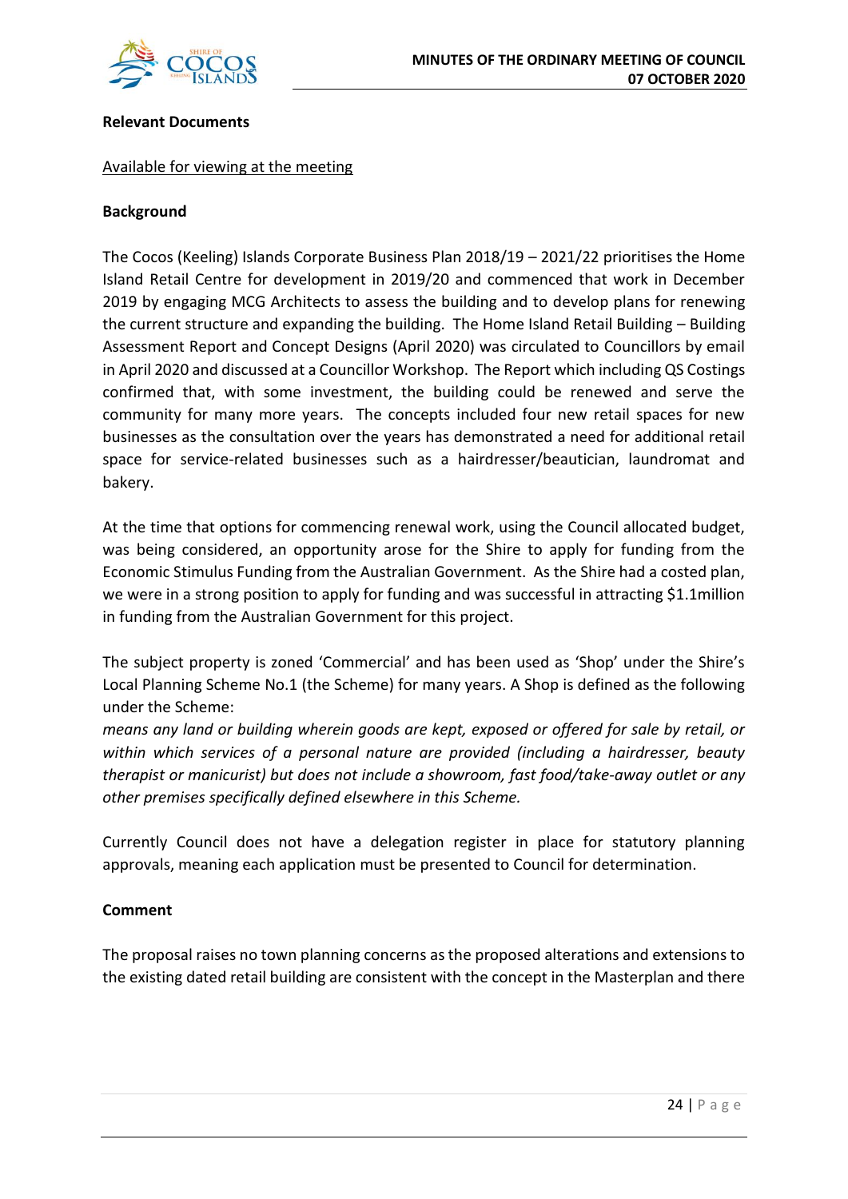**Relevant Documents**

Available for viewing at the meeting

**Background**

The Cocos (Keeling) Islands Corporate Business Plan 2018/19 – 2021/22 prioritises the Home Island Retail Centre for development in 2019/20 and commenced that work in December 2019 by engaging MCG Architects to assess the building and to develop plans for renewing the current structure and expanding the building. The Home Island Retail Building – Building Assessment Report and Concept Designs (April 2020) was circulated to Councillors by email in April 2020 and discussed at a Councillor Workshop. The Report which including QS Costings confirmed that, with some investment, the building could be renewed and serve the community for many more years. The concepts included four new retail spaces for new businesses as the consultation over the years has demonstrated a need for additional retail space for service-related businesses such as a hairdresser/beautician, laundromat and bakery.

At the time that options for commencing renewal work, using the Council allocated budget, was being considered, an opportunity arose for the Shire to apply for funding from the Economic Stimulus Funding from the Australian Government. As the Shire had a costed plan, we were in a strong position to apply for funding and was successful in attracting $1.1million in funding from the Australian Government for this project.

The subject property is zoned 'Commercial' and has been used as 'Shop' under the Shire's Local Planning Scheme No.1 (the Scheme) for many years. A Shop is defined as the following under the Scheme:
*means any land or building wherein goods are kept, exposed or offered for sale by retail, or within which services of a personal nature are provided (including a hairdresser, beauty therapist or manicurist) but does not include a showroom, fast food/take-away outlet or any other premises specifically defined elsewhere in this Scheme.*

Currently Council does not have a delegation register in place for statutory planning approvals, meaning each application must be presented to Council for determination.

**Comment**

The proposal raises no town planning concerns as the proposed alterations and extensions to the existing dated retail building are consistent with the concept in the Masterplan and there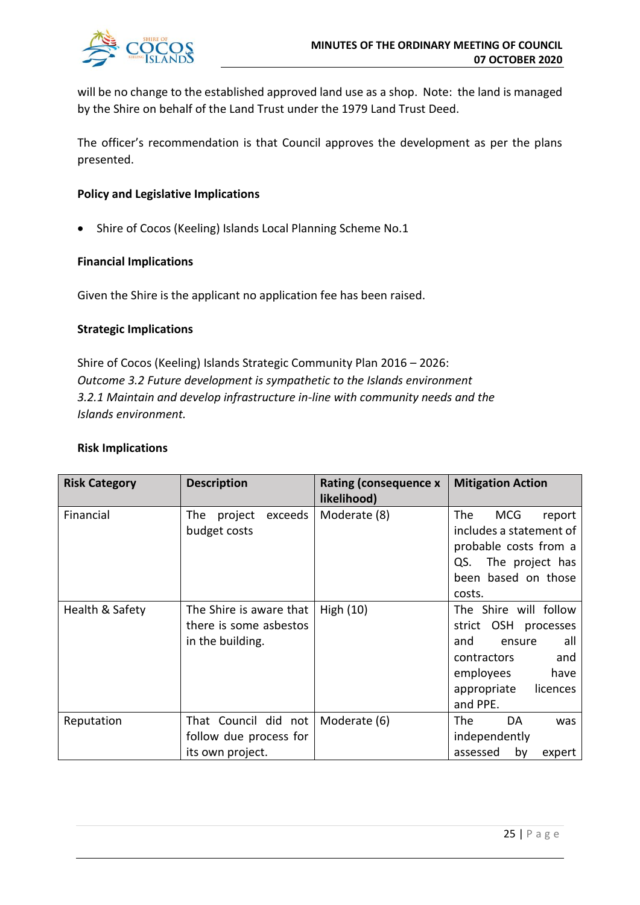will be no change to the established approved land use as a shop. Note: the land is managed by the Shire on behalf of the Land Trust under the 1979 Land Trust Deed.

The officer's recommendation is that Council approves the development as per the plans presented.

**Policy and Legislative Implications**

- Shire of Cocos (Keeling) Islands Local Planning Scheme No.1

**Financial Implications**

Given the Shire is the applicant no application fee has been raised.

**Strategic Implications**

Shire of Cocos (Keeling) Islands Strategic Community Plan 2016 – 2026:
*Outcome 3.2 Future development is sympathetic to the Islands environment*
*3.2.1 Maintain and develop infrastructure in-line with community needs and the Islands environment.*

**Risk Implications**

| Risk Category | Description | Rating (consequence x likelihood) | Mitigation Action |
|---|---|---|---|
| Financial | The project exceeds budget costs | Moderate (8) | The MCG report includes a statement of probable costs from a QS. The project has been based on those costs. |
| Health & Safety | The Shire is aware that there is some asbestos in the building. | High (10) | The Shire will follow strict OSH processes and ensure all contractors and employees have appropriate licences and PPE. |
| Reputation | That Council did not follow due process for its own project. | Moderate (6) | The DA was independently assessed by expert |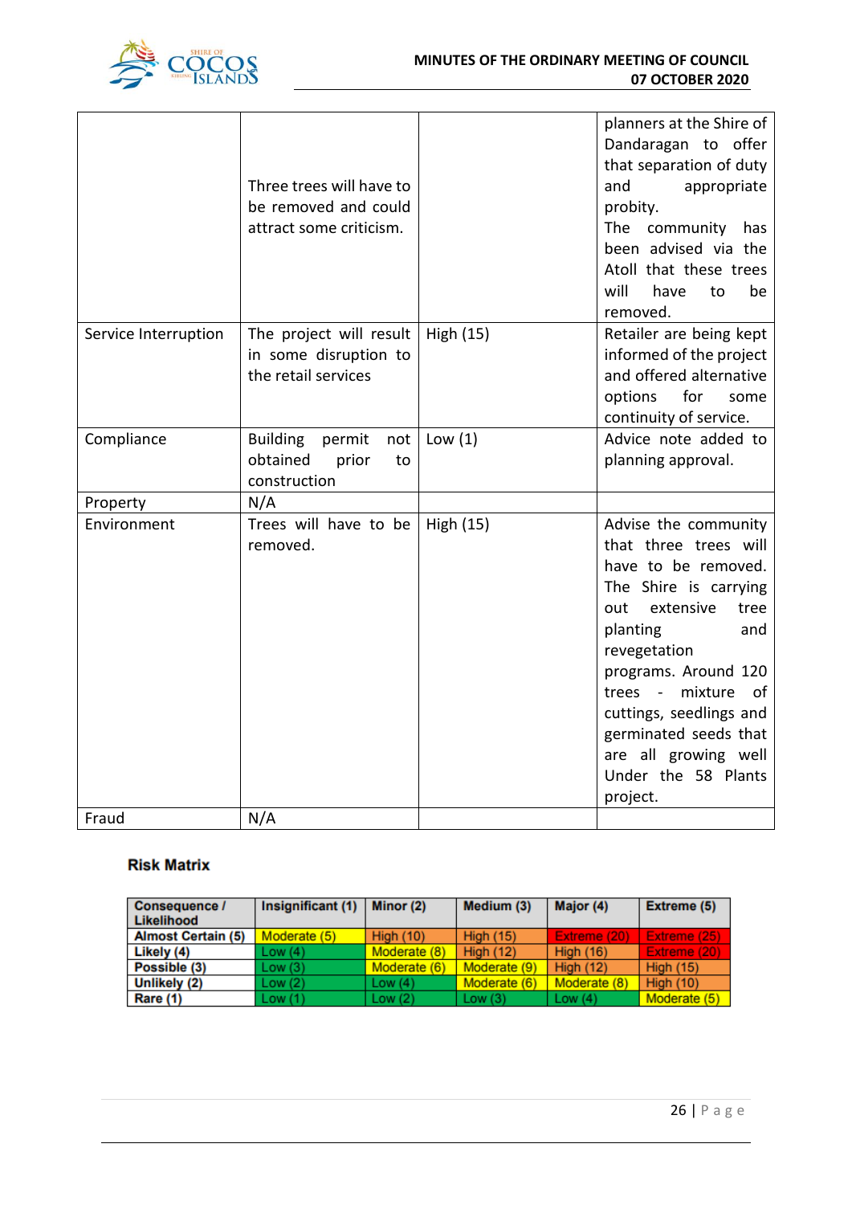| | | | |
|---|---|---|---|
| | Three trees will have to be removed and could attract some criticism. | | planners at the Shire of Dandaragan to offer that separation of duty and appropriate probity. The community has been advised via the Atoll that these trees will have to be removed. |
| Service Interruption | The project will result in some disruption to the retail services | High (15) | Retailer are being kept informed of the project and offered alternative options for some continuity of service. |
| Compliance | Building permit not obtained prior to construction | Low (1) | Advice note added to planning approval. |
| Property | N/A | | |
| Environment | Trees will have to be removed. | High (15) | Advise the community that three trees will have to be removed. The Shire is carrying out extensive tree planting and revegetation programs. Around 120 trees - mixture of cuttings, seedlings and germinated seeds that are all growing well Under the 58 Plants project. |
| Fraud | N/A | | |

**Risk Matrix**

| Consequence / Likelihood | Insignificant (1) | Minor (2) | Medium (3) | Major (4) | Extreme (5) |
|---|---|---|---|---|---|
| **Almost Certain (5)** | Moderate (5) | High (10) | High (15) | Extreme (20) | Extreme (25) |
| **Likely (4)** | Low (4) | Moderate (8) | High (12) | High (16) | Extreme (20) |
| **Possible (3)** | Low (3) | Moderate (6) | Moderate (9) | High (12) | High (15) |
| **Unlikely (2)** | Low (2) | Low (4) | Moderate (6) | Moderate (8) | High (10) |
| **Rare (1)** | Low (1) | Low (2) | Low (3) | Low (4) | Moderate (5) |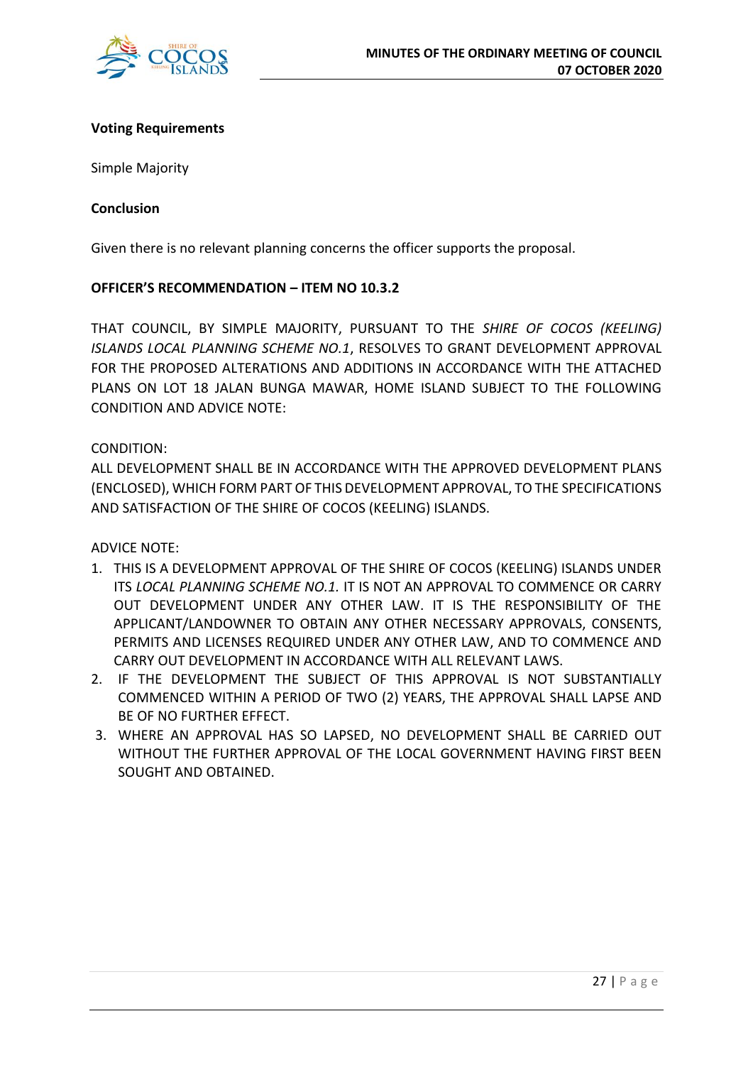**Voting Requirements**

Simple Majority

**Conclusion**

Given there is no relevant planning concerns the officer supports the proposal.

**OFFICER'S RECOMMENDATION – ITEM NO 10.3.2**

THAT COUNCIL, BY SIMPLE MAJORITY, PURSUANT TO THE *SHIRE OF COCOS (KEELING) ISLANDS LOCAL PLANNING SCHEME NO.1*, RESOLVES TO GRANT DEVELOPMENT APPROVAL FOR THE PROPOSED ALTERATIONS AND ADDITIONS IN ACCORDANCE WITH THE ATTACHED PLANS ON LOT 18 JALAN BUNGA MAWAR, HOME ISLAND SUBJECT TO THE FOLLOWING CONDITION AND ADVICE NOTE:

CONDITION:
ALL DEVELOPMENT SHALL BE IN ACCORDANCE WITH THE APPROVED DEVELOPMENT PLANS (ENCLOSED), WHICH FORM PART OF THIS DEVELOPMENT APPROVAL, TO THE SPECIFICATIONS AND SATISFACTION OF THE SHIRE OF COCOS (KEELING) ISLANDS.

ADVICE NOTE:

1. THIS IS A DEVELOPMENT APPROVAL OF THE SHIRE OF COCOS (KEELING) ISLANDS UNDER ITS *LOCAL PLANNING SCHEME NO.1.* IT IS NOT AN APPROVAL TO COMMENCE OR CARRY OUT DEVELOPMENT UNDER ANY OTHER LAW. IT IS THE RESPONSIBILITY OF THE APPLICANT/LANDOWNER TO OBTAIN ANY OTHER NECESSARY APPROVALS, CONSENTS, PERMITS AND LICENSES REQUIRED UNDER ANY OTHER LAW, AND TO COMMENCE AND CARRY OUT DEVELOPMENT IN ACCORDANCE WITH ALL RELEVANT LAWS.
2. IF THE DEVELOPMENT THE SUBJECT OF THIS APPROVAL IS NOT SUBSTANTIALLY COMMENCED WITHIN A PERIOD OF TWO (2) YEARS, THE APPROVAL SHALL LAPSE AND BE OF NO FURTHER EFFECT.
3. WHERE AN APPROVAL HAS SO LAPSED, NO DEVELOPMENT SHALL BE CARRIED OUT WITHOUT THE FURTHER APPROVAL OF THE LOCAL GOVERNMENT HAVING FIRST BEEN SOUGHT AND OBTAINED.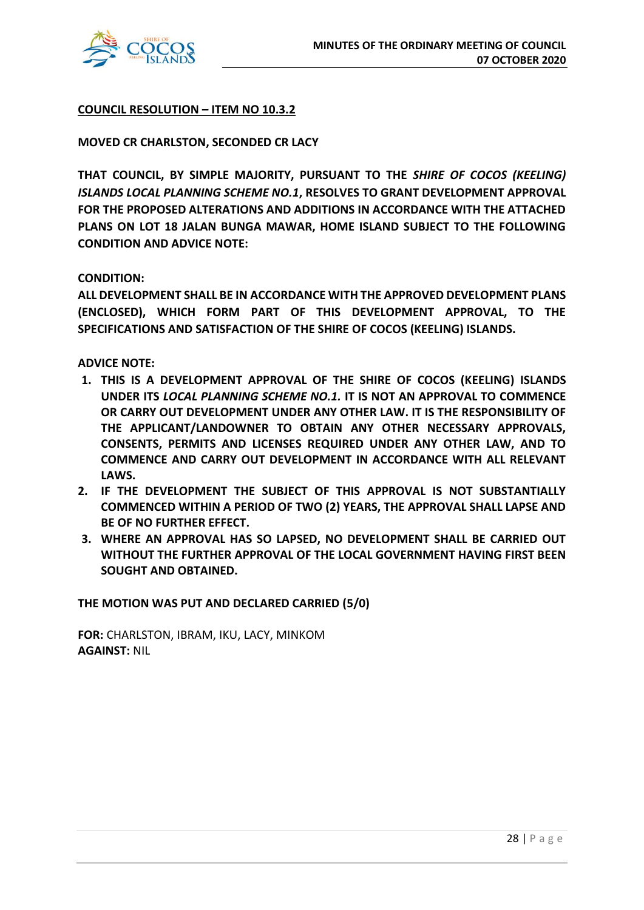**COUNCIL RESOLUTION – ITEM NO 10.3.2**

**MOVED CR CHARLSTON, SECONDED CR LACY**

**THAT COUNCIL, BY SIMPLE MAJORITY, PURSUANT TO THE *SHIRE OF COCOS (KEELING) ISLANDS LOCAL PLANNING SCHEME NO.1*, RESOLVES TO GRANT DEVELOPMENT APPROVAL FOR THE PROPOSED ALTERATIONS AND ADDITIONS IN ACCORDANCE WITH THE ATTACHED PLANS ON LOT 18 JALAN BUNGA MAWAR, HOME ISLAND SUBJECT TO THE FOLLOWING CONDITION AND ADVICE NOTE:**

**CONDITION:**
**ALL DEVELOPMENT SHALL BE IN ACCORDANCE WITH THE APPROVED DEVELOPMENT PLANS (ENCLOSED), WHICH FORM PART OF THIS DEVELOPMENT APPROVAL, TO THE SPECIFICATIONS AND SATISFACTION OF THE SHIRE OF COCOS (KEELING) ISLANDS.**

**ADVICE NOTE:**

1. **THIS IS A DEVELOPMENT APPROVAL OF THE SHIRE OF COCOS (KEELING) ISLANDS UNDER ITS *LOCAL PLANNING SCHEME NO.1.* IT IS NOT AN APPROVAL TO COMMENCE OR CARRY OUT DEVELOPMENT UNDER ANY OTHER LAW. IT IS THE RESPONSIBILITY OF THE APPLICANT/LANDOWNER TO OBTAIN ANY OTHER NECESSARY APPROVALS, CONSENTS, PERMITS AND LICENSES REQUIRED UNDER ANY OTHER LAW, AND TO COMMENCE AND CARRY OUT DEVELOPMENT IN ACCORDANCE WITH ALL RELEVANT LAWS.**
2. **IF THE DEVELOPMENT THE SUBJECT OF THIS APPROVAL IS NOT SUBSTANTIALLY COMMENCED WITHIN A PERIOD OF TWO (2) YEARS, THE APPROVAL SHALL LAPSE AND BE OF NO FURTHER EFFECT.**
3. **WHERE AN APPROVAL HAS SO LAPSED, NO DEVELOPMENT SHALL BE CARRIED OUT WITHOUT THE FURTHER APPROVAL OF THE LOCAL GOVERNMENT HAVING FIRST BEEN SOUGHT AND OBTAINED.**

**THE MOTION WAS PUT AND DECLARED CARRIED (5/0)**

**FOR:** CHARLSTON, IBRAM, IKU, LACY, MINKOM
**AGAINST:** NIL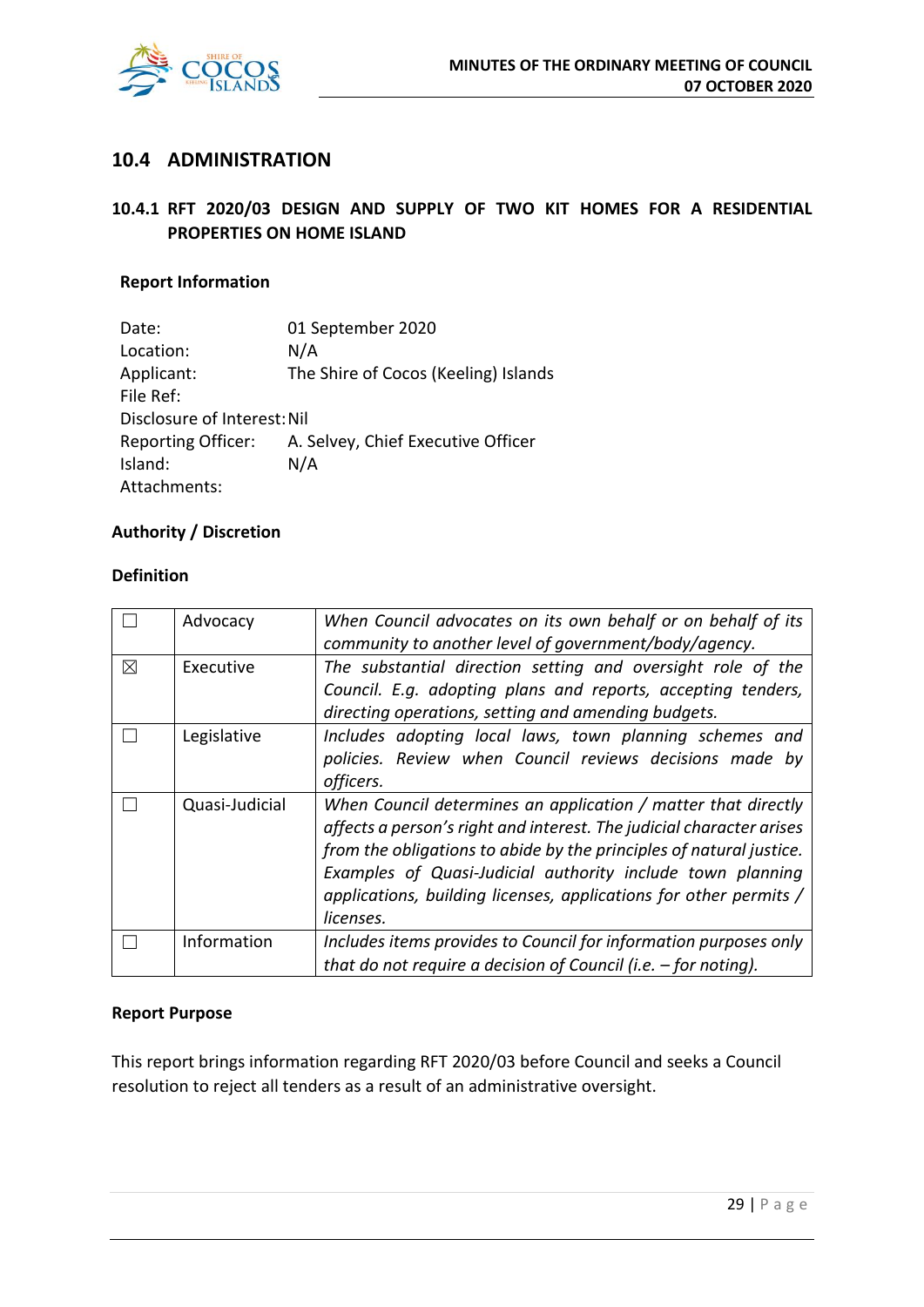## 10.4 ADMINISTRATION

### 10.4.1 RFT 2020/03 DESIGN AND SUPPLY OF TWO KIT HOMES FOR A RESIDENTIAL PROPERTIES ON HOME ISLAND

**Report Information**

| | |
|---|---|
| Date: | 01 September 2020 |
| Location: | N/A |
| Applicant: | The Shire of Cocos (Keeling) Islands |
| File Ref: | |
| Disclosure of Interest: | Nil |
| Reporting Officer: | A. Selvey, Chief Executive Officer |
| Island: | N/A |
| Attachments: | |

**Authority / Discretion**

**Definition**

| | | |
|---|---|---|
| ☐ | Advocacy | *When Council advocates on its own behalf or on behalf of its community to another level of government/body/agency.* |
| ☒ | Executive | *The substantial direction setting and oversight role of the Council. E.g. adopting plans and reports, accepting tenders, directing operations, setting and amending budgets.* |
| ☐ | Legislative | *Includes adopting local laws, town planning schemes and policies. Review when Council reviews decisions made by officers.* |
| ☐ | Quasi-Judicial | *When Council determines an application / matter that directly affects a person's right and interest. The judicial character arises from the obligations to abide by the principles of natural justice. Examples of Quasi-Judicial authority include town planning applications, building licenses, applications for other permits / licenses.* |
| ☐ | Information | *Includes items provides to Council for information purposes only that do not require a decision of Council (i.e. – for noting).* |

**Report Purpose**

This report brings information regarding RFT 2020/03 before Council and seeks a Council resolution to reject all tenders as a result of an administrative oversight.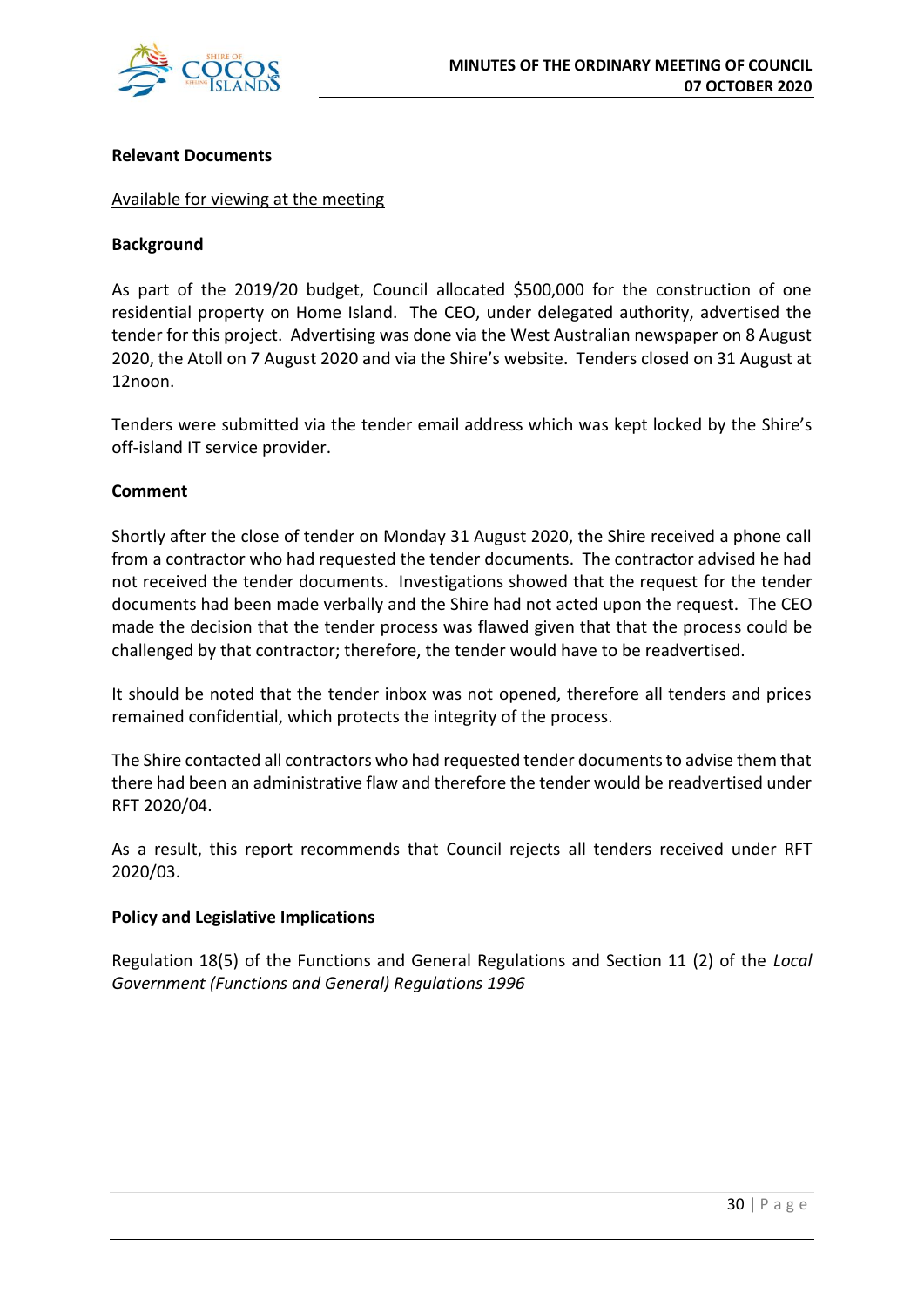**Relevant Documents**

Available for viewing at the meeting

**Background**

As part of the 2019/20 budget, Council allocated $500,000 for the construction of one residential property on Home Island. The CEO, under delegated authority, advertised the tender for this project. Advertising was done via the West Australian newspaper on 8 August 2020, the Atoll on 7 August 2020 and via the Shire's website. Tenders closed on 31 August at 12noon.

Tenders were submitted via the tender email address which was kept locked by the Shire's off-island IT service provider.

**Comment**

Shortly after the close of tender on Monday 31 August 2020, the Shire received a phone call from a contractor who had requested the tender documents. The contractor advised he had not received the tender documents. Investigations showed that the request for the tender documents had been made verbally and the Shire had not acted upon the request. The CEO made the decision that the tender process was flawed given that that the process could be challenged by that contractor; therefore, the tender would have to be readvertised.

It should be noted that the tender inbox was not opened, therefore all tenders and prices remained confidential, which protects the integrity of the process.

The Shire contacted all contractors who had requested tender documents to advise them that there had been an administrative flaw and therefore the tender would be readvertised under RFT 2020/04.

As a result, this report recommends that Council rejects all tenders received under RFT 2020/03.

**Policy and Legislative Implications**

Regulation 18(5) of the Functions and General Regulations and Section 11 (2) of the *Local Government (Functions and General) Regulations 1996*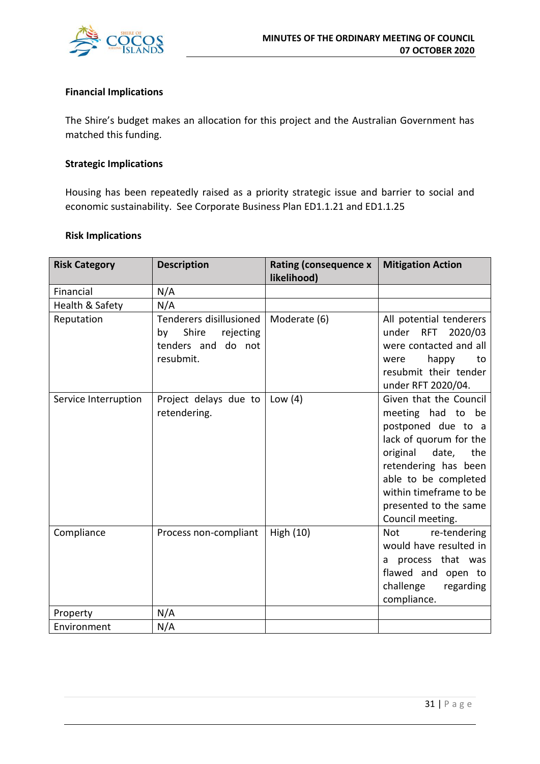**Financial Implications**

The Shire's budget makes an allocation for this project and the Australian Government has matched this funding.

**Strategic Implications**

Housing has been repeatedly raised as a priority strategic issue and barrier to social and economic sustainability. See Corporate Business Plan ED1.1.21 and ED1.1.25

**Risk Implications**

| Risk Category | Description | Rating (consequence x likelihood) | Mitigation Action |
|---|---|---|---|
| Financial | N/A | | |
| Health & Safety | N/A | | |
| Reputation | Tenderers disillusioned by Shire rejecting tenders and do not resubmit. | Moderate (6) | All potential tenderers under RFT 2020/03 were contacted and all were happy to resubmit their tender under RFT 2020/04. |
| Service Interruption | Project delays due to retendering. | Low (4) | Given that the Council meeting had to be postponed due to a lack of quorum for the original date, the retendering has been able to be completed within timeframe to be presented to the same Council meeting. |
| Compliance | Process non-compliant | High (10) | Not re-tendering would have resulted in a process that was flawed and open to challenge regarding compliance. |
| Property | N/A | | |
| Environment | N/A | | |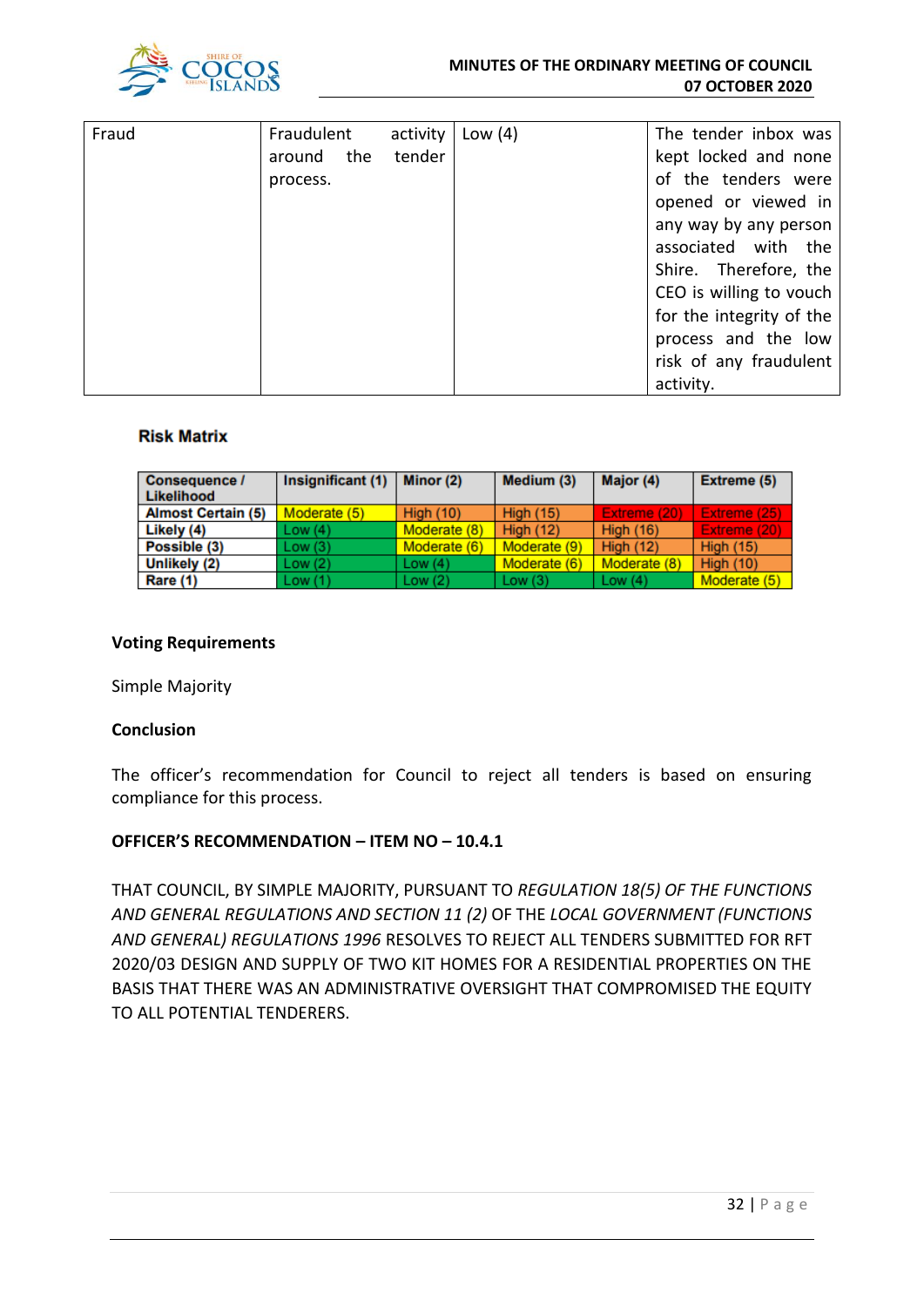| Fraud | Fraudulent activity around the tender process. | Low (4) | The tender inbox was kept locked and none of the tenders were opened or viewed in any way by any person associated with the Shire. Therefore, the CEO is willing to vouch for the integrity of the process and the low risk of any fraudulent activity. |
|---|---|---|---|

**Risk Matrix**

| Consequence / Likelihood | Insignificant (1) | Minor (2) | Medium (3) | Major (4) | Extreme (5) |
|---|---|---|---|---|---|
| Almost Certain (5) | Moderate (5) | High (10) | High (15) | Extreme (20) | Extreme (25) |
| Likely (4) | Low (4) | Moderate (8) | High (12) | High (16) | Extreme (20) |
| Possible (3) | Low (3) | Moderate (6) | Moderate (9) | High (12) | High (15) |
| Unlikely (2) | Low (2) | Low (4) | Moderate (6) | Moderate (8) | High (10) |
| Rare (1) | Low (1) | Low (2) | Low (3) | Low (4) | Moderate (5) |

**Voting Requirements**

Simple Majority

**Conclusion**

The officer's recommendation for Council to reject all tenders is based on ensuring compliance for this process.

**OFFICER'S RECOMMENDATION – ITEM NO – 10.4.1**

THAT COUNCIL, BY SIMPLE MAJORITY, PURSUANT TO *REGULATION 18(5) OF THE FUNCTIONS AND GENERAL REGULATIONS AND SECTION 11 (2)* OF THE *LOCAL GOVERNMENT (FUNCTIONS AND GENERAL) REGULATIONS 1996* RESOLVES TO REJECT ALL TENDERS SUBMITTED FOR RFT 2020/03 DESIGN AND SUPPLY OF TWO KIT HOMES FOR A RESIDENTIAL PROPERTIES ON THE BASIS THAT THERE WAS AN ADMINISTRATIVE OVERSIGHT THAT COMPROMISED THE EQUITY TO ALL POTENTIAL TENDERERS.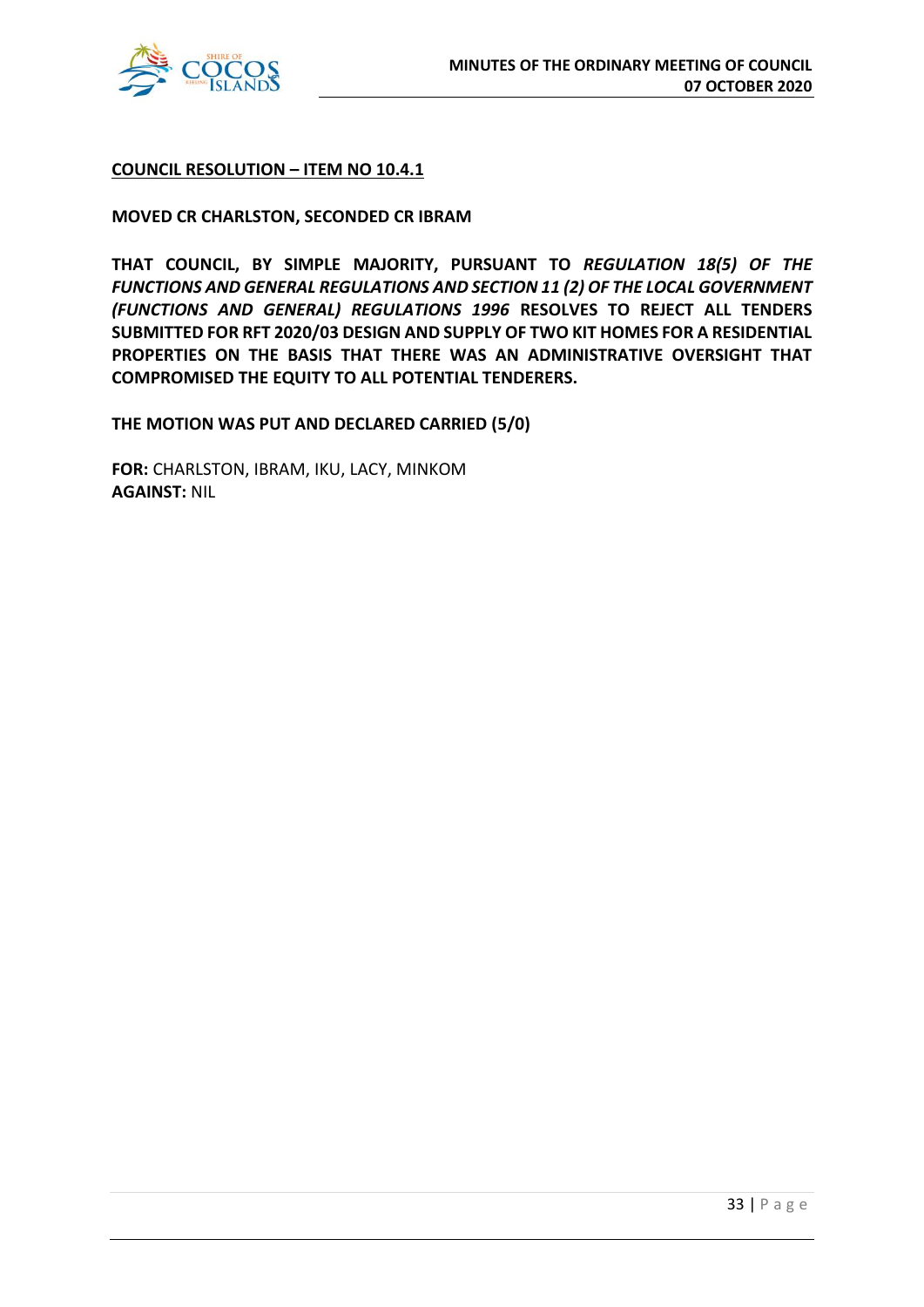**<u>COUNCIL RESOLUTION – ITEM NO 10.4.1</u>**

**MOVED CR CHARLSTON, SECONDED CR IBRAM**

**THAT COUNCIL, BY SIMPLE MAJORITY, PURSUANT TO *REGULATION 18(5) OF THE FUNCTIONS AND GENERAL REGULATIONS AND SECTION 11 (2) OF THE LOCAL GOVERNMENT (FUNCTIONS AND GENERAL) REGULATIONS 1996* RESOLVES TO REJECT ALL TENDERS SUBMITTED FOR RFT 2020/03 DESIGN AND SUPPLY OF TWO KIT HOMES FOR A RESIDENTIAL PROPERTIES ON THE BASIS THAT THERE WAS AN ADMINISTRATIVE OVERSIGHT THAT COMPROMISED THE EQUITY TO ALL POTENTIAL TENDERERS.**

**THE MOTION WAS PUT AND DECLARED CARRIED (5/0)**

**FOR:** CHARLSTON, IBRAM, IKU, LACY, MINKOM
**AGAINST:** NIL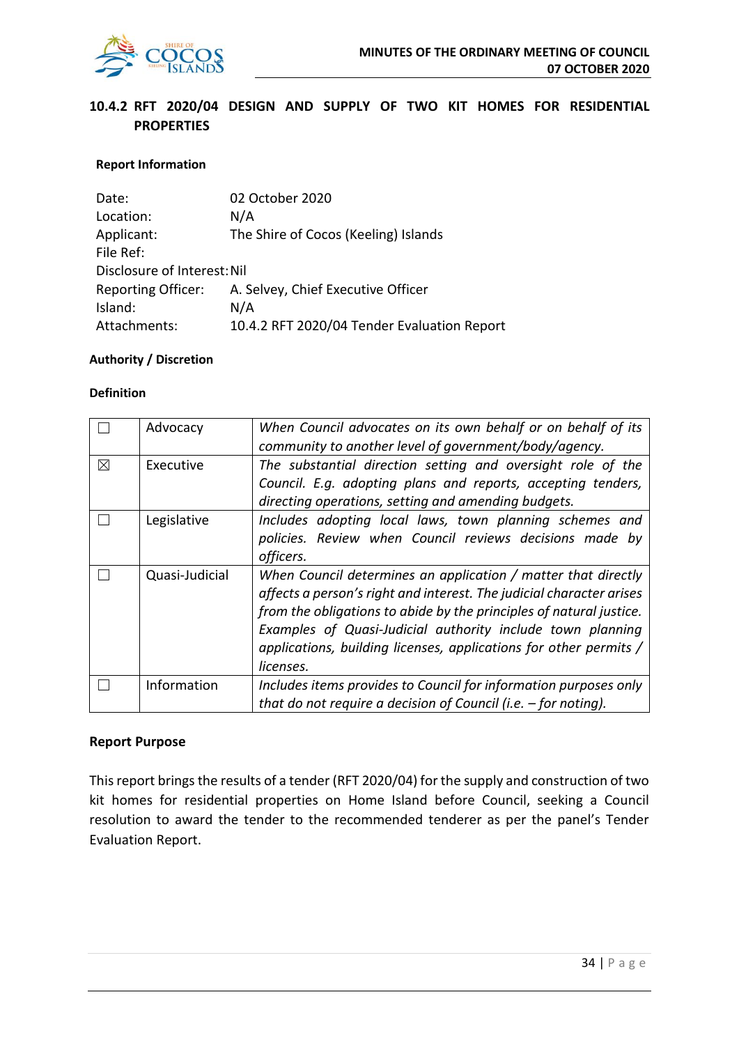## 10.4.2 RFT 2020/04 DESIGN AND SUPPLY OF TWO KIT HOMES FOR RESIDENTIAL PROPERTIES

**Report Information**

| | |
|---|---|
| Date: | 02 October 2020 |
| Location: | N/A |
| Applicant: | The Shire of Cocos (Keeling) Islands |
| File Ref: | |
| Disclosure of Interest: | Nil |
| Reporting Officer: | A. Selvey, Chief Executive Officer |
| Island: | N/A |
| Attachments: | 10.4.2 RFT 2020/04 Tender Evaluation Report |

**Authority / Discretion**

**Definition**

| | | |
|---|---|---|
| ☐ | Advocacy | *When Council advocates on its own behalf or on behalf of its community to another level of government/body/agency.* |
| ☒ | Executive | *The substantial direction setting and oversight role of the Council. E.g. adopting plans and reports, accepting tenders, directing operations, setting and amending budgets.* |
| ☐ | Legislative | *Includes adopting local laws, town planning schemes and policies. Review when Council reviews decisions made by officers.* |
| ☐ | Quasi-Judicial | *When Council determines an application / matter that directly affects a person's right and interest. The judicial character arises from the obligations to abide by the principles of natural justice. Examples of Quasi-Judicial authority include town planning applications, building licenses, applications for other permits / licenses.* |
| ☐ | Information | *Includes items provides to Council for information purposes only that do not require a decision of Council (i.e. – for noting).* |

**Report Purpose**

This report brings the results of a tender (RFT 2020/04) for the supply and construction of two kit homes for residential properties on Home Island before Council, seeking a Council resolution to award the tender to the recommended tenderer as per the panel's Tender Evaluation Report.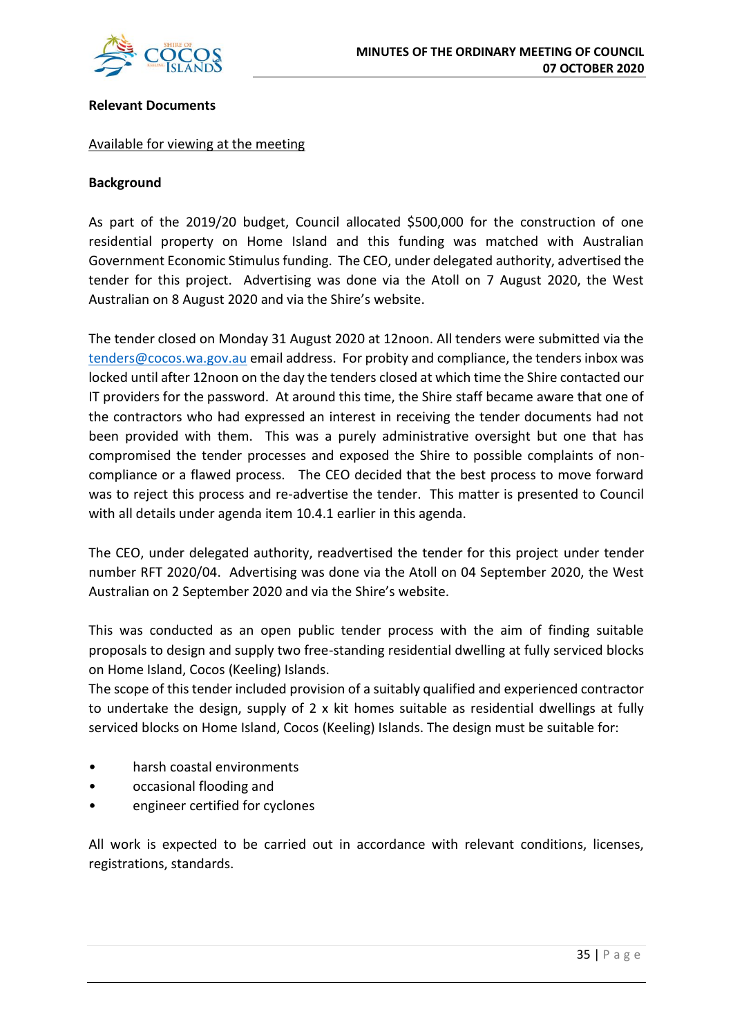**Relevant Documents**

Available for viewing at the meeting

**Background**

As part of the 2019/20 budget, Council allocated $500,000 for the construction of one residential property on Home Island and this funding was matched with Australian Government Economic Stimulus funding. The CEO, under delegated authority, advertised the tender for this project. Advertising was done via the Atoll on 7 August 2020, the West Australian on 8 August 2020 and via the Shire's website.

The tender closed on Monday 31 August 2020 at 12noon. All tenders were submitted via the tenders@cocos.wa.gov.au email address. For probity and compliance, the tenders inbox was locked until after 12noon on the day the tenders closed at which time the Shire contacted our IT providers for the password. At around this time, the Shire staff became aware that one of the contractors who had expressed an interest in receiving the tender documents had not been provided with them. This was a purely administrative oversight but one that has compromised the tender processes and exposed the Shire to possible complaints of non-compliance or a flawed process. The CEO decided that the best process to move forward was to reject this process and re-advertise the tender. This matter is presented to Council with all details under agenda item 10.4.1 earlier in this agenda.

The CEO, under delegated authority, readvertised the tender for this project under tender number RFT 2020/04. Advertising was done via the Atoll on 04 September 2020, the West Australian on 2 September 2020 and via the Shire's website.

This was conducted as an open public tender process with the aim of finding suitable proposals to design and supply two free-standing residential dwelling at fully serviced blocks on Home Island, Cocos (Keeling) Islands.
The scope of this tender included provision of a suitably qualified and experienced contractor to undertake the design, supply of 2 x kit homes suitable as residential dwellings at fully serviced blocks on Home Island, Cocos (Keeling) Islands. The design must be suitable for:

- harsh coastal environments
- occasional flooding and
- engineer certified for cyclones

All work is expected to be carried out in accordance with relevant conditions, licenses, registrations, standards.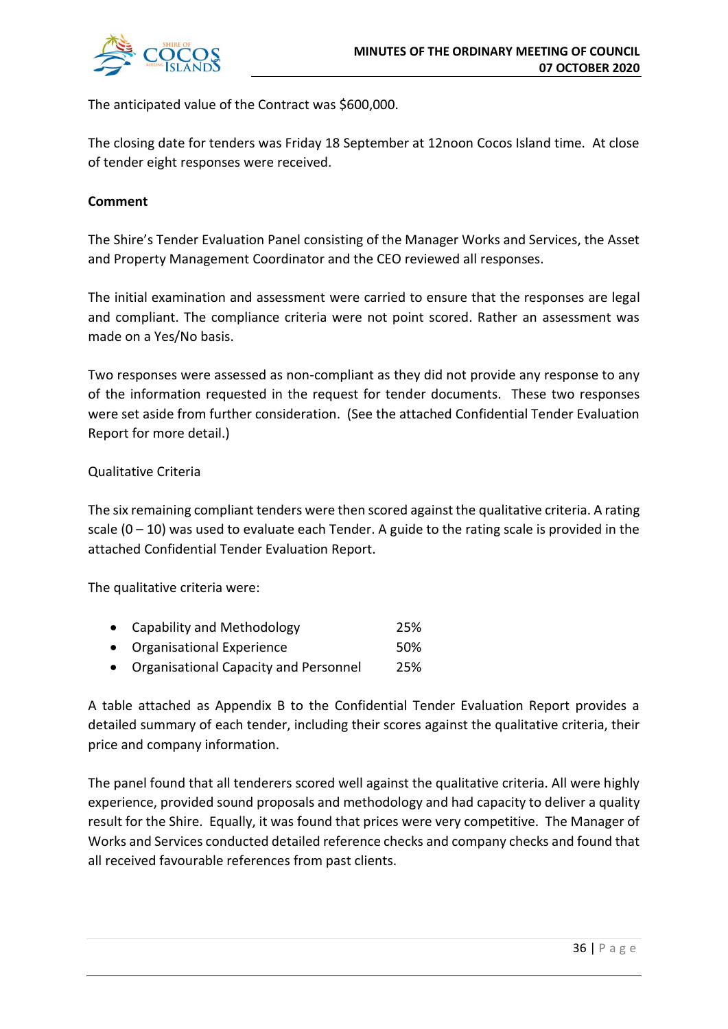The anticipated value of the Contract was $600,000.

The closing date for tenders was Friday 18 September at 12noon Cocos Island time. At close of tender eight responses were received.

**Comment**

The Shire's Tender Evaluation Panel consisting of the Manager Works and Services, the Asset and Property Management Coordinator and the CEO reviewed all responses.

The initial examination and assessment were carried to ensure that the responses are legal and compliant. The compliance criteria were not point scored. Rather an assessment was made on a Yes/No basis.

Two responses were assessed as non-compliant as they did not provide any response to any of the information requested in the request for tender documents. These two responses were set aside from further consideration. (See the attached Confidential Tender Evaluation Report for more detail.)

Qualitative Criteria

The six remaining compliant tenders were then scored against the qualitative criteria. A rating scale (0 – 10) was used to evaluate each Tender. A guide to the rating scale is provided in the attached Confidential Tender Evaluation Report.

The qualitative criteria were:

- Capability and Methodology 25%
- Organisational Experience 50%
- Organisational Capacity and Personnel 25%

A table attached as Appendix B to the Confidential Tender Evaluation Report provides a detailed summary of each tender, including their scores against the qualitative criteria, their price and company information.

The panel found that all tenderers scored well against the qualitative criteria. All were highly experience, provided sound proposals and methodology and had capacity to deliver a quality result for the Shire. Equally, it was found that prices were very competitive. The Manager of Works and Services conducted detailed reference checks and company checks and found that all received favourable references from past clients.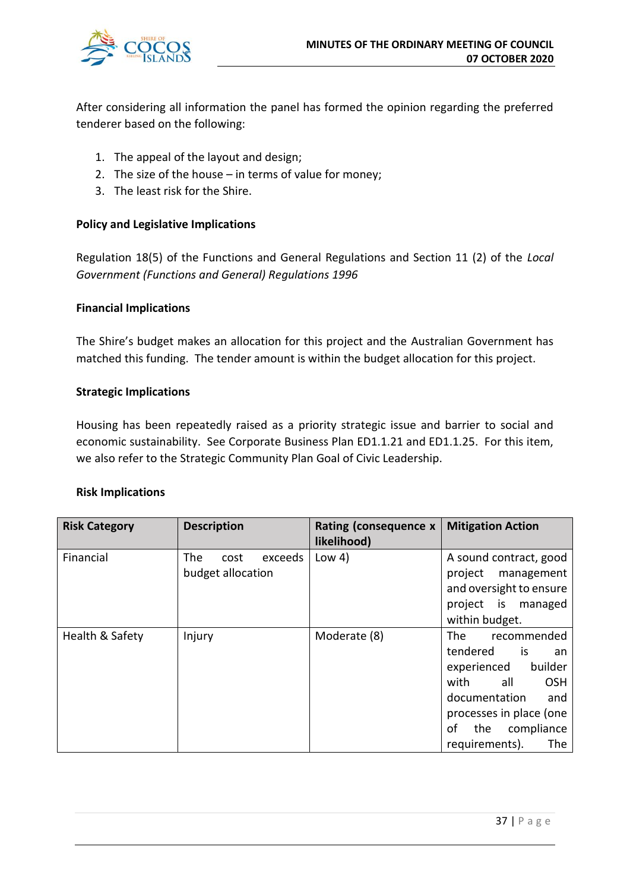After considering all information the panel has formed the opinion regarding the preferred tenderer based on the following:

1. The appeal of the layout and design;
2. The size of the house – in terms of value for money;
3. The least risk for the Shire.

**Policy and Legislative Implications**

Regulation 18(5) of the Functions and General Regulations and Section 11 (2) of the *Local Government (Functions and General) Regulations 1996*

**Financial Implications**

The Shire's budget makes an allocation for this project and the Australian Government has matched this funding. The tender amount is within the budget allocation for this project.

**Strategic Implications**

Housing has been repeatedly raised as a priority strategic issue and barrier to social and economic sustainability. See Corporate Business Plan ED1.1.21 and ED1.1.25. For this item, we also refer to the Strategic Community Plan Goal of Civic Leadership.

**Risk Implications**

| Risk Category | Description | Rating (consequence x likelihood) | Mitigation Action |
|---|---|---|---|
| Financial | The cost exceeds budget allocation | Low 4) | A sound contract, good project management and oversight to ensure project is managed within budget. |
| Health & Safety | Injury | Moderate (8) | The recommended tendered is an experienced builder with all OSH documentation and processes in place (one of the compliance requirements). The |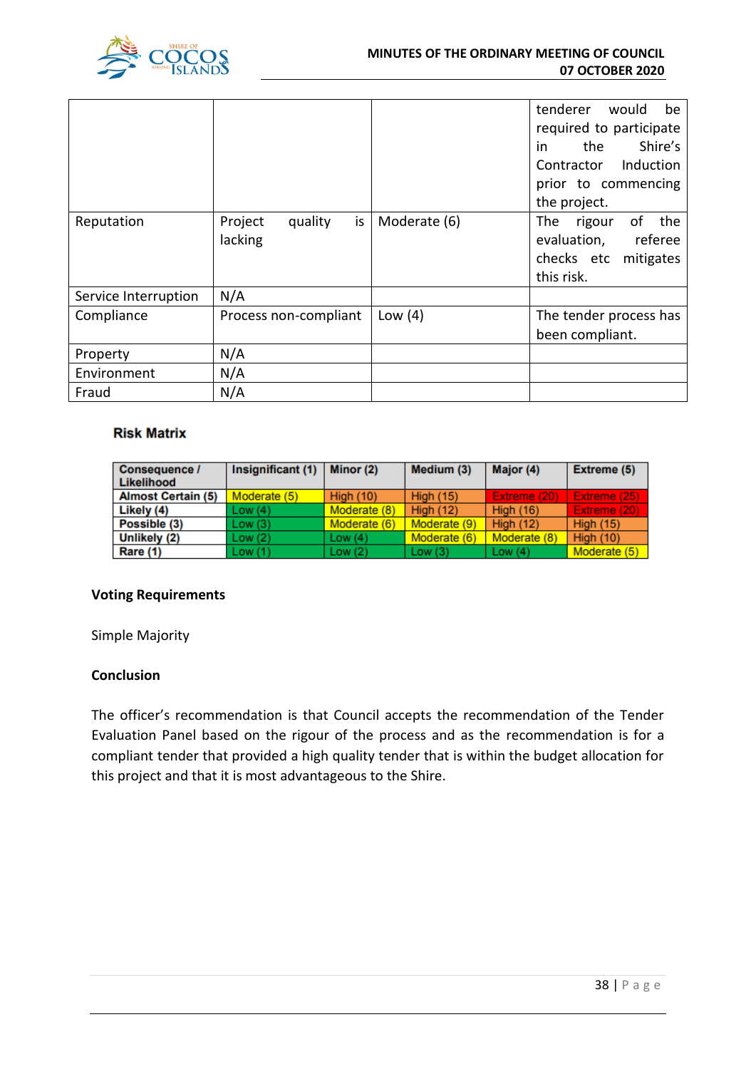| | | | tenderer would be required to participate in the Shire's Contractor Induction prior to commencing the project. |
|---|---|---|---|
| Reputation | Project quality is lacking | Moderate (6) | The rigour of the evaluation, referee checks etc mitigates this risk. |
| Service Interruption | N/A | | |
| Compliance | Process non-compliant | Low (4) | The tender process has been compliant. |
| Property | N/A | | |
| Environment | N/A | | |
| Fraud | N/A | | |

**Risk Matrix**

| Consequence / Likelihood | Insignificant (1) | Minor (2) | Medium (3) | Major (4) | Extreme (5) |
|---|---|---|---|---|---|
| Almost Certain (5) | Moderate (5) | High (10) | High (15) | Extreme (20) | Extreme (25) |
| Likely (4) | Low (4) | Moderate (8) | High (12) | High (16) | Extreme (20) |
| Possible (3) | Low (3) | Moderate (6) | Moderate (9) | High (12) | High (15) |
| Unlikely (2) | Low (2) | Low (4) | Moderate (6) | Moderate (8) | High (10) |
| Rare (1) | Low (1) | Low (2) | Low (3) | Low (4) | Moderate (5) |

**Voting Requirements**

Simple Majority

**Conclusion**

The officer's recommendation is that Council accepts the recommendation of the Tender Evaluation Panel based on the rigour of the process and as the recommendation is for a compliant tender that provided a high quality tender that is within the budget allocation for this project and that it is most advantageous to the Shire.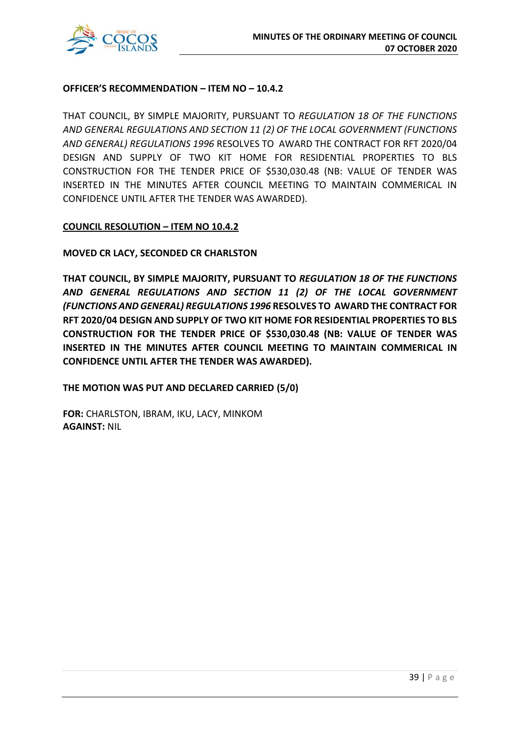**OFFICER'S RECOMMENDATION – ITEM NO – 10.4.2**

THAT COUNCIL, BY SIMPLE MAJORITY, PURSUANT TO *REGULATION 18 OF THE FUNCTIONS AND GENERAL REGULATIONS AND SECTION 11 (2) OF THE LOCAL GOVERNMENT (FUNCTIONS AND GENERAL) REGULATIONS 1996* RESOLVES TO AWARD THE CONTRACT FOR RFT 2020/04 DESIGN AND SUPPLY OF TWO KIT HOME FOR RESIDENTIAL PROPERTIES TO BLS CONSTRUCTION FOR THE TENDER PRICE OF $530,030.48 (NB: VALUE OF TENDER WAS INSERTED IN THE MINUTES AFTER COUNCIL MEETING TO MAINTAIN COMMERICAL IN CONFIDENCE UNTIL AFTER THE TENDER WAS AWARDED).

**<u>COUNCIL RESOLUTION – ITEM NO 10.4.2</u>**

**MOVED CR LACY, SECONDED CR CHARLSTON**

**THAT COUNCIL, BY SIMPLE MAJORITY, PURSUANT TO *REGULATION 18 OF THE FUNCTIONS AND GENERAL REGULATIONS AND SECTION 11 (2) OF THE LOCAL GOVERNMENT (FUNCTIONS AND GENERAL) REGULATIONS 1996* RESOLVES TO AWARD THE CONTRACT FOR RFT 2020/04 DESIGN AND SUPPLY OF TWO KIT HOME FOR RESIDENTIAL PROPERTIES TO BLS CONSTRUCTION FOR THE TENDER PRICE OF $530,030.48 (NB: VALUE OF TENDER WAS INSERTED IN THE MINUTES AFTER COUNCIL MEETING TO MAINTAIN COMMERICAL IN CONFIDENCE UNTIL AFTER THE TENDER WAS AWARDED).**

**THE MOTION WAS PUT AND DECLARED CARRIED (5/0)**

**FOR:** CHARLSTON, IBRAM, IKU, LACY, MINKOM
**AGAINST:** NIL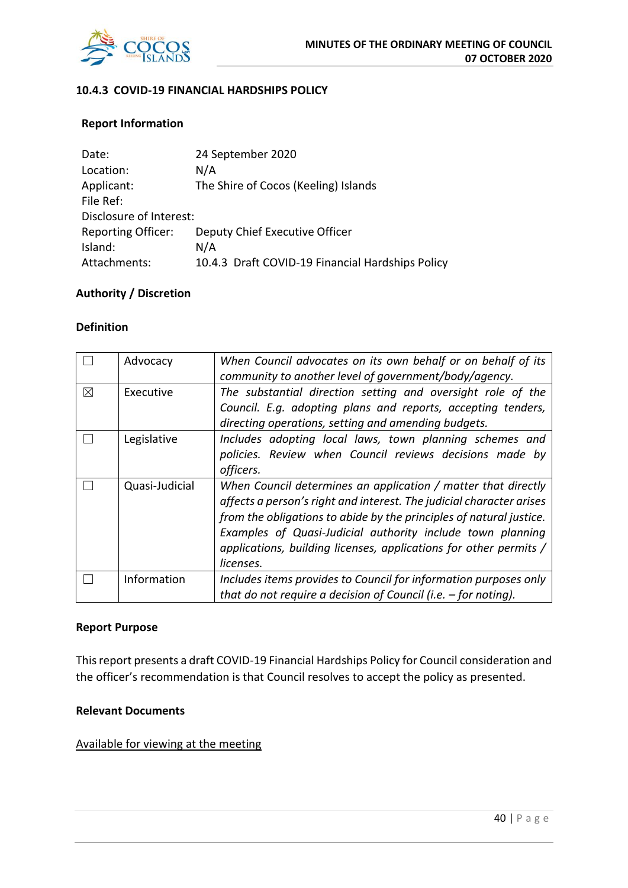### 10.4.3 COVID-19 FINANCIAL HARDSHIPS POLICY

**Report Information**

| | |
|---|---|
| Date: | 24 September 2020 |
| Location: | N/A |
| Applicant: | The Shire of Cocos (Keeling) Islands |
| File Ref: | |
| Disclosure of Interest: | |
| Reporting Officer: | Deputy Chief Executive Officer |
| Island: | N/A |
| Attachments: | 10.4.3 Draft COVID-19 Financial Hardships Policy |

**Authority / Discretion**

**Definition**

| | | |
|---|---|---|
| ☐ | Advocacy | *When Council advocates on its own behalf or on behalf of its community to another level of government/body/agency.* |
| ☒ | Executive | *The substantial direction setting and oversight role of the Council. E.g. adopting plans and reports, accepting tenders, directing operations, setting and amending budgets.* |
| ☐ | Legislative | *Includes adopting local laws, town planning schemes and policies. Review when Council reviews decisions made by officers.* |
| ☐ | Quasi-Judicial | *When Council determines an application / matter that directly affects a person's right and interest. The judicial character arises from the obligations to abide by the principles of natural justice. Examples of Quasi-Judicial authority include town planning applications, building licenses, applications for other permits / licenses.* |
| ☐ | Information | *Includes items provides to Council for information purposes only that do not require a decision of Council (i.e. – for noting).* |

**Report Purpose**

This report presents a draft COVID-19 Financial Hardships Policy for Council consideration and the officer's recommendation is that Council resolves to accept the policy as presented.

**Relevant Documents**

Available for viewing at the meeting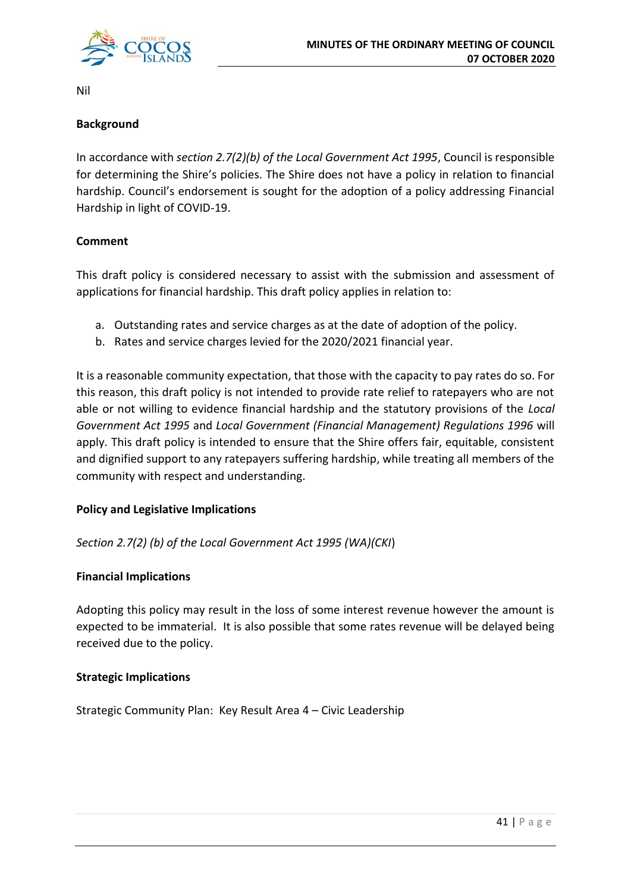Nil

**Background**

In accordance with *section 2.7(2)(b) of the Local Government Act 1995*, Council is responsible for determining the Shire's policies. The Shire does not have a policy in relation to financial hardship. Council's endorsement is sought for the adoption of a policy addressing Financial Hardship in light of COVID-19.

**Comment**

This draft policy is considered necessary to assist with the submission and assessment of applications for financial hardship. This draft policy applies in relation to:

a. Outstanding rates and service charges as at the date of adoption of the policy.
b. Rates and service charges levied for the 2020/2021 financial year.

It is a reasonable community expectation, that those with the capacity to pay rates do so. For this reason, this draft policy is not intended to provide rate relief to ratepayers who are not able or not willing to evidence financial hardship and the statutory provisions of the *Local Government Act 1995* and *Local Government (Financial Management) Regulations 1996* will apply. This draft policy is intended to ensure that the Shire offers fair, equitable, consistent and dignified support to any ratepayers suffering hardship, while treating all members of the community with respect and understanding.

**Policy and Legislative Implications**

*Section 2.7(2) (b) of the Local Government Act 1995 (WA)(CKI)*

**Financial Implications**

Adopting this policy may result in the loss of some interest revenue however the amount is expected to be immaterial. It is also possible that some rates revenue will be delayed being received due to the policy.

**Strategic Implications**

Strategic Community Plan: Key Result Area 4 – Civic Leadership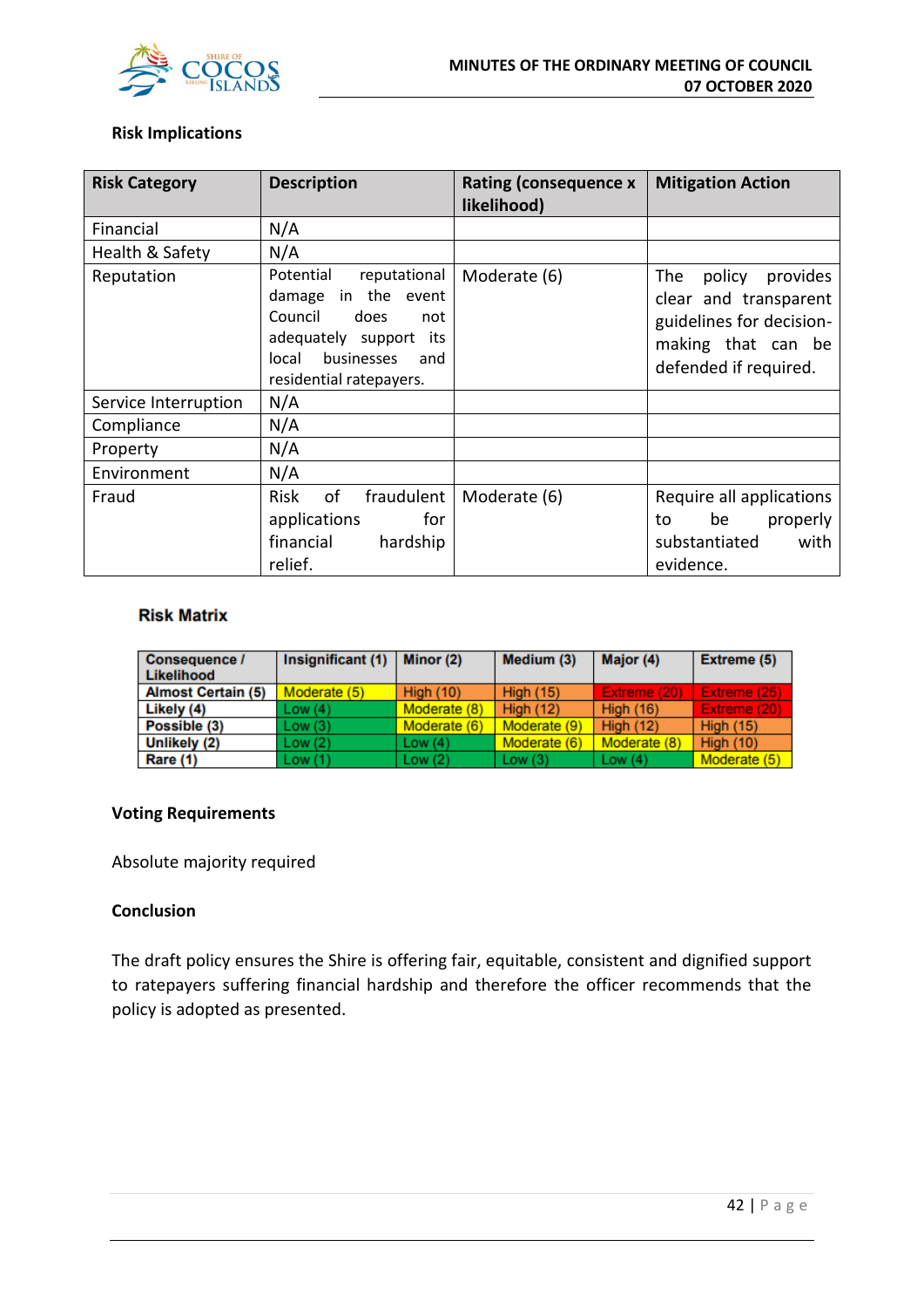**Risk Implications**

| Risk Category | Description | Rating (consequence x likelihood) | Mitigation Action |
|---|---|---|---|
| Financial | N/A | | |
| Health & Safety | N/A | | |
| Reputation | Potential reputational damage in the event Council does not adequately support its local businesses and residential ratepayers. | Moderate (6) | The policy provides clear and transparent guidelines for decision-making that can be defended if required. |
| Service Interruption | N/A | | |
| Compliance | N/A | | |
| Property | N/A | | |
| Environment | N/A | | |
| Fraud | Risk of fraudulent applications for financial hardship relief. | Moderate (6) | Require all applications to be properly substantiated with evidence. |

**Risk Matrix**

| Consequence / Likelihood | Insignificant (1) | Minor (2) | Medium (3) | Major (4) | Extreme (5) |
|---|---|---|---|---|---|
| Almost Certain (5) | Moderate (5) | High (10) | High (15) | Extreme (20) | Extreme (25) |
| Likely (4) | Low (4) | Moderate (8) | High (12) | High (16) | Extreme (20) |
| Possible (3) | Low (3) | Moderate (6) | Moderate (9) | High (12) | High (15) |
| Unlikely (2) | Low (2) | Low (4) | Moderate (6) | Moderate (8) | High (10) |
| Rare (1) | Low (1) | Low (2) | Low (3) | Low (4) | Moderate (5) |

**Voting Requirements**

Absolute majority required

**Conclusion**

The draft policy ensures the Shire is offering fair, equitable, consistent and dignified support to ratepayers suffering financial hardship and therefore the officer recommends that the policy is adopted as presented.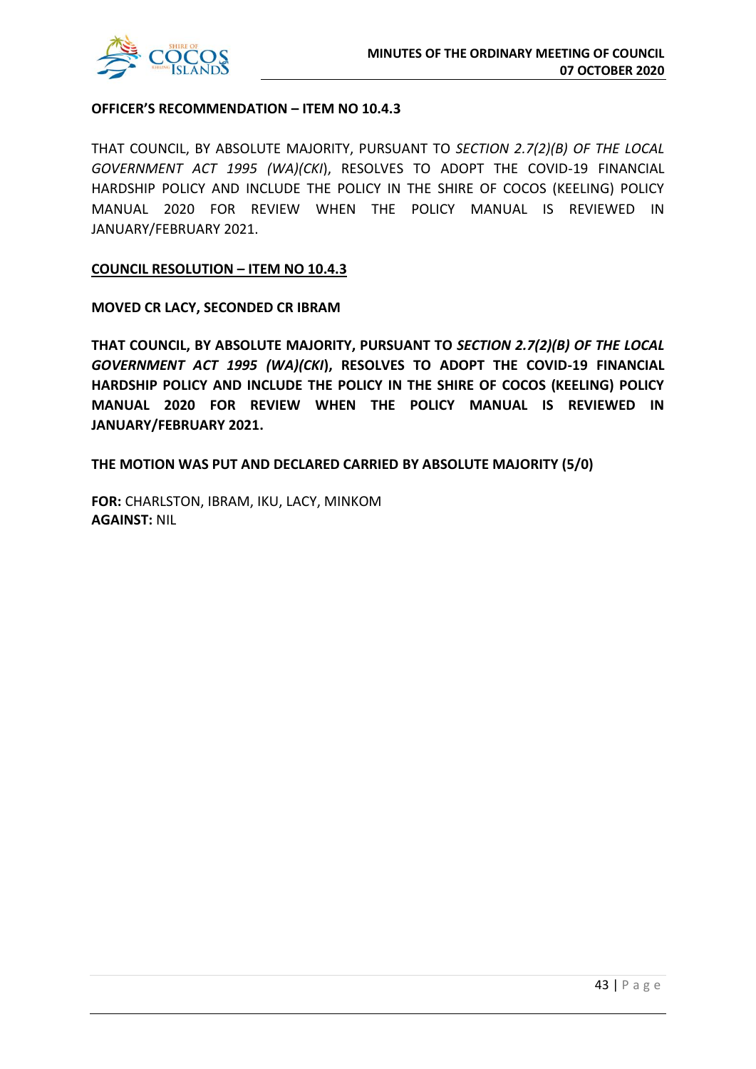**OFFICER'S RECOMMENDATION – ITEM NO 10.4.3**

THAT COUNCIL, BY ABSOLUTE MAJORITY, PURSUANT TO *SECTION 2.7(2)(B) OF THE LOCAL GOVERNMENT ACT 1995 (WA)(CKI*), RESOLVES TO ADOPT THE COVID-19 FINANCIAL HARDSHIP POLICY AND INCLUDE THE POLICY IN THE SHIRE OF COCOS (KEELING) POLICY MANUAL 2020 FOR REVIEW WHEN THE POLICY MANUAL IS REVIEWED IN JANUARY/FEBRUARY 2021.

**COUNCIL RESOLUTION – ITEM NO 10.4.3**

**MOVED CR LACY, SECONDED CR IBRAM**

**THAT COUNCIL, BY ABSOLUTE MAJORITY, PURSUANT TO *SECTION 2.7(2)(B) OF THE LOCAL GOVERNMENT ACT 1995 (WA)(CKI*), RESOLVES TO ADOPT THE COVID-19 FINANCIAL HARDSHIP POLICY AND INCLUDE THE POLICY IN THE SHIRE OF COCOS (KEELING) POLICY MANUAL 2020 FOR REVIEW WHEN THE POLICY MANUAL IS REVIEWED IN JANUARY/FEBRUARY 2021.**

**THE MOTION WAS PUT AND DECLARED CARRIED BY ABSOLUTE MAJORITY (5/0)**

**FOR:** CHARLSTON, IBRAM, IKU, LACY, MINKOM
**AGAINST:** NIL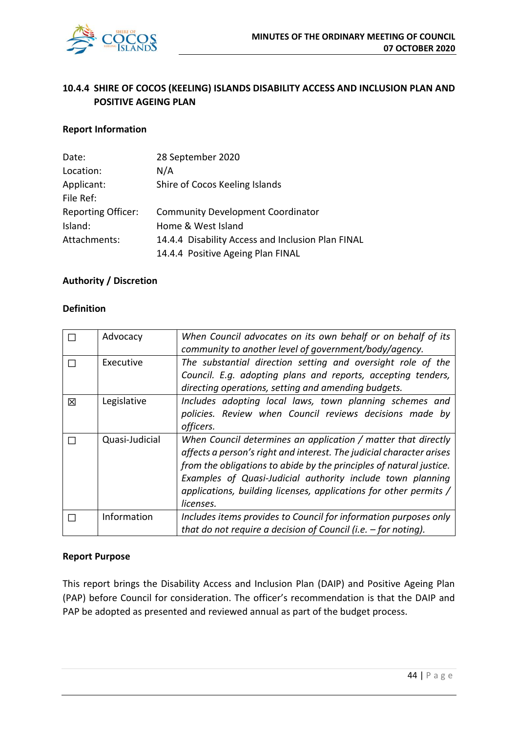## 10.4.4 SHIRE OF COCOS (KEELING) ISLANDS DISABILITY ACCESS AND INCLUSION PLAN AND POSITIVE AGEING PLAN

### Report Information

| | |
|---|---|
| Date: | 28 September 2020 |
| Location: | N/A |
| Applicant: | Shire of Cocos Keeling Islands |
| File Ref: | |
| Reporting Officer: | Community Development Coordinator |
| Island: | Home & West Island |
| Attachments: | 14.4.4 Disability Access and Inclusion Plan FINAL<br>14.4.4 Positive Ageing Plan FINAL |

### Authority / Discretion

### Definition

| | | |
|---|---|---|
| ☐ | Advocacy | *When Council advocates on its own behalf or on behalf of its community to another level of government/body/agency.* |
| ☐ | Executive | *The substantial direction setting and oversight role of the Council. E.g. adopting plans and reports, accepting tenders, directing operations, setting and amending budgets.* |
| ☒ | Legislative | *Includes adopting local laws, town planning schemes and policies. Review when Council reviews decisions made by officers.* |
| ☐ | Quasi-Judicial | *When Council determines an application / matter that directly affects a person's right and interest. The judicial character arises from the obligations to abide by the principles of natural justice. Examples of Quasi-Judicial authority include town planning applications, building licenses, applications for other permits / licenses.* |
| ☐ | Information | *Includes items provides to Council for information purposes only that do not require a decision of Council (i.e. – for noting).* |

### Report Purpose

This report brings the Disability Access and Inclusion Plan (DAIP) and Positive Ageing Plan (PAP) before Council for consideration. The officer's recommendation is that the DAIP and PAP be adopted as presented and reviewed annual as part of the budget process.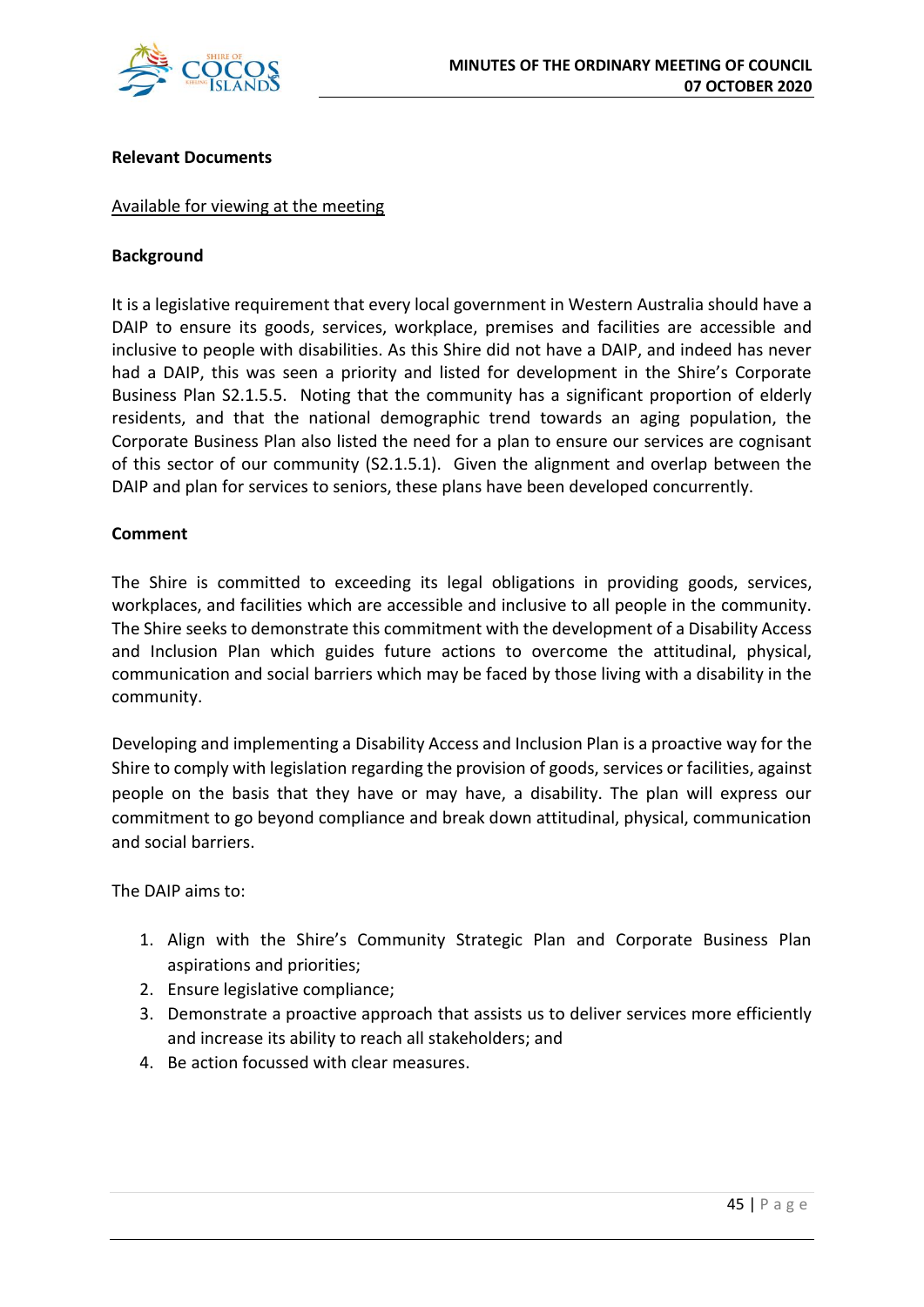**Relevant Documents**

Available for viewing at the meeting

**Background**

It is a legislative requirement that every local government in Western Australia should have a DAIP to ensure its goods, services, workplace, premises and facilities are accessible and inclusive to people with disabilities. As this Shire did not have a DAIP, and indeed has never had a DAIP, this was seen a priority and listed for development in the Shire's Corporate Business Plan S2.1.5.5. Noting that the community has a significant proportion of elderly residents, and that the national demographic trend towards an aging population, the Corporate Business Plan also listed the need for a plan to ensure our services are cognisant of this sector of our community (S2.1.5.1). Given the alignment and overlap between the DAIP and plan for services to seniors, these plans have been developed concurrently.

**Comment**

The Shire is committed to exceeding its legal obligations in providing goods, services, workplaces, and facilities which are accessible and inclusive to all people in the community. The Shire seeks to demonstrate this commitment with the development of a Disability Access and Inclusion Plan which guides future actions to overcome the attitudinal, physical, communication and social barriers which may be faced by those living with a disability in the community.

Developing and implementing a Disability Access and Inclusion Plan is a proactive way for the Shire to comply with legislation regarding the provision of goods, services or facilities, against people on the basis that they have or may have, a disability. The plan will express our commitment to go beyond compliance and break down attitudinal, physical, communication and social barriers.

The DAIP aims to:

1. Align with the Shire's Community Strategic Plan and Corporate Business Plan aspirations and priorities;
2. Ensure legislative compliance;
3. Demonstrate a proactive approach that assists us to deliver services more efficiently and increase its ability to reach all stakeholders; and
4. Be action focussed with clear measures.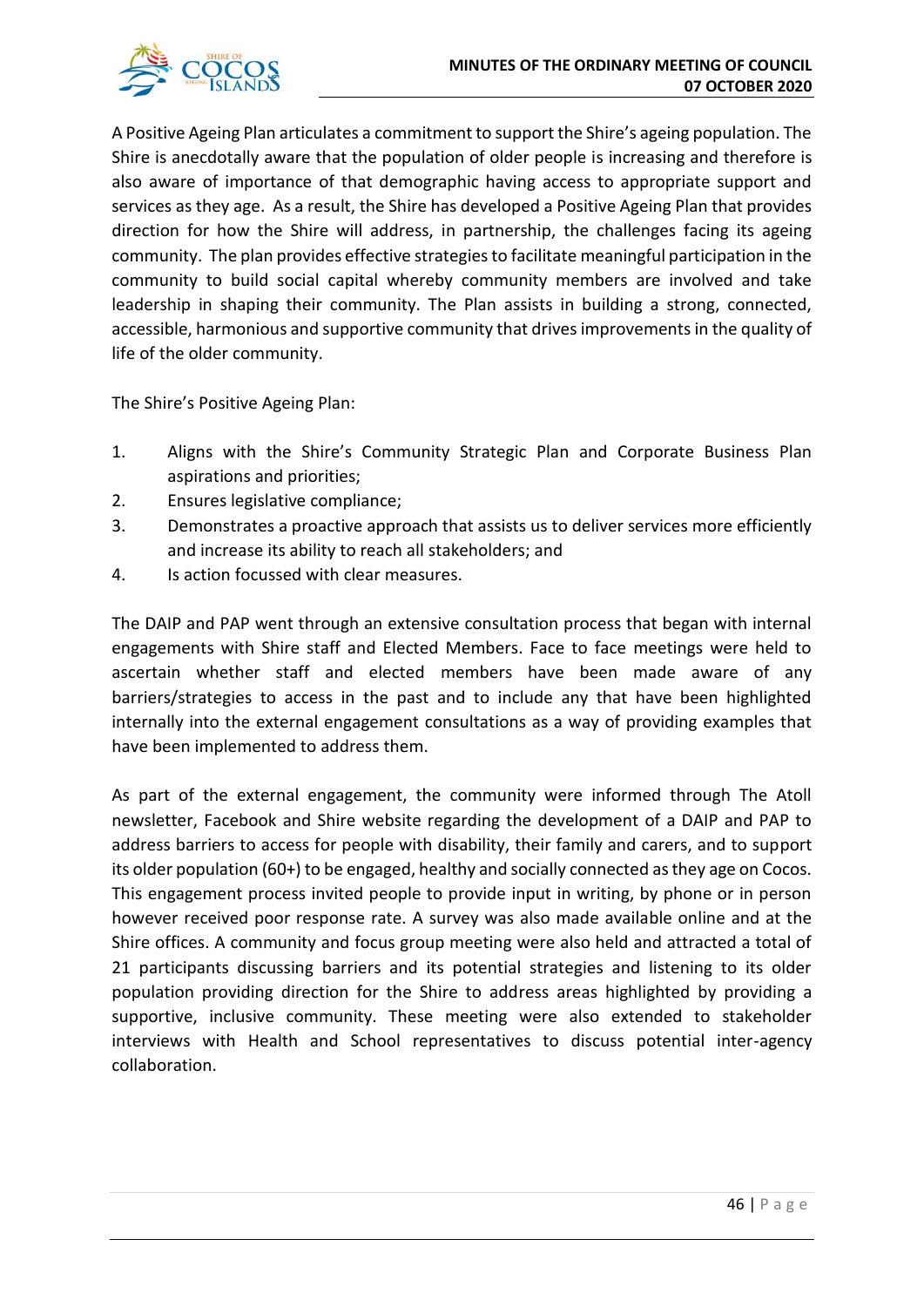A Positive Ageing Plan articulates a commitment to support the Shire's ageing population. The Shire is anecdotally aware that the population of older people is increasing and therefore is also aware of importance of that demographic having access to appropriate support and services as they age. As a result, the Shire has developed a Positive Ageing Plan that provides direction for how the Shire will address, in partnership, the challenges facing its ageing community. The plan provides effective strategies to facilitate meaningful participation in the community to build social capital whereby community members are involved and take leadership in shaping their community. The Plan assists in building a strong, connected, accessible, harmonious and supportive community that drives improvements in the quality of life of the older community.

The Shire's Positive Ageing Plan:

1. Aligns with the Shire's Community Strategic Plan and Corporate Business Plan aspirations and priorities;
2. Ensures legislative compliance;
3. Demonstrates a proactive approach that assists us to deliver services more efficiently and increase its ability to reach all stakeholders; and
4. Is action focussed with clear measures.

The DAIP and PAP went through an extensive consultation process that began with internal engagements with Shire staff and Elected Members. Face to face meetings were held to ascertain whether staff and elected members have been made aware of any barriers/strategies to access in the past and to include any that have been highlighted internally into the external engagement consultations as a way of providing examples that have been implemented to address them.

As part of the external engagement, the community were informed through The Atoll newsletter, Facebook and Shire website regarding the development of a DAIP and PAP to address barriers to access for people with disability, their family and carers, and to support its older population (60+) to be engaged, healthy and socially connected as they age on Cocos. This engagement process invited people to provide input in writing, by phone or in person however received poor response rate. A survey was also made available online and at the Shire offices. A community and focus group meeting were also held and attracted a total of 21 participants discussing barriers and its potential strategies and listening to its older population providing direction for the Shire to address areas highlighted by providing a supportive, inclusive community. These meeting were also extended to stakeholder interviews with Health and School representatives to discuss potential inter-agency collaboration.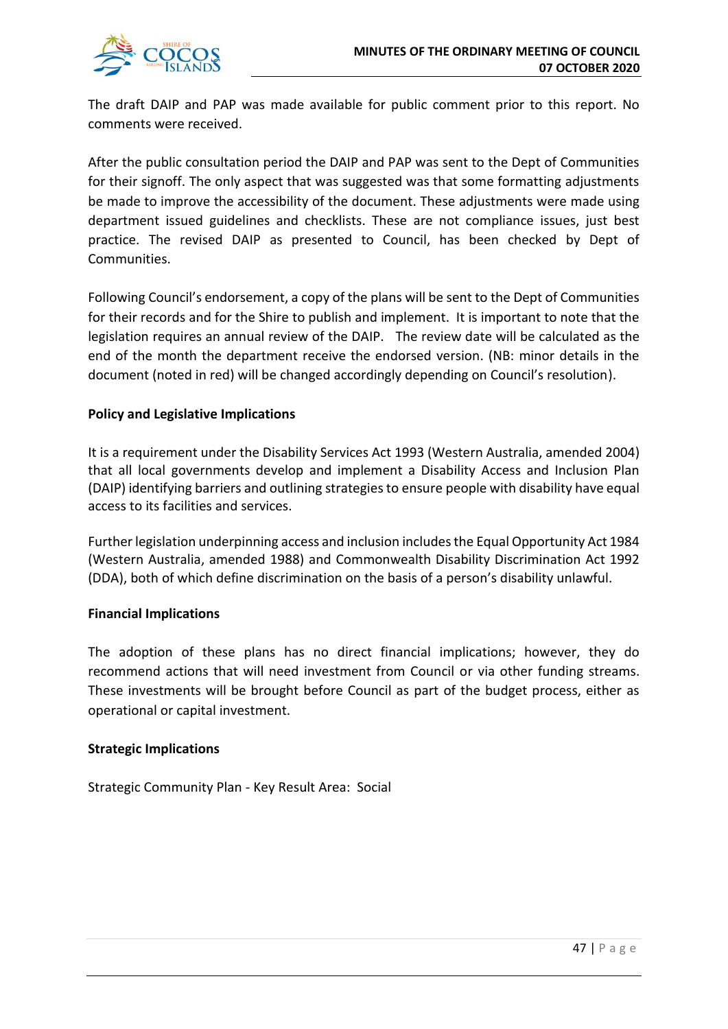The draft DAIP and PAP was made available for public comment prior to this report. No comments were received.

After the public consultation period the DAIP and PAP was sent to the Dept of Communities for their signoff. The only aspect that was suggested was that some formatting adjustments be made to improve the accessibility of the document. These adjustments were made using department issued guidelines and checklists. These are not compliance issues, just best practice. The revised DAIP as presented to Council, has been checked by Dept of Communities.

Following Council's endorsement, a copy of the plans will be sent to the Dept of Communities for their records and for the Shire to publish and implement. It is important to note that the legislation requires an annual review of the DAIP. The review date will be calculated as the end of the month the department receive the endorsed version. (NB: minor details in the document (noted in red) will be changed accordingly depending on Council's resolution).

**Policy and Legislative Implications**

It is a requirement under the Disability Services Act 1993 (Western Australia, amended 2004) that all local governments develop and implement a Disability Access and Inclusion Plan (DAIP) identifying barriers and outlining strategies to ensure people with disability have equal access to its facilities and services.

Further legislation underpinning access and inclusion includes the Equal Opportunity Act 1984 (Western Australia, amended 1988) and Commonwealth Disability Discrimination Act 1992 (DDA), both of which define discrimination on the basis of a person's disability unlawful.

**Financial Implications**

The adoption of these plans has no direct financial implications; however, they do recommend actions that will need investment from Council or via other funding streams. These investments will be brought before Council as part of the budget process, either as operational or capital investment.

**Strategic Implications**

Strategic Community Plan - Key Result Area: Social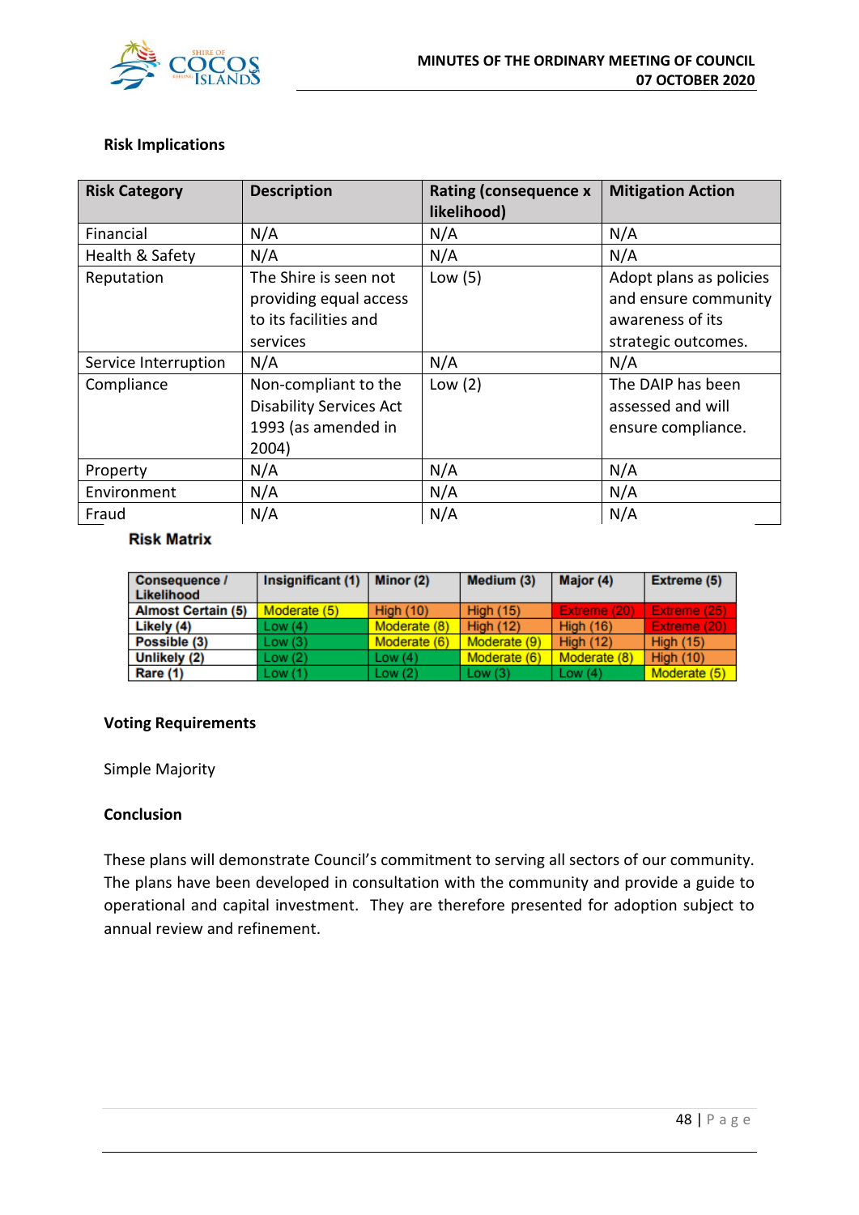**Risk Implications**

| Risk Category | Description | Rating (consequence x likelihood) | Mitigation Action |
|---|---|---|---|
| Financial | N/A | N/A | N/A |
| Health & Safety | N/A | N/A | N/A |
| Reputation | The Shire is seen not providing equal access to its facilities and services | Low (5) | Adopt plans as policies and ensure community awareness of its strategic outcomes. |
| Service Interruption | N/A | N/A | N/A |
| Compliance | Non-compliant to the Disability Services Act 1993 (as amended in 2004) | Low (2) | The DAIP has been assessed and will ensure compliance. |
| Property | N/A | N/A | N/A |
| Environment | N/A | N/A | N/A |
| Fraud | N/A | N/A | N/A |

**Risk Matrix**

| Consequence / Likelihood | Insignificant (1) | Minor (2) | Medium (3) | Major (4) | Extreme (5) |
|---|---|---|---|---|---|
| Almost Certain (5) | Moderate (5) | High (10) | High (15) | Extreme (20) | Extreme (25) |
| Likely (4) | Low (4) | Moderate (8) | High (12) | High (16) | Extreme (20) |
| Possible (3) | Low (3) | Moderate (6) | Moderate (9) | High (12) | High (15) |
| Unlikely (2) | Low (2) | Low (4) | Moderate (6) | Moderate (8) | High (10) |
| Rare (1) | Low (1) | Low (2) | Low (3) | Low (4) | Moderate (5) |

**Voting Requirements**

Simple Majority

**Conclusion**

These plans will demonstrate Council's commitment to serving all sectors of our community. The plans have been developed in consultation with the community and provide a guide to operational and capital investment. They are therefore presented for adoption subject to annual review and refinement.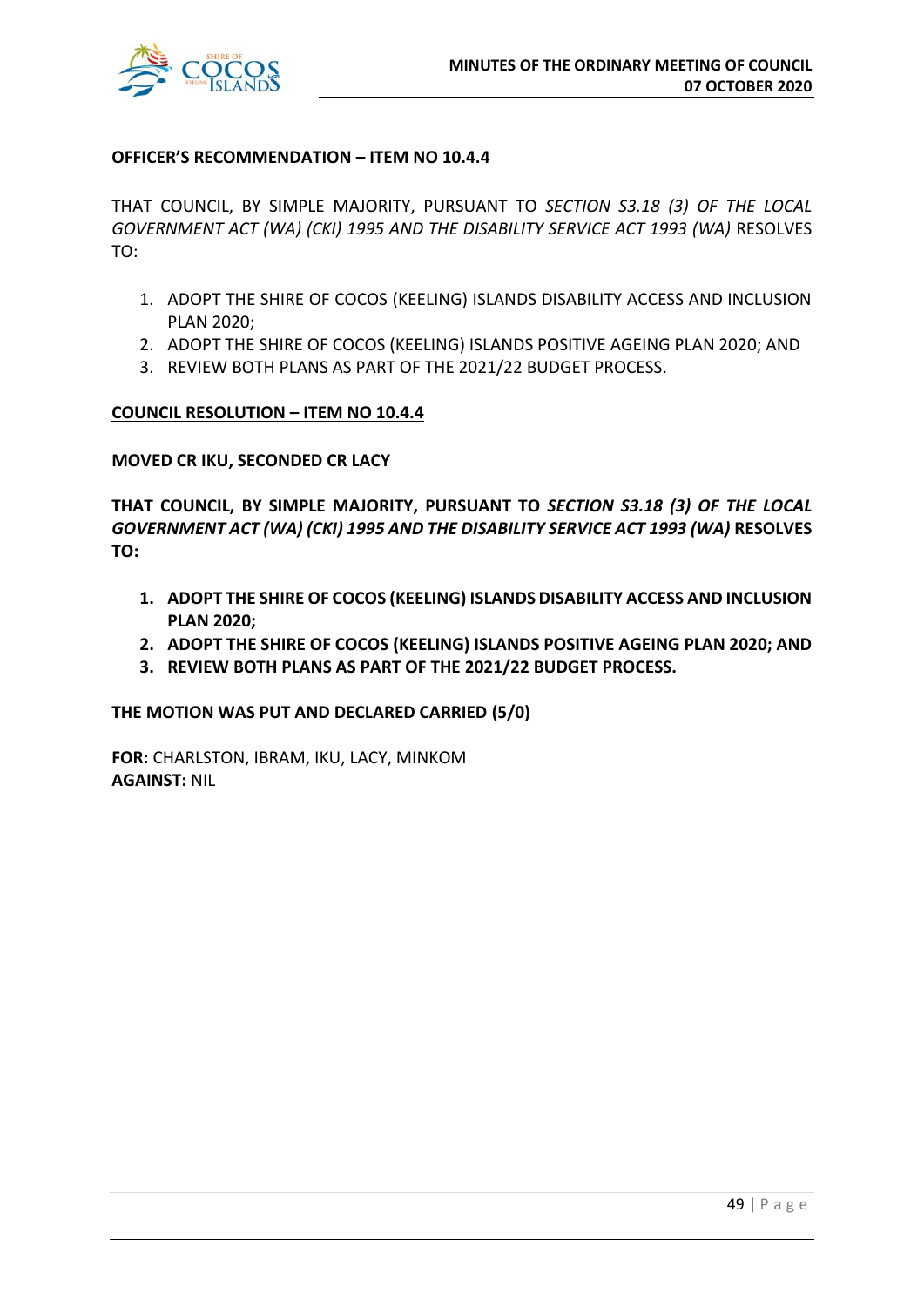**OFFICER'S RECOMMENDATION – ITEM NO 10.4.4**

THAT COUNCIL, BY SIMPLE MAJORITY, PURSUANT TO *SECTION S3.18 (3) OF THE LOCAL GOVERNMENT ACT (WA) (CKI) 1995 AND THE DISABILITY SERVICE ACT 1993 (WA)* RESOLVES TO:

1. ADOPT THE SHIRE OF COCOS (KEELING) ISLANDS DISABILITY ACCESS AND INCLUSION PLAN 2020;
2. ADOPT THE SHIRE OF COCOS (KEELING) ISLANDS POSITIVE AGEING PLAN 2020; AND
3. REVIEW BOTH PLANS AS PART OF THE 2021/22 BUDGET PROCESS.

**COUNCIL RESOLUTION – ITEM NO 10.4.4**

**MOVED CR IKU, SECONDED CR LACY**

**THAT COUNCIL, BY SIMPLE MAJORITY, PURSUANT TO *SECTION S3.18 (3) OF THE LOCAL GOVERNMENT ACT (WA) (CKI) 1995 AND THE DISABILITY SERVICE ACT 1993 (WA)* RESOLVES TO:**

1. **ADOPT THE SHIRE OF COCOS (KEELING) ISLANDS DISABILITY ACCESS AND INCLUSION PLAN 2020;**
2. **ADOPT THE SHIRE OF COCOS (KEELING) ISLANDS POSITIVE AGEING PLAN 2020; AND**
3. **REVIEW BOTH PLANS AS PART OF THE 2021/22 BUDGET PROCESS.**

**THE MOTION WAS PUT AND DECLARED CARRIED (5/0)**

**FOR:** CHARLSTON, IBRAM, IKU, LACY, MINKOM
**AGAINST:** NIL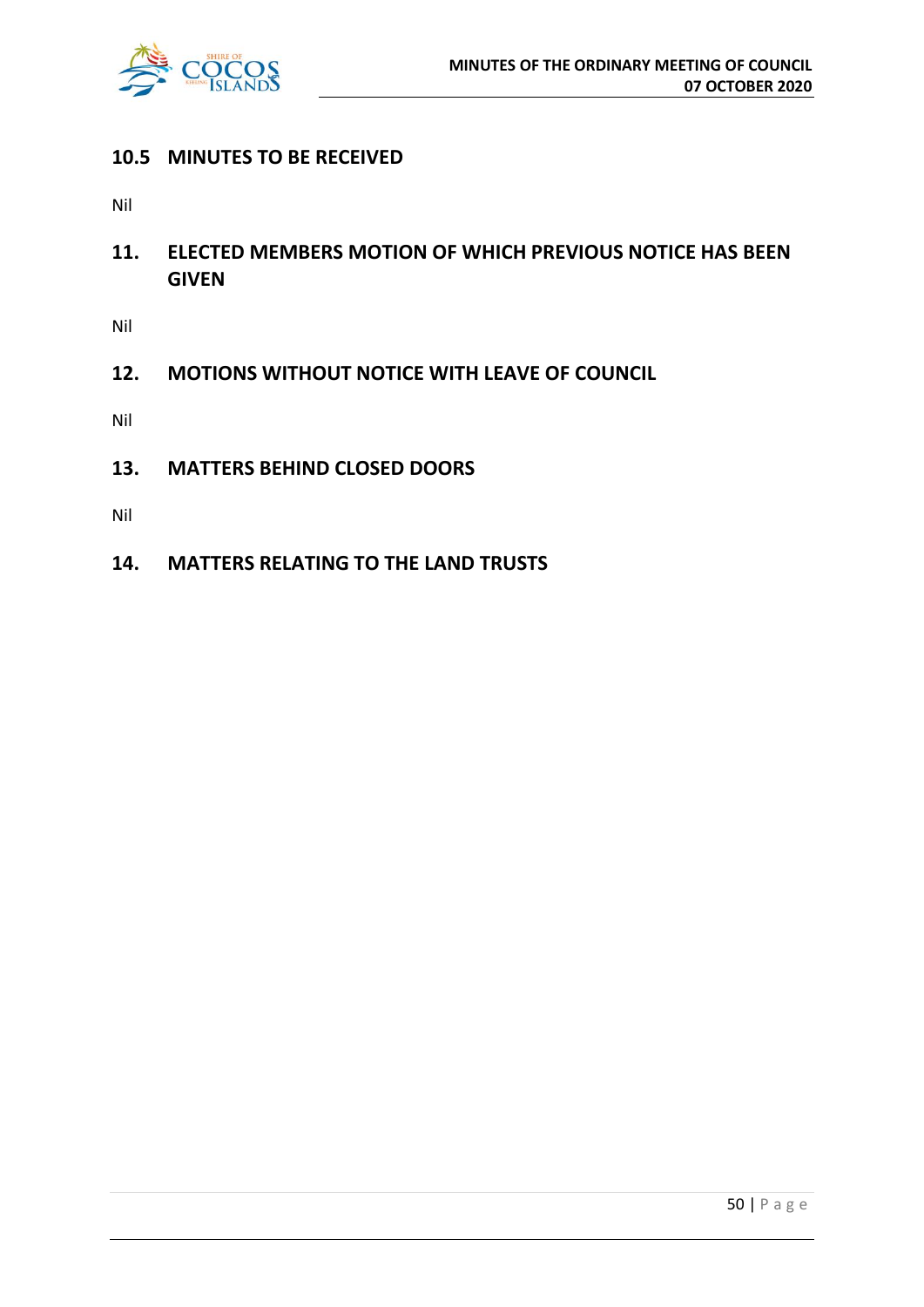## 10.5 MINUTES TO BE RECEIVED

Nil

## 11. ELECTED MEMBERS MOTION OF WHICH PREVIOUS NOTICE HAS BEEN GIVEN

Nil

## 12. MOTIONS WITHOUT NOTICE WITH LEAVE OF COUNCIL

Nil

## 13. MATTERS BEHIND CLOSED DOORS

Nil

## 14. MATTERS RELATING TO THE LAND TRUSTS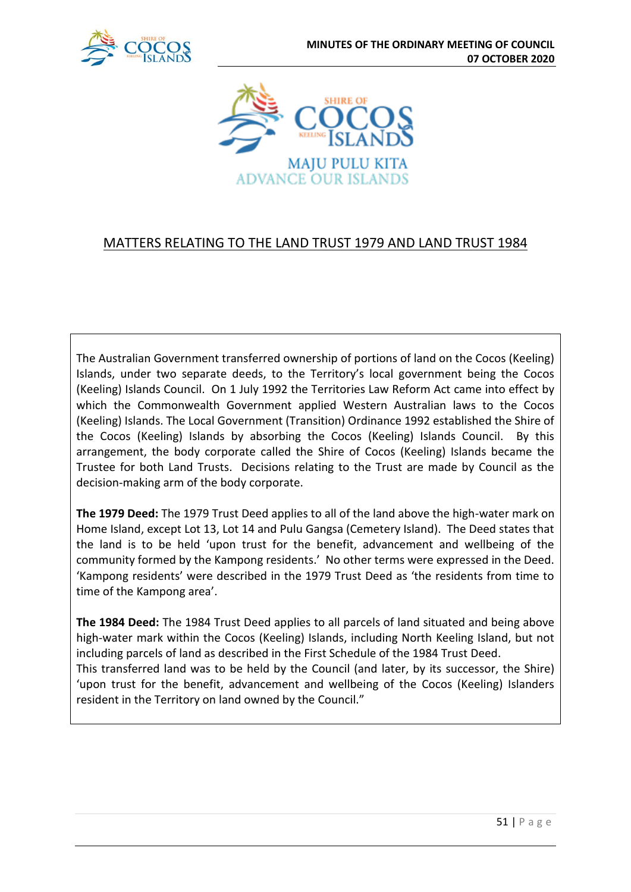MAJU PULU KITA
ADVANCE OUR ISLANDS

## MATTERS RELATING TO THE LAND TRUST 1979 AND LAND TRUST 1984

The Australian Government transferred ownership of portions of land on the Cocos (Keeling) Islands, under two separate deeds, to the Territory's local government being the Cocos (Keeling) Islands Council. On 1 July 1992 the Territories Law Reform Act came into effect by which the Commonwealth Government applied Western Australian laws to the Cocos (Keeling) Islands. The Local Government (Transition) Ordinance 1992 established the Shire of the Cocos (Keeling) Islands by absorbing the Cocos (Keeling) Islands Council. By this arrangement, the body corporate called the Shire of Cocos (Keeling) Islands became the Trustee for both Land Trusts. Decisions relating to the Trust are made by Council as the decision-making arm of the body corporate.

**The 1979 Deed:** The 1979 Trust Deed applies to all of the land above the high-water mark on Home Island, except Lot 13, Lot 14 and Pulu Gangsa (Cemetery Island). The Deed states that the land is to be held 'upon trust for the benefit, advancement and wellbeing of the community formed by the Kampong residents.' No other terms were expressed in the Deed. 'Kampong residents' were described in the 1979 Trust Deed as 'the residents from time to time of the Kampong area'.

**The 1984 Deed:** The 1984 Trust Deed applies to all parcels of land situated and being above high-water mark within the Cocos (Keeling) Islands, including North Keeling Island, but not including parcels of land as described in the First Schedule of the 1984 Trust Deed.
This transferred land was to be held by the Council (and later, by its successor, the Shire) 'upon trust for the benefit, advancement and wellbeing of the Cocos (Keeling) Islanders resident in the Territory on land owned by the Council."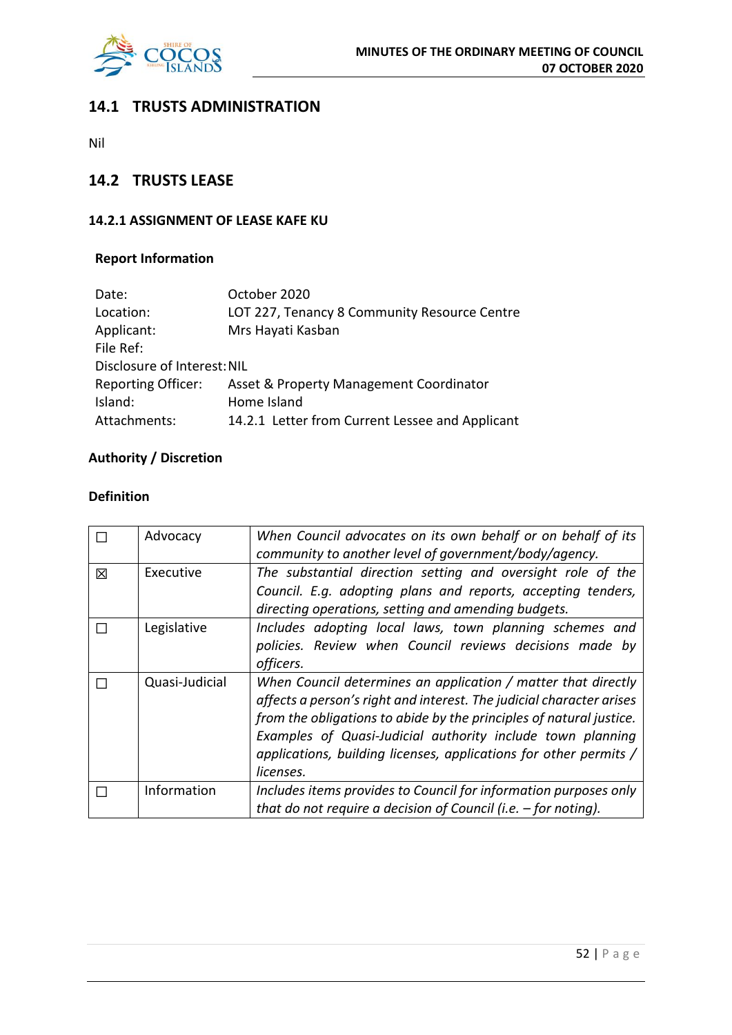## 14.1 TRUSTS ADMINISTRATION

Nil

## 14.2 TRUSTS LEASE

### 14.2.1 ASSIGNMENT OF LEASE KAFE KU

**Report Information**

Date: October 2020
Location: LOT 227, Tenancy 8 Community Resource Centre
Applicant: Mrs Hayati Kasban
File Ref:
Disclosure of Interest: NIL
Reporting Officer: Asset & Property Management Coordinator
Island: Home Island
Attachments: 14.2.1 Letter from Current Lessee and Applicant

**Authority / Discretion**

**Definition**

| | | |
|---|---|---|
| ☐ | Advocacy | *When Council advocates on its own behalf or on behalf of its community to another level of government/body/agency.* |
| ☒ | Executive | *The substantial direction setting and oversight role of the Council. E.g. adopting plans and reports, accepting tenders, directing operations, setting and amending budgets.* |
| ☐ | Legislative | *Includes adopting local laws, town planning schemes and policies. Review when Council reviews decisions made by officers.* |
| ☐ | Quasi-Judicial | *When Council determines an application / matter that directly affects a person's right and interest. The judicial character arises from the obligations to abide by the principles of natural justice. Examples of Quasi-Judicial authority include town planning applications, building licenses, applications for other permits / licenses.* |
| ☐ | Information | *Includes items provides to Council for information purposes only that do not require a decision of Council (i.e. – for noting).* |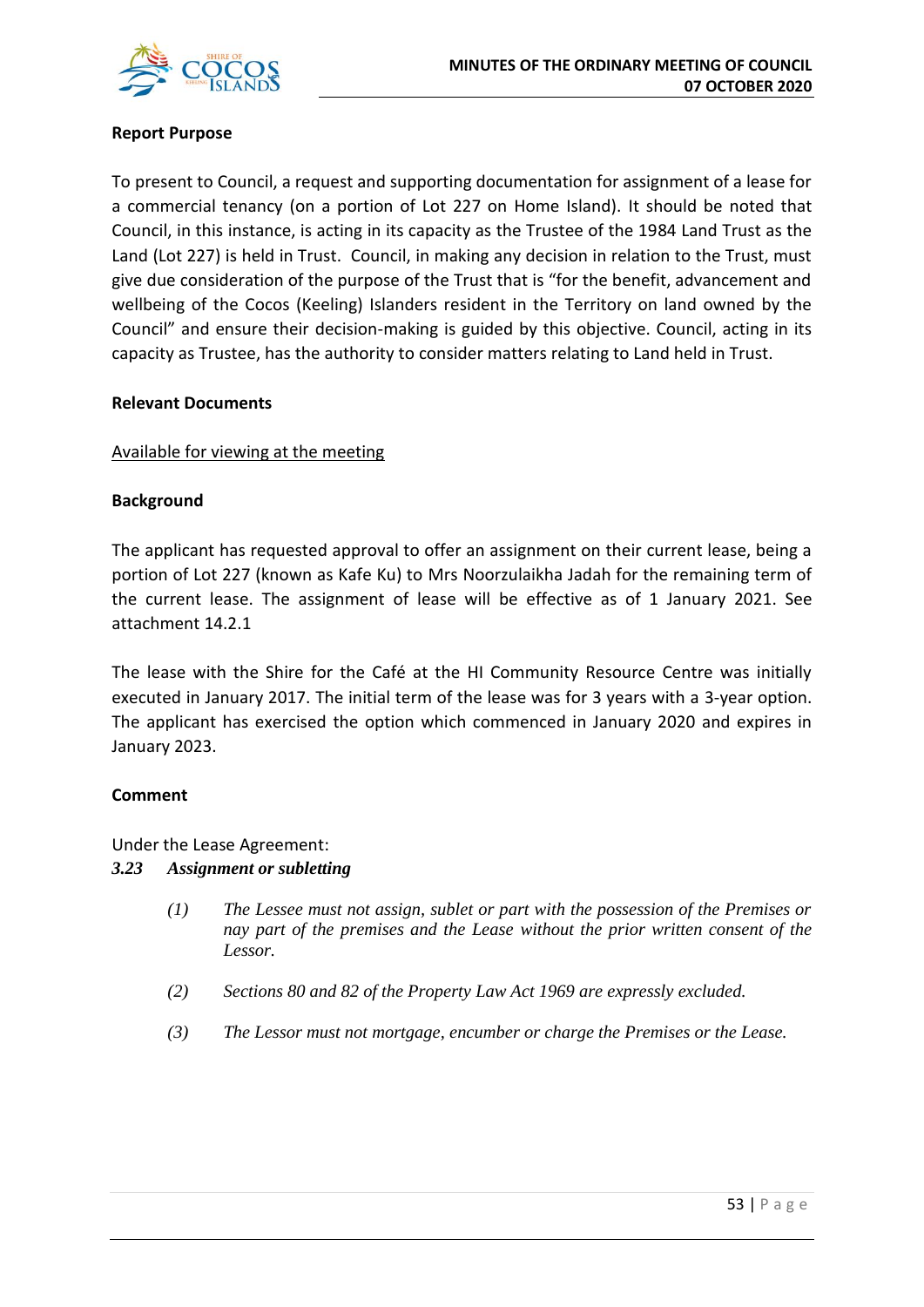**Report Purpose**

To present to Council, a request and supporting documentation for assignment of a lease for a commercial tenancy (on a portion of Lot 227 on Home Island). It should be noted that Council, in this instance, is acting in its capacity as the Trustee of the 1984 Land Trust as the Land (Lot 227) is held in Trust. Council, in making any decision in relation to the Trust, must give due consideration of the purpose of the Trust that is "for the benefit, advancement and wellbeing of the Cocos (Keeling) Islanders resident in the Territory on land owned by the Council" and ensure their decision-making is guided by this objective. Council, acting in its capacity as Trustee, has the authority to consider matters relating to Land held in Trust.

**Relevant Documents**

Available for viewing at the meeting

**Background**

The applicant has requested approval to offer an assignment on their current lease, being a portion of Lot 227 (known as Kafe Ku) to Mrs Noorzulaikha Jadah for the remaining term of the current lease. The assignment of lease will be effective as of 1 January 2021. See attachment 14.2.1

The lease with the Shire for the Café at the HI Community Resource Centre was initially executed in January 2017. The initial term of the lease was for 3 years with a 3-year option. The applicant has exercised the option which commenced in January 2020 and expires in January 2023.

**Comment**

Under the Lease Agreement:

***3.23 Assignment or subletting***

*(1) The Lessee must not assign, sublet or part with the possession of the Premises or nay part of the premises and the Lease without the prior written consent of the Lessor.*

*(2) Sections 80 and 82 of the Property Law Act 1969 are expressly excluded.*

*(3) The Lessor must not mortgage, encumber or charge the Premises or the Lease.*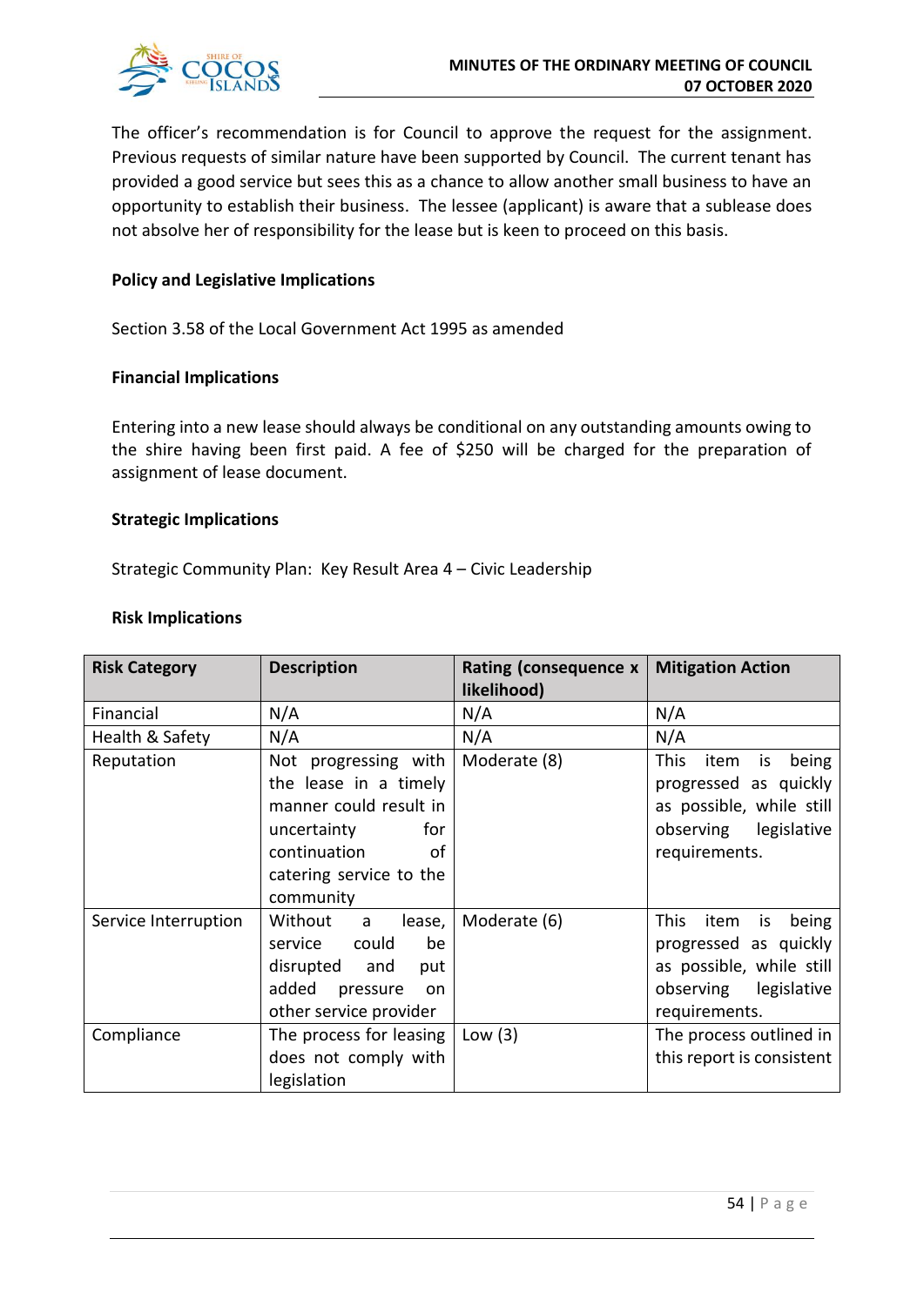The officer's recommendation is for Council to approve the request for the assignment. Previous requests of similar nature have been supported by Council. The current tenant has provided a good service but sees this as a chance to allow another small business to have an opportunity to establish their business. The lessee (applicant) is aware that a sublease does not absolve her of responsibility for the lease but is keen to proceed on this basis.

**Policy and Legislative Implications**

Section 3.58 of the Local Government Act 1995 as amended

**Financial Implications**

Entering into a new lease should always be conditional on any outstanding amounts owing to the shire having been first paid. A fee of $250 will be charged for the preparation of assignment of lease document.

**Strategic Implications**

Strategic Community Plan: Key Result Area 4 – Civic Leadership

**Risk Implications**

| Risk Category | Description | Rating (consequence x likelihood) | Mitigation Action |
|---|---|---|---|
| Financial | N/A | N/A | N/A |
| Health & Safety | N/A | N/A | N/A |
| Reputation | Not progressing with the lease in a timely manner could result in uncertainty for continuation of catering service to the community | Moderate (8) | This item is being progressed as quickly as possible, while still observing legislative requirements. |
| Service Interruption | Without a lease, service could be disrupted and put added pressure on other service provider | Moderate (6) | This item is being progressed as quickly as possible, while still observing legislative requirements. |
| Compliance | The process for leasing does not comply with legislation | Low (3) | The process outlined in this report is consistent |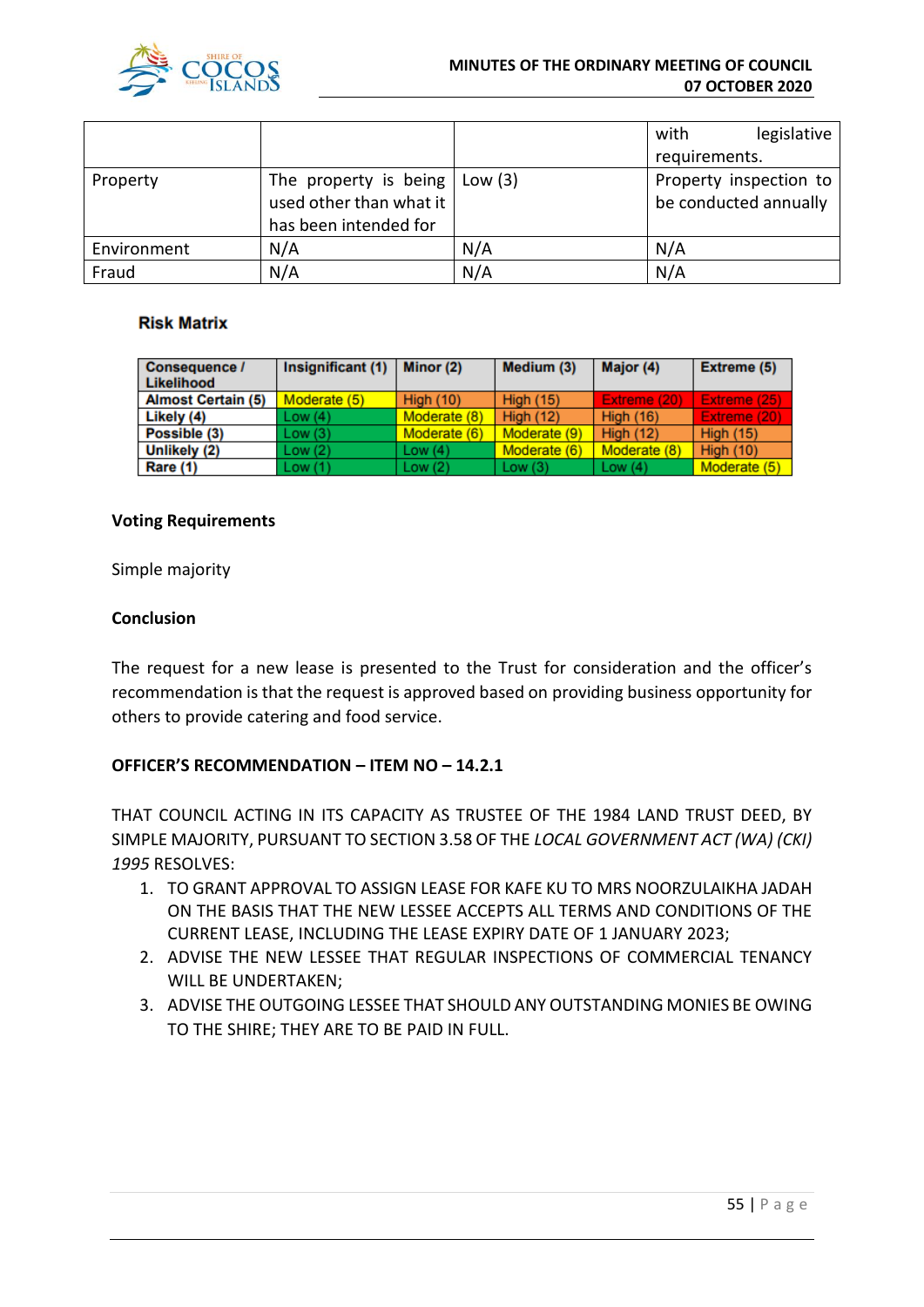| | | | with legislative requirements. |
|---|---|---|---|
| Property | The property is being used other than what it has been intended for | Low (3) | Property inspection to be conducted annually |
| Environment | N/A | N/A | N/A |
| Fraud | N/A | N/A | N/A |

**Risk Matrix**

| Consequence / Likelihood | Insignificant (1) | Minor (2) | Medium (3) | Major (4) | Extreme (5) |
|---|---|---|---|---|---|
| Almost Certain (5) | Moderate (5) | High (10) | High (15) | Extreme (20) | Extreme (25) |
| Likely (4) | Low (4) | Moderate (8) | High (12) | High (16) | Extreme (20) |
| Possible (3) | Low (3) | Moderate (6) | Moderate (9) | High (12) | High (15) |
| Unlikely (2) | Low (2) | Low (4) | Moderate (6) | Moderate (8) | High (10) |
| Rare (1) | Low (1) | Low (2) | Low (3) | Low (4) | Moderate (5) |

**Voting Requirements**

Simple majority

**Conclusion**

The request for a new lease is presented to the Trust for consideration and the officer's recommendation is that the request is approved based on providing business opportunity for others to provide catering and food service.

**OFFICER'S RECOMMENDATION – ITEM NO – 14.2.1**

THAT COUNCIL ACTING IN ITS CAPACITY AS TRUSTEE OF THE 1984 LAND TRUST DEED, BY SIMPLE MAJORITY, PURSUANT TO SECTION 3.58 OF THE *LOCAL GOVERNMENT ACT (WA) (CKI) 1995* RESOLVES:

1. TO GRANT APPROVAL TO ASSIGN LEASE FOR KAFE KU TO MRS NOORZULAIKHA JADAH ON THE BASIS THAT THE NEW LESSEE ACCEPTS ALL TERMS AND CONDITIONS OF THE CURRENT LEASE, INCLUDING THE LEASE EXPIRY DATE OF 1 JANUARY 2023;
2. ADVISE THE NEW LESSEE THAT REGULAR INSPECTIONS OF COMMERCIAL TENANCY WILL BE UNDERTAKEN;
3. ADVISE THE OUTGOING LESSEE THAT SHOULD ANY OUTSTANDING MONIES BE OWING TO THE SHIRE; THEY ARE TO BE PAID IN FULL.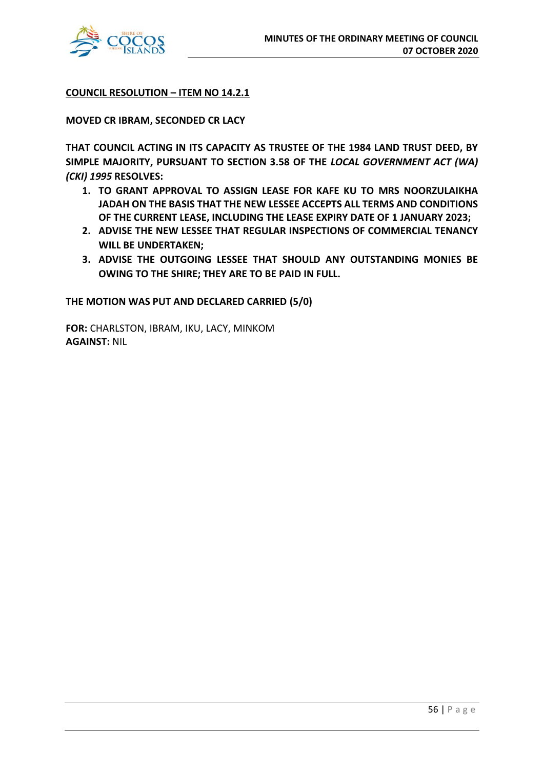**COUNCIL RESOLUTION – ITEM NO 14.2.1**

**MOVED CR IBRAM, SECONDED CR LACY**

**THAT COUNCIL ACTING IN ITS CAPACITY AS TRUSTEE OF THE 1984 LAND TRUST DEED, BY SIMPLE MAJORITY, PURSUANT TO SECTION 3.58 OF THE *LOCAL GOVERNMENT ACT (WA) (CKI) 1995* RESOLVES:**

1. **TO GRANT APPROVAL TO ASSIGN LEASE FOR KAFE KU TO MRS NOORZULAIKHA JADAH ON THE BASIS THAT THE NEW LESSEE ACCEPTS ALL TERMS AND CONDITIONS OF THE CURRENT LEASE, INCLUDING THE LEASE EXPIRY DATE OF 1 JANUARY 2023;**
2. **ADVISE THE NEW LESSEE THAT REGULAR INSPECTIONS OF COMMERCIAL TENANCY WILL BE UNDERTAKEN;**
3. **ADVISE THE OUTGOING LESSEE THAT SHOULD ANY OUTSTANDING MONIES BE OWING TO THE SHIRE; THEY ARE TO BE PAID IN FULL.**

**THE MOTION WAS PUT AND DECLARED CARRIED (5/0)**

**FOR:** CHARLSTON, IBRAM, IKU, LACY, MINKOM
**AGAINST:** NIL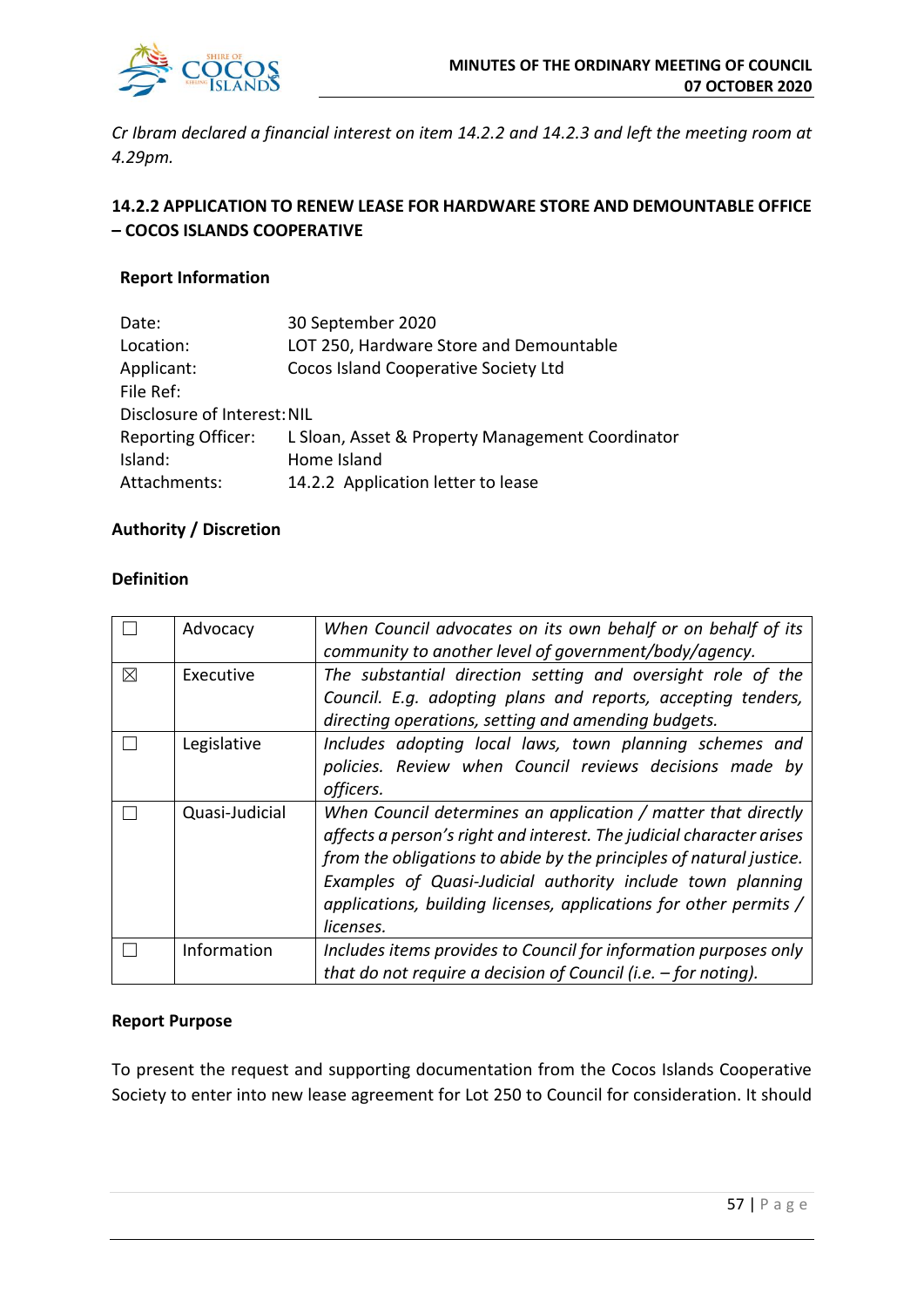*Cr Ibram declared a financial interest on item 14.2.2 and 14.2.3 and left the meeting room at 4.29pm.*

### 14.2.2 APPLICATION TO RENEW LEASE FOR HARDWARE STORE AND DEMOUNTABLE OFFICE – COCOS ISLANDS COOPERATIVE

**Report Information**

| | |
|---|---|
| Date: | 30 September 2020 |
| Location: | LOT 250, Hardware Store and Demountable |
| Applicant: | Cocos Island Cooperative Society Ltd |
| File Ref: | |
| Disclosure of Interest: | NIL |
| Reporting Officer: | L Sloan, Asset & Property Management Coordinator |
| Island: | Home Island |
| Attachments: | 14.2.2 Application letter to lease |

**Authority / Discretion**

**Definition**

| | | |
|---|---|---|
| ☐ | Advocacy | *When Council advocates on its own behalf or on behalf of its community to another level of government/body/agency.* |
| ☒ | Executive | *The substantial direction setting and oversight role of the Council. E.g. adopting plans and reports, accepting tenders, directing operations, setting and amending budgets.* |
| ☐ | Legislative | *Includes adopting local laws, town planning schemes and policies. Review when Council reviews decisions made by officers.* |
| ☐ | Quasi-Judicial | *When Council determines an application / matter that directly affects a person's right and interest. The judicial character arises from the obligations to abide by the principles of natural justice. Examples of Quasi-Judicial authority include town planning applications, building licenses, applications for other permits / licenses.* |
| ☐ | Information | *Includes items provides to Council for information purposes only that do not require a decision of Council (i.e. – for noting).* |

**Report Purpose**

To present the request and supporting documentation from the Cocos Islands Cooperative Society to enter into new lease agreement for Lot 250 to Council for consideration. It should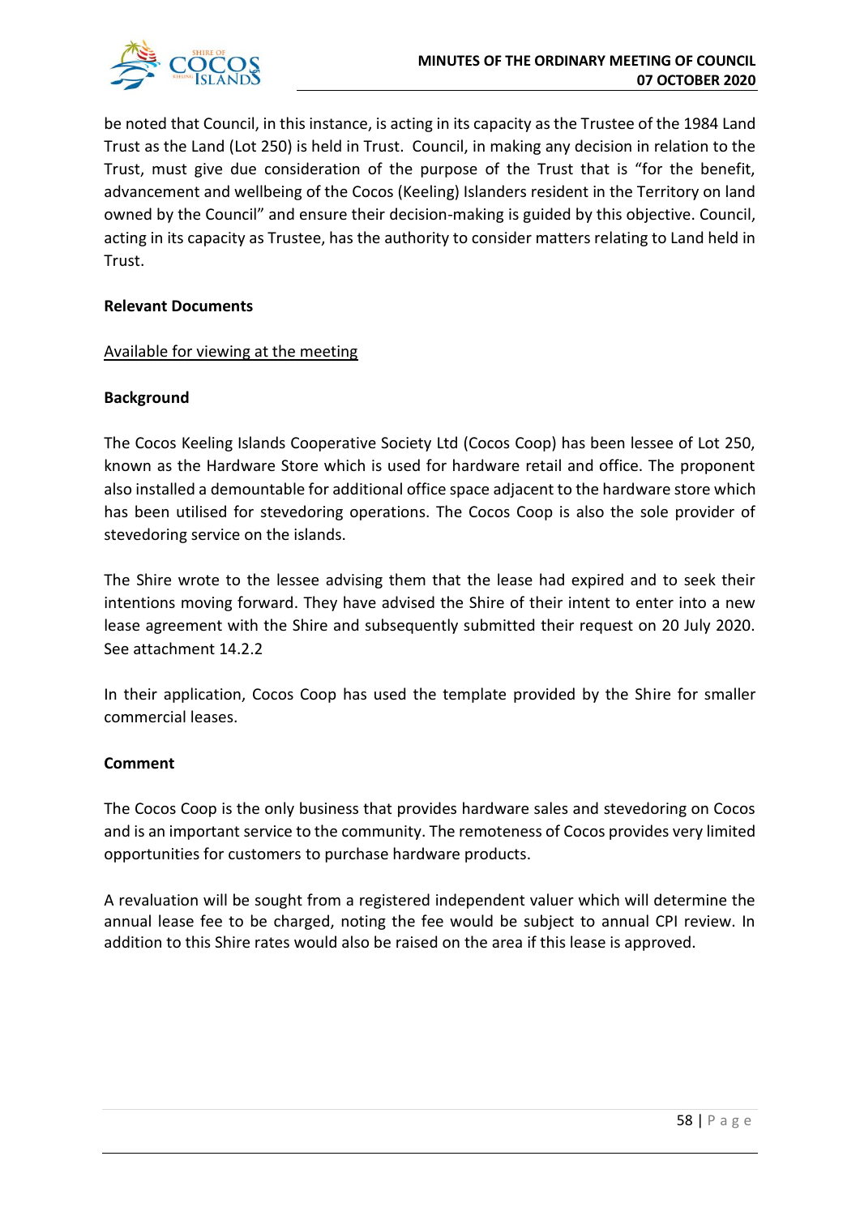be noted that Council, in this instance, is acting in its capacity as the Trustee of the 1984 Land Trust as the Land (Lot 250) is held in Trust. Council, in making any decision in relation to the Trust, must give due consideration of the purpose of the Trust that is "for the benefit, advancement and wellbeing of the Cocos (Keeling) Islanders resident in the Territory on land owned by the Council" and ensure their decision-making is guided by this objective. Council, acting in its capacity as Trustee, has the authority to consider matters relating to Land held in Trust.

**Relevant Documents**

Available for viewing at the meeting

**Background**

The Cocos Keeling Islands Cooperative Society Ltd (Cocos Coop) has been lessee of Lot 250, known as the Hardware Store which is used for hardware retail and office. The proponent also installed a demountable for additional office space adjacent to the hardware store which has been utilised for stevedoring operations. The Cocos Coop is also the sole provider of stevedoring service on the islands.

The Shire wrote to the lessee advising them that the lease had expired and to seek their intentions moving forward. They have advised the Shire of their intent to enter into a new lease agreement with the Shire and subsequently submitted their request on 20 July 2020. See attachment 14.2.2

In their application, Cocos Coop has used the template provided by the Shire for smaller commercial leases.

**Comment**

The Cocos Coop is the only business that provides hardware sales and stevedoring on Cocos and is an important service to the community. The remoteness of Cocos provides very limited opportunities for customers to purchase hardware products.

A revaluation will be sought from a registered independent valuer which will determine the annual lease fee to be charged, noting the fee would be subject to annual CPI review. In addition to this Shire rates would also be raised on the area if this lease is approved.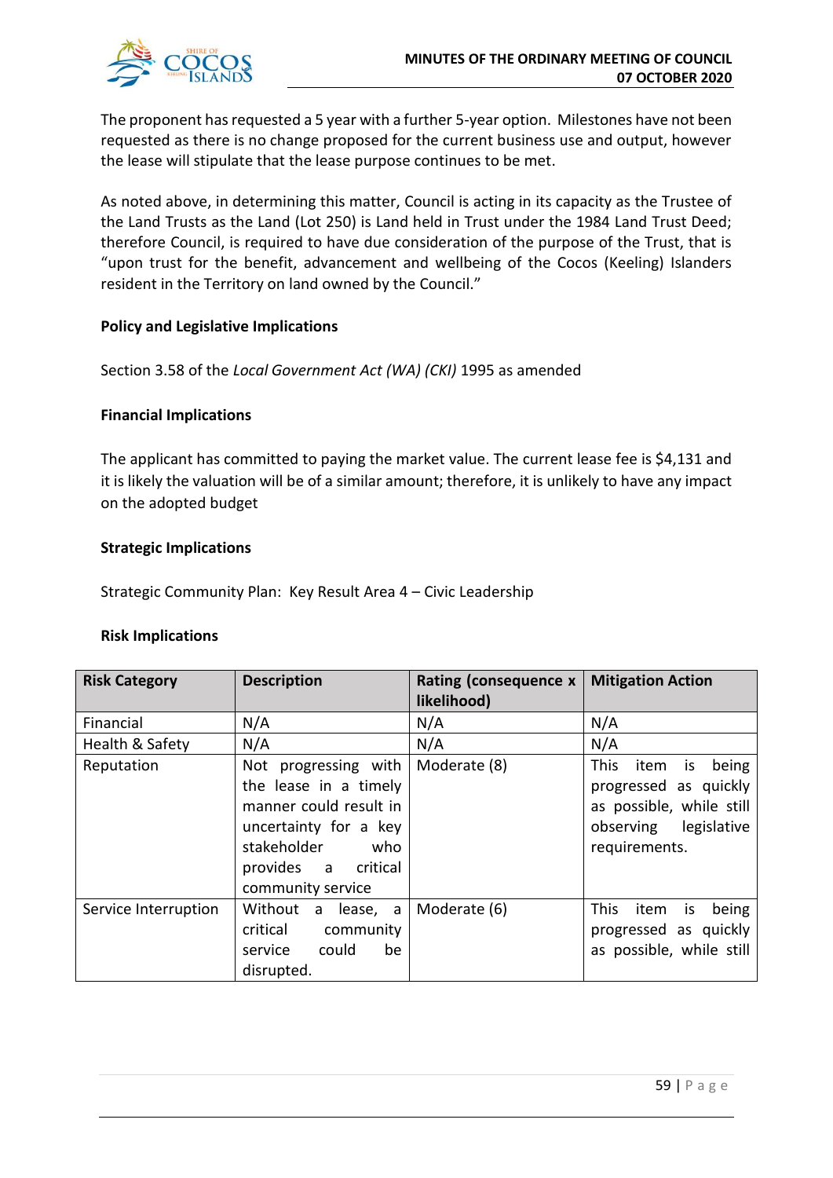The proponent has requested a 5 year with a further 5-year option. Milestones have not been requested as there is no change proposed for the current business use and output, however the lease will stipulate that the lease purpose continues to be met.

As noted above, in determining this matter, Council is acting in its capacity as the Trustee of the Land Trusts as the Land (Lot 250) is Land held in Trust under the 1984 Land Trust Deed; therefore Council, is required to have due consideration of the purpose of the Trust, that is "upon trust for the benefit, advancement and wellbeing of the Cocos (Keeling) Islanders resident in the Territory on land owned by the Council."

**Policy and Legislative Implications**

Section 3.58 of the *Local Government Act (WA) (CKI)* 1995 as amended

**Financial Implications**

The applicant has committed to paying the market value. The current lease fee is $4,131 and it is likely the valuation will be of a similar amount; therefore, it is unlikely to have any impact on the adopted budget

**Strategic Implications**

Strategic Community Plan: Key Result Area 4 – Civic Leadership

**Risk Implications**

| Risk Category | Description | Rating (consequence x likelihood) | Mitigation Action |
|---|---|---|---|
| Financial | N/A | N/A | N/A |
| Health & Safety | N/A | N/A | N/A |
| Reputation | Not progressing with the lease in a timely manner could result in uncertainty for a key stakeholder who provides a critical community service | Moderate (8) | This item is being progressed as quickly as possible, while still observing legislative requirements. |
| Service Interruption | Without a lease, a critical community service could be disrupted. | Moderate (6) | This item is being progressed as quickly as possible, while still |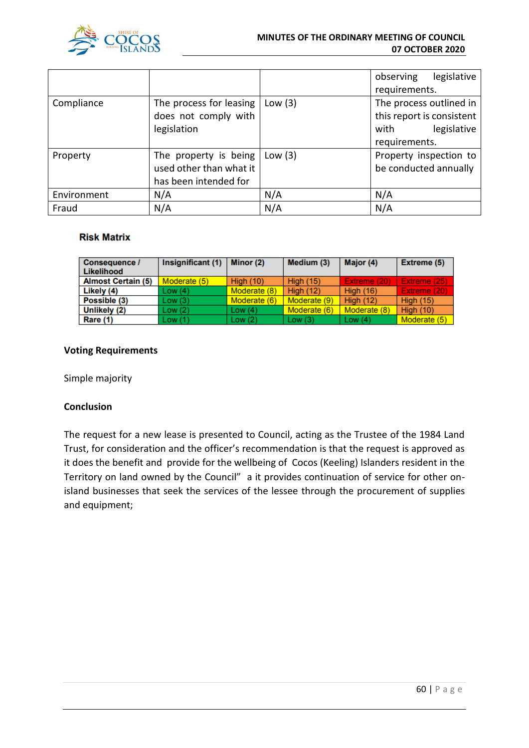| | | | observing legislative requirements. |
|---|---|---|---|
| Compliance | The process for leasing does not comply with legislation | Low (3) | The process outlined in this report is consistent with legislative requirements. |
| Property | The property is being used other than what it has been intended for | Low (3) | Property inspection to be conducted annually |
| Environment | N/A | N/A | N/A |
| Fraud | N/A | N/A | N/A |

**Risk Matrix**

| Consequence / Likelihood | Insignificant (1) | Minor (2) | Medium (3) | Major (4) | Extreme (5) |
|---|---|---|---|---|---|
| Almost Certain (5) | Moderate (5) | High (10) | High (15) | Extreme (20) | Extreme (25) |
| Likely (4) | Low (4) | Moderate (8) | High (12) | High (16) | Extreme (20) |
| Possible (3) | Low (3) | Moderate (6) | Moderate (9) | High (12) | High (15) |
| Unlikely (2) | Low (2) | Low (4) | Moderate (6) | Moderate (8) | High (10) |
| Rare (1) | Low (1) | Low (2) | Low (3) | Low (4) | Moderate (5) |

**Voting Requirements**

Simple majority

**Conclusion**

The request for a new lease is presented to Council, acting as the Trustee of the 1984 Land Trust, for consideration and the officer's recommendation is that the request is approved as it does the benefit and provide for the wellbeing of Cocos (Keeling) Islanders resident in the Territory on land owned by the Council" a it provides continuation of service for other on-island businesses that seek the services of the lessee through the procurement of supplies and equipment;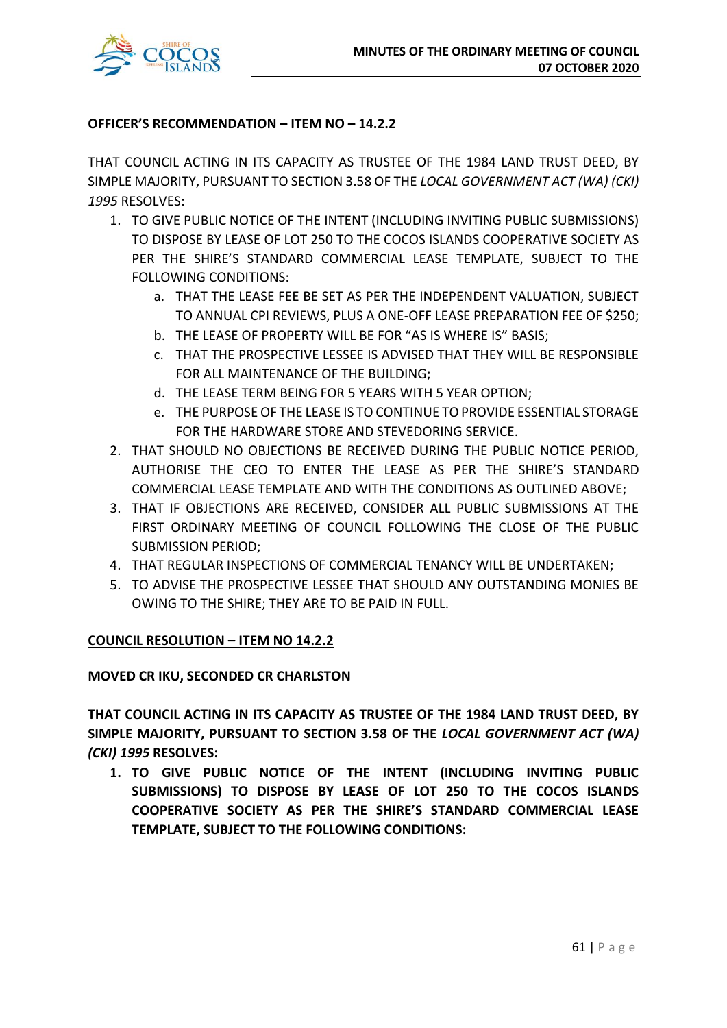**OFFICER'S RECOMMENDATION – ITEM NO – 14.2.2**

THAT COUNCIL ACTING IN ITS CAPACITY AS TRUSTEE OF THE 1984 LAND TRUST DEED, BY SIMPLE MAJORITY, PURSUANT TO SECTION 3.58 OF THE *LOCAL GOVERNMENT ACT (WA) (CKI) 1995* RESOLVES:

1. TO GIVE PUBLIC NOTICE OF THE INTENT (INCLUDING INVITING PUBLIC SUBMISSIONS) TO DISPOSE BY LEASE OF LOT 250 TO THE COCOS ISLANDS COOPERATIVE SOCIETY AS PER THE SHIRE'S STANDARD COMMERCIAL LEASE TEMPLATE, SUBJECT TO THE FOLLOWING CONDITIONS:
   a. THAT THE LEASE FEE BE SET AS PER THE INDEPENDENT VALUATION, SUBJECT TO ANNUAL CPI REVIEWS, PLUS A ONE-OFF LEASE PREPARATION FEE OF $250;
   b. THE LEASE OF PROPERTY WILL BE FOR "AS IS WHERE IS" BASIS;
   c. THAT THE PROSPECTIVE LESSEE IS ADVISED THAT THEY WILL BE RESPONSIBLE FOR ALL MAINTENANCE OF THE BUILDING;
   d. THE LEASE TERM BEING FOR 5 YEARS WITH 5 YEAR OPTION;
   e. THE PURPOSE OF THE LEASE IS TO CONTINUE TO PROVIDE ESSENTIAL STORAGE FOR THE HARDWARE STORE AND STEVEDORING SERVICE.
2. THAT SHOULD NO OBJECTIONS BE RECEIVED DURING THE PUBLIC NOTICE PERIOD, AUTHORISE THE CEO TO ENTER THE LEASE AS PER THE SHIRE'S STANDARD COMMERCIAL LEASE TEMPLATE AND WITH THE CONDITIONS AS OUTLINED ABOVE;
3. THAT IF OBJECTIONS ARE RECEIVED, CONSIDER ALL PUBLIC SUBMISSIONS AT THE FIRST ORDINARY MEETING OF COUNCIL FOLLOWING THE CLOSE OF THE PUBLIC SUBMISSION PERIOD;
4. THAT REGULAR INSPECTIONS OF COMMERCIAL TENANCY WILL BE UNDERTAKEN;
5. TO ADVISE THE PROSPECTIVE LESSEE THAT SHOULD ANY OUTSTANDING MONIES BE OWING TO THE SHIRE; THEY ARE TO BE PAID IN FULL.

**COUNCIL RESOLUTION – ITEM NO 14.2.2**

**MOVED CR IKU, SECONDED CR CHARLSTON**

**THAT COUNCIL ACTING IN ITS CAPACITY AS TRUSTEE OF THE 1984 LAND TRUST DEED, BY SIMPLE MAJORITY, PURSUANT TO SECTION 3.58 OF THE *LOCAL GOVERNMENT ACT (WA) (CKI) 1995* RESOLVES:**

1. **TO GIVE PUBLIC NOTICE OF THE INTENT (INCLUDING INVITING PUBLIC SUBMISSIONS) TO DISPOSE BY LEASE OF LOT 250 TO THE COCOS ISLANDS COOPERATIVE SOCIETY AS PER THE SHIRE'S STANDARD COMMERCIAL LEASE TEMPLATE, SUBJECT TO THE FOLLOWING CONDITIONS:**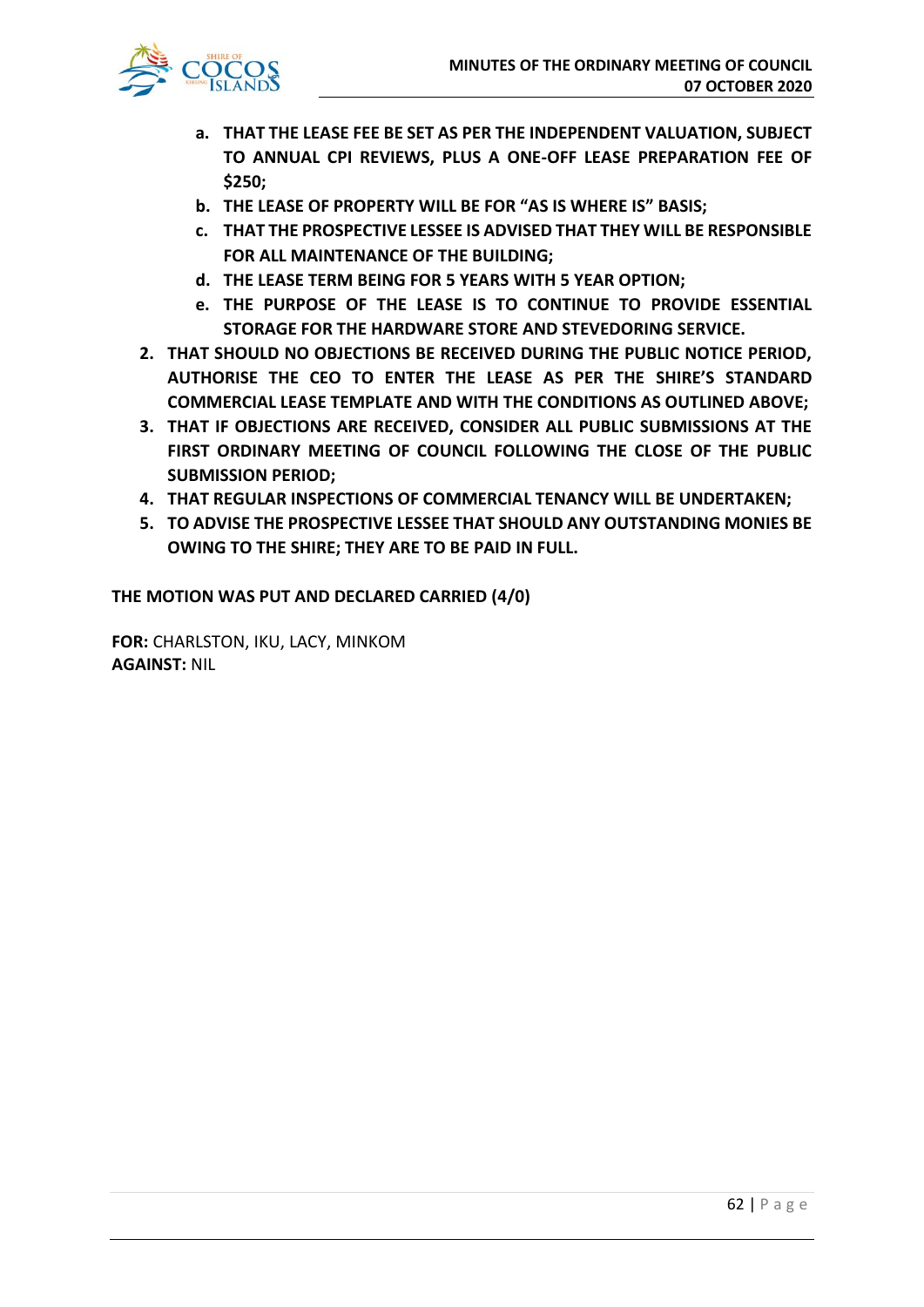- **a. THAT THE LEASE FEE BE SET AS PER THE INDEPENDENT VALUATION, SUBJECT TO ANNUAL CPI REVIEWS, PLUS A ONE-OFF LEASE PREPARATION FEE OF $250;**
   - **b. THE LEASE OF PROPERTY WILL BE FOR "AS IS WHERE IS" BASIS;**
   - **c. THAT THE PROSPECTIVE LESSEE IS ADVISED THAT THEY WILL BE RESPONSIBLE FOR ALL MAINTENANCE OF THE BUILDING;**
   - **d. THE LEASE TERM BEING FOR 5 YEARS WITH 5 YEAR OPTION;**
   - **e. THE PURPOSE OF THE LEASE IS TO CONTINUE TO PROVIDE ESSENTIAL STORAGE FOR THE HARDWARE STORE AND STEVEDORING SERVICE.**

2. **THAT SHOULD NO OBJECTIONS BE RECEIVED DURING THE PUBLIC NOTICE PERIOD, AUTHORISE THE CEO TO ENTER THE LEASE AS PER THE SHIRE'S STANDARD COMMERCIAL LEASE TEMPLATE AND WITH THE CONDITIONS AS OUTLINED ABOVE;**
3. **THAT IF OBJECTIONS ARE RECEIVED, CONSIDER ALL PUBLIC SUBMISSIONS AT THE FIRST ORDINARY MEETING OF COUNCIL FOLLOWING THE CLOSE OF THE PUBLIC SUBMISSION PERIOD;**
4. **THAT REGULAR INSPECTIONS OF COMMERCIAL TENANCY WILL BE UNDERTAKEN;**
5. **TO ADVISE THE PROSPECTIVE LESSEE THAT SHOULD ANY OUTSTANDING MONIES BE OWING TO THE SHIRE; THEY ARE TO BE PAID IN FULL.**

**THE MOTION WAS PUT AND DECLARED CARRIED (4/0)**

**FOR:** CHARLSTON, IKU, LACY, MINKOM
**AGAINST:** NIL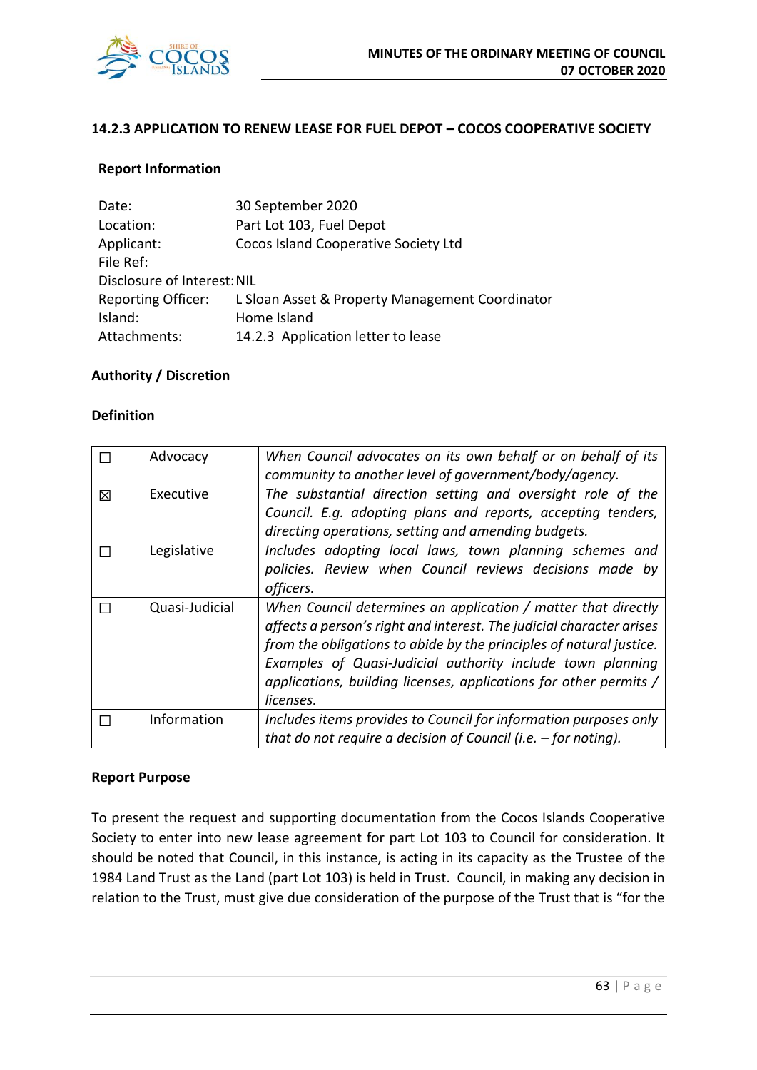### 14.2.3 APPLICATION TO RENEW LEASE FOR FUEL DEPOT – COCOS COOPERATIVE SOCIETY

**Report Information**

| | |
|---|---|
| Date: | 30 September 2020 |
| Location: | Part Lot 103, Fuel Depot |
| Applicant: | Cocos Island Cooperative Society Ltd |
| File Ref: | |
| Disclosure of Interest: | NIL |
| Reporting Officer: | L Sloan Asset & Property Management Coordinator |
| Island: | Home Island |
| Attachments: | 14.2.3 Application letter to lease |

**Authority / Discretion**

**Definition**

| | | |
|---|---|---|
| ☐ | Advocacy | *When Council advocates on its own behalf or on behalf of its community to another level of government/body/agency.* |
| ☒ | Executive | *The substantial direction setting and oversight role of the Council. E.g. adopting plans and reports, accepting tenders, directing operations, setting and amending budgets.* |
| ☐ | Legislative | *Includes adopting local laws, town planning schemes and policies. Review when Council reviews decisions made by officers.* |
| ☐ | Quasi-Judicial | *When Council determines an application / matter that directly affects a person's right and interest. The judicial character arises from the obligations to abide by the principles of natural justice. Examples of Quasi-Judicial authority include town planning applications, building licenses, applications for other permits / licenses.* |
| ☐ | Information | *Includes items provides to Council for information purposes only that do not require a decision of Council (i.e. – for noting).* |

**Report Purpose**

To present the request and supporting documentation from the Cocos Islands Cooperative Society to enter into new lease agreement for part Lot 103 to Council for consideration. It should be noted that Council, in this instance, is acting in its capacity as the Trustee of the 1984 Land Trust as the Land (part Lot 103) is held in Trust. Council, in making any decision in relation to the Trust, must give due consideration of the purpose of the Trust that is "for the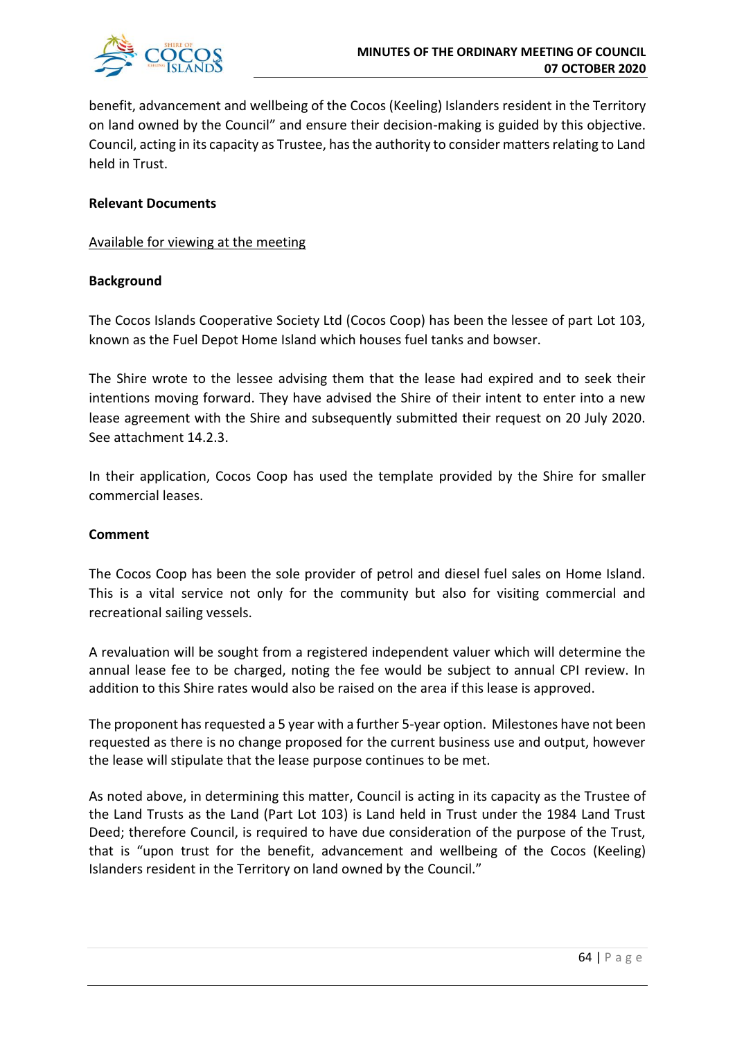benefit, advancement and wellbeing of the Cocos (Keeling) Islanders resident in the Territory on land owned by the Council" and ensure their decision-making is guided by this objective. Council, acting in its capacity as Trustee, has the authority to consider matters relating to Land held in Trust.

**Relevant Documents**

Available for viewing at the meeting

**Background**

The Cocos Islands Cooperative Society Ltd (Cocos Coop) has been the lessee of part Lot 103, known as the Fuel Depot Home Island which houses fuel tanks and bowser.

The Shire wrote to the lessee advising them that the lease had expired and to seek their intentions moving forward. They have advised the Shire of their intent to enter into a new lease agreement with the Shire and subsequently submitted their request on 20 July 2020. See attachment 14.2.3.

In their application, Cocos Coop has used the template provided by the Shire for smaller commercial leases.

**Comment**

The Cocos Coop has been the sole provider of petrol and diesel fuel sales on Home Island. This is a vital service not only for the community but also for visiting commercial and recreational sailing vessels.

A revaluation will be sought from a registered independent valuer which will determine the annual lease fee to be charged, noting the fee would be subject to annual CPI review. In addition to this Shire rates would also be raised on the area if this lease is approved.

The proponent has requested a 5 year with a further 5-year option. Milestones have not been requested as there is no change proposed for the current business use and output, however the lease will stipulate that the lease purpose continues to be met.

As noted above, in determining this matter, Council is acting in its capacity as the Trustee of the Land Trusts as the Land (Part Lot 103) is Land held in Trust under the 1984 Land Trust Deed; therefore Council, is required to have due consideration of the purpose of the Trust, that is "upon trust for the benefit, advancement and wellbeing of the Cocos (Keeling) Islanders resident in the Territory on land owned by the Council."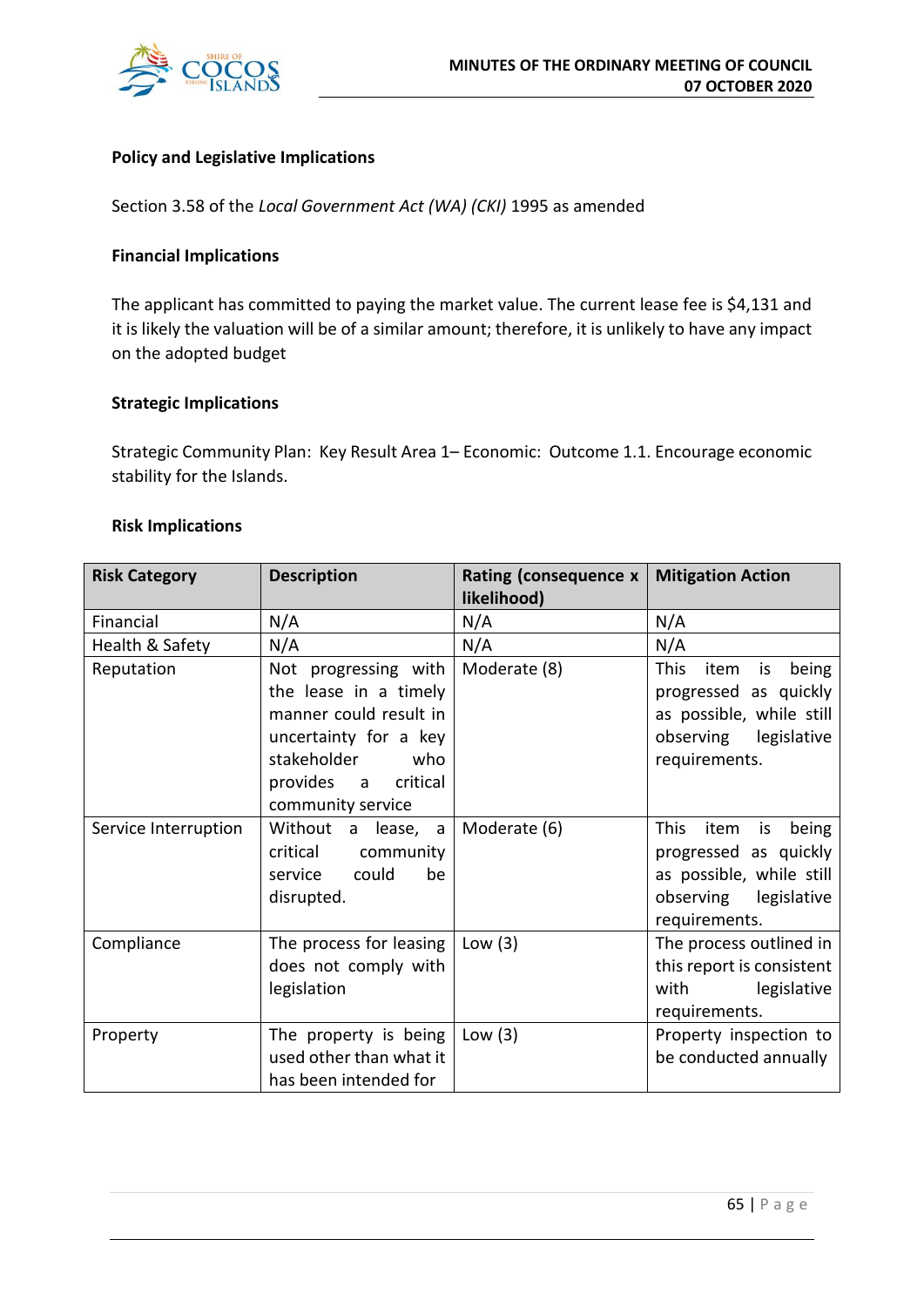**Policy and Legislative Implications**

Section 3.58 of the *Local Government Act (WA) (CKI)* 1995 as amended

**Financial Implications**

The applicant has committed to paying the market value. The current lease fee is $4,131 and it is likely the valuation will be of a similar amount; therefore, it is unlikely to have any impact on the adopted budget

**Strategic Implications**

Strategic Community Plan: Key Result Area 1– Economic: Outcome 1.1. Encourage economic stability for the Islands.

**Risk Implications**

| Risk Category | Description | Rating (consequence x likelihood) | Mitigation Action |
|---|---|---|---|
| Financial | N/A | N/A | N/A |
| Health & Safety | N/A | N/A | N/A |
| Reputation | Not progressing with the lease in a timely manner could result in uncertainty for a key stakeholder who provides a critical community service | Moderate (8) | This item is being progressed as quickly as possible, while still observing legislative requirements. |
| Service Interruption | Without a lease, a critical community service could be disrupted. | Moderate (6) | This item is being progressed as quickly as possible, while still observing legislative requirements. |
| Compliance | The process for leasing does not comply with legislation | Low (3) | The process outlined in this report is consistent with legislative requirements. |
| Property | The property is being used other than what it has been intended for | Low (3) | Property inspection to be conducted annually |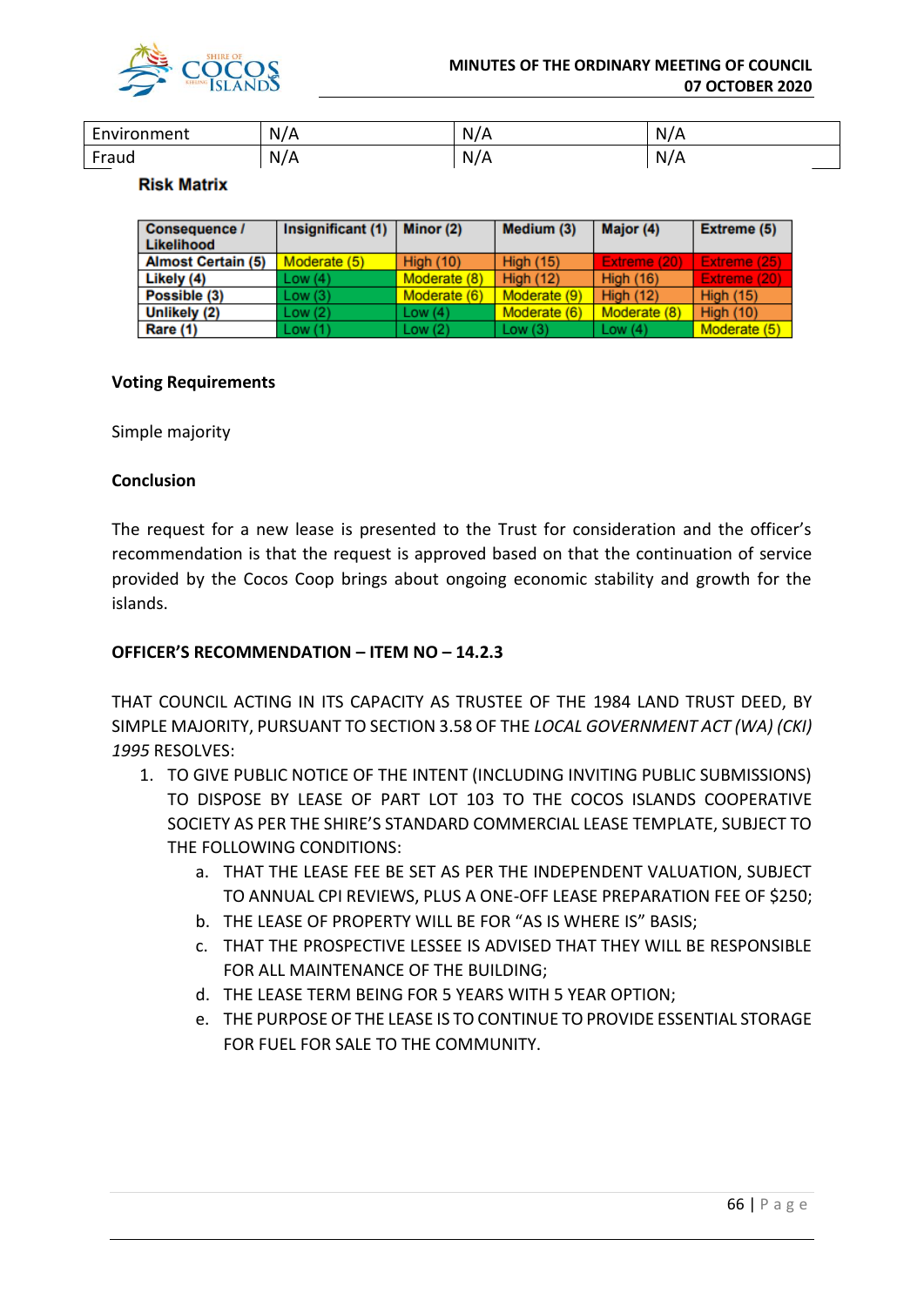| Environment | N/A | N/A | N/A |
|---|---|---|---|
| Fraud | N/A | N/A | N/A |

**Risk Matrix**

| Consequence / Likelihood | Insignificant (1) | Minor (2) | Medium (3) | Major (4) | Extreme (5) |
|---|---|---|---|---|---|
| Almost Certain (5) | Moderate (5) | High (10) | High (15) | Extreme (20) | Extreme (25) |
| Likely (4) | Low (4) | Moderate (8) | High (12) | High (16) | Extreme (20) |
| Possible (3) | Low (3) | Moderate (6) | Moderate (9) | High (12) | High (15) |
| Unlikely (2) | Low (2) | Low (4) | Moderate (6) | Moderate (8) | High (10) |
| Rare (1) | Low (1) | Low (2) | Low (3) | Low (4) | Moderate (5) |

**Voting Requirements**

Simple majority

**Conclusion**

The request for a new lease is presented to the Trust for consideration and the officer's recommendation is that the request is approved based on that the continuation of service provided by the Cocos Coop brings about ongoing economic stability and growth for the islands.

**OFFICER'S RECOMMENDATION – ITEM NO – 14.2.3**

THAT COUNCIL ACTING IN ITS CAPACITY AS TRUSTEE OF THE 1984 LAND TRUST DEED, BY SIMPLE MAJORITY, PURSUANT TO SECTION 3.58 OF THE *LOCAL GOVERNMENT ACT (WA) (CKI) 1995* RESOLVES:

1. TO GIVE PUBLIC NOTICE OF THE INTENT (INCLUDING INVITING PUBLIC SUBMISSIONS) TO DISPOSE BY LEASE OF PART LOT 103 TO THE COCOS ISLANDS COOPERATIVE SOCIETY AS PER THE SHIRE'S STANDARD COMMERCIAL LEASE TEMPLATE, SUBJECT TO THE FOLLOWING CONDITIONS:
   a. THAT THE LEASE FEE BE SET AS PER THE INDEPENDENT VALUATION, SUBJECT TO ANNUAL CPI REVIEWS, PLUS A ONE-OFF LEASE PREPARATION FEE OF $250;
   b. THE LEASE OF PROPERTY WILL BE FOR "AS IS WHERE IS" BASIS;
   c. THAT THE PROSPECTIVE LESSEE IS ADVISED THAT THEY WILL BE RESPONSIBLE FOR ALL MAINTENANCE OF THE BUILDING;
   d. THE LEASE TERM BEING FOR 5 YEARS WITH 5 YEAR OPTION;
   e. THE PURPOSE OF THE LEASE IS TO CONTINUE TO PROVIDE ESSENTIAL STORAGE FOR FUEL FOR SALE TO THE COMMUNITY.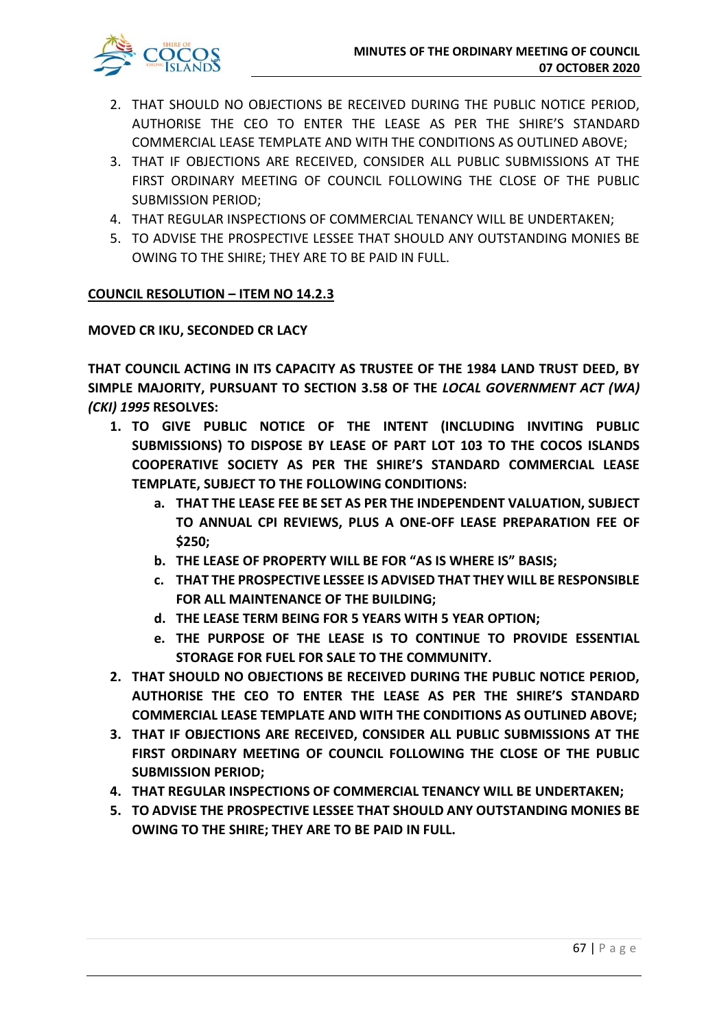2. THAT SHOULD NO OBJECTIONS BE RECEIVED DURING THE PUBLIC NOTICE PERIOD, AUTHORISE THE CEO TO ENTER THE LEASE AS PER THE SHIRE'S STANDARD COMMERCIAL LEASE TEMPLATE AND WITH THE CONDITIONS AS OUTLINED ABOVE;
3. THAT IF OBJECTIONS ARE RECEIVED, CONSIDER ALL PUBLIC SUBMISSIONS AT THE FIRST ORDINARY MEETING OF COUNCIL FOLLOWING THE CLOSE OF THE PUBLIC SUBMISSION PERIOD;
4. THAT REGULAR INSPECTIONS OF COMMERCIAL TENANCY WILL BE UNDERTAKEN;
5. TO ADVISE THE PROSPECTIVE LESSEE THAT SHOULD ANY OUTSTANDING MONIES BE OWING TO THE SHIRE; THEY ARE TO BE PAID IN FULL.

**COUNCIL RESOLUTION – ITEM NO 14.2.3**

**MOVED CR IKU, SECONDED CR LACY**

**THAT COUNCIL ACTING IN ITS CAPACITY AS TRUSTEE OF THE 1984 LAND TRUST DEED, BY SIMPLE MAJORITY, PURSUANT TO SECTION 3.58 OF THE *LOCAL GOVERNMENT ACT (WA) (CKI) 1995* RESOLVES:**

1. **TO GIVE PUBLIC NOTICE OF THE INTENT (INCLUDING INVITING PUBLIC SUBMISSIONS) TO DISPOSE BY LEASE OF PART LOT 103 TO THE COCOS ISLANDS COOPERATIVE SOCIETY AS PER THE SHIRE'S STANDARD COMMERCIAL LEASE TEMPLATE, SUBJECT TO THE FOLLOWING CONDITIONS:**
   a. **THAT THE LEASE FEE BE SET AS PER THE INDEPENDENT VALUATION, SUBJECT TO ANNUAL CPI REVIEWS, PLUS A ONE-OFF LEASE PREPARATION FEE OF $250;**
   b. **THE LEASE OF PROPERTY WILL BE FOR "AS IS WHERE IS" BASIS;**
   c. **THAT THE PROSPECTIVE LESSEE IS ADVISED THAT THEY WILL BE RESPONSIBLE FOR ALL MAINTENANCE OF THE BUILDING;**
   d. **THE LEASE TERM BEING FOR 5 YEARS WITH 5 YEAR OPTION;**
   e. **THE PURPOSE OF THE LEASE IS TO CONTINUE TO PROVIDE ESSENTIAL STORAGE FOR FUEL FOR SALE TO THE COMMUNITY.**
2. **THAT SHOULD NO OBJECTIONS BE RECEIVED DURING THE PUBLIC NOTICE PERIOD, AUTHORISE THE CEO TO ENTER THE LEASE AS PER THE SHIRE'S STANDARD COMMERCIAL LEASE TEMPLATE AND WITH THE CONDITIONS AS OUTLINED ABOVE;**
3. **THAT IF OBJECTIONS ARE RECEIVED, CONSIDER ALL PUBLIC SUBMISSIONS AT THE FIRST ORDINARY MEETING OF COUNCIL FOLLOWING THE CLOSE OF THE PUBLIC SUBMISSION PERIOD;**
4. **THAT REGULAR INSPECTIONS OF COMMERCIAL TENANCY WILL BE UNDERTAKEN;**
5. **TO ADVISE THE PROSPECTIVE LESSEE THAT SHOULD ANY OUTSTANDING MONIES BE OWING TO THE SHIRE; THEY ARE TO BE PAID IN FULL.**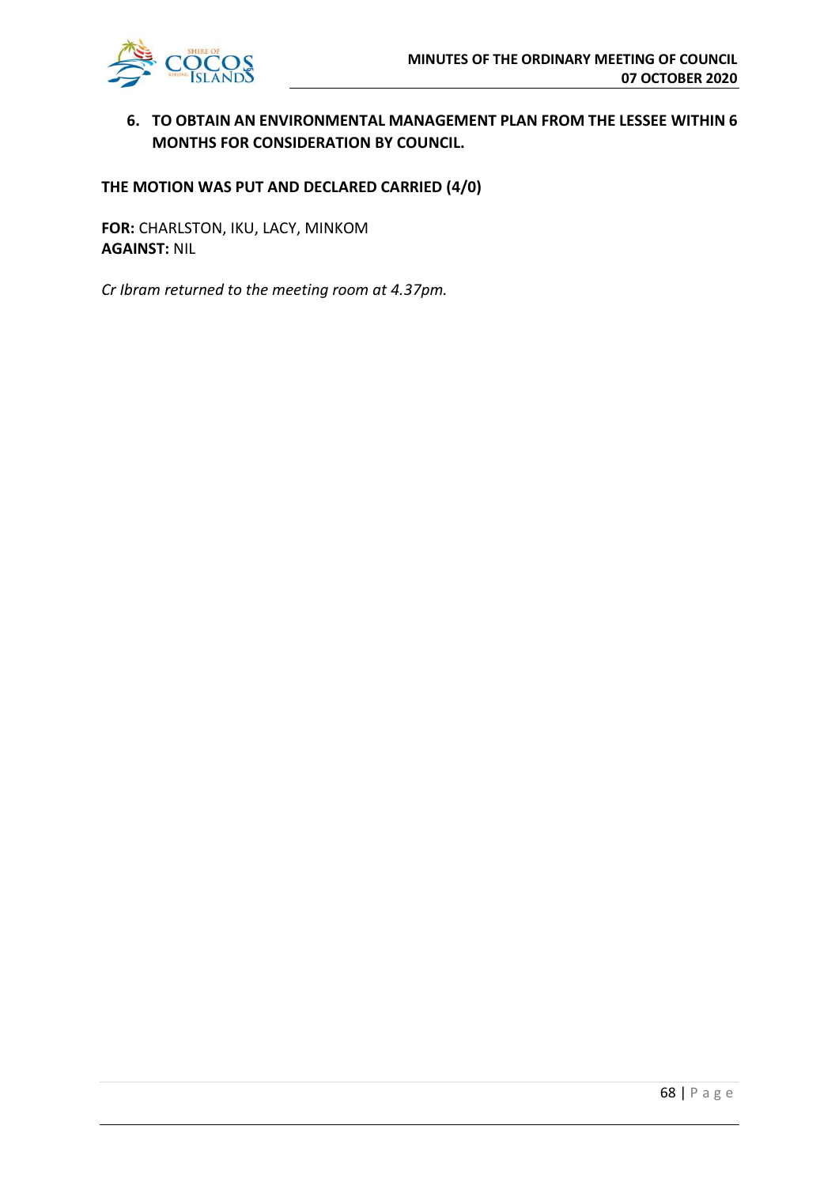6. **TO OBTAIN AN ENVIRONMENTAL MANAGEMENT PLAN FROM THE LESSEE WITHIN 6 MONTHS FOR CONSIDERATION BY COUNCIL.**

**THE MOTION WAS PUT AND DECLARED CARRIED (4/0)**

**FOR:** CHARLSTON, IKU, LACY, MINKOM
**AGAINST:** NIL

*Cr Ibram returned to the meeting room at 4.37pm.*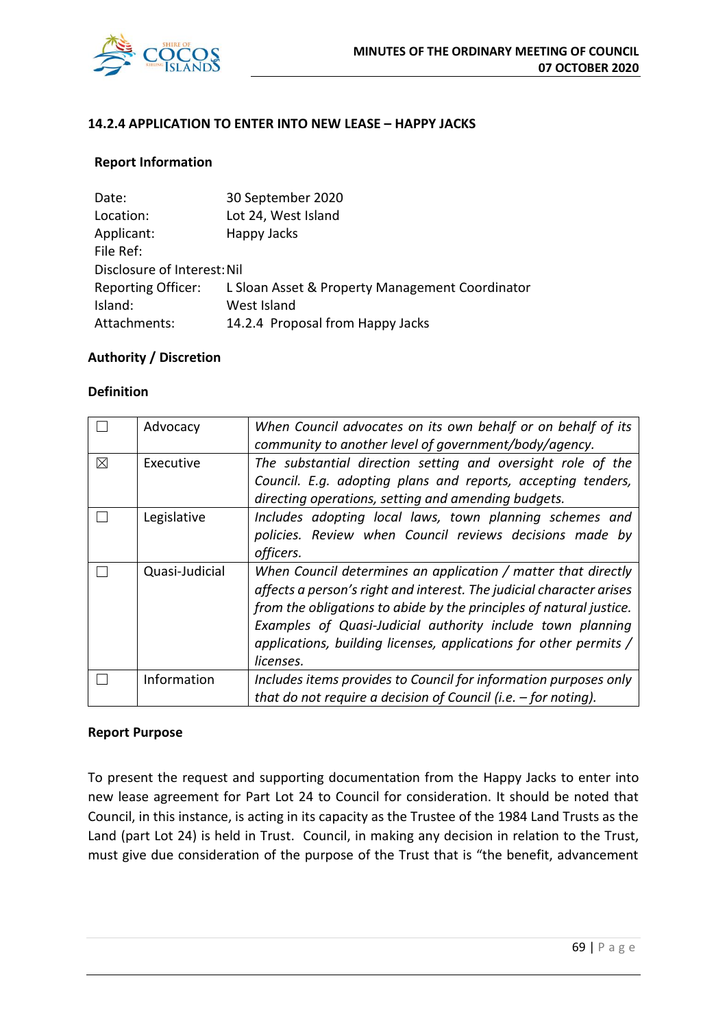### 14.2.4 APPLICATION TO ENTER INTO NEW LEASE – HAPPY JACKS

**Report Information**

Date: 30 September 2020
Location: Lot 24, West Island
Applicant: Happy Jacks
File Ref:
Disclosure of Interest: Nil
Reporting Officer: L Sloan Asset & Property Management Coordinator
Island: West Island
Attachments: 14.2.4 Proposal from Happy Jacks

**Authority / Discretion**

**Definition**

| | | |
|---|---|---|
| ☐ | Advocacy | *When Council advocates on its own behalf or on behalf of its community to another level of government/body/agency.* |
| ☒ | Executive | *The substantial direction setting and oversight role of the Council. E.g. adopting plans and reports, accepting tenders, directing operations, setting and amending budgets.* |
| ☐ | Legislative | *Includes adopting local laws, town planning schemes and policies. Review when Council reviews decisions made by officers.* |
| ☐ | Quasi-Judicial | *When Council determines an application / matter that directly affects a person's right and interest. The judicial character arises from the obligations to abide by the principles of natural justice. Examples of Quasi-Judicial authority include town planning applications, building licenses, applications for other permits / licenses.* |
| ☐ | Information | *Includes items provides to Council for information purposes only that do not require a decision of Council (i.e. – for noting).* |

**Report Purpose**

To present the request and supporting documentation from the Happy Jacks to enter into new lease agreement for Part Lot 24 to Council for consideration. It should be noted that Council, in this instance, is acting in its capacity as the Trustee of the 1984 Land Trusts as the Land (part Lot 24) is held in Trust. Council, in making any decision in relation to the Trust, must give due consideration of the purpose of the Trust that is "the benefit, advancement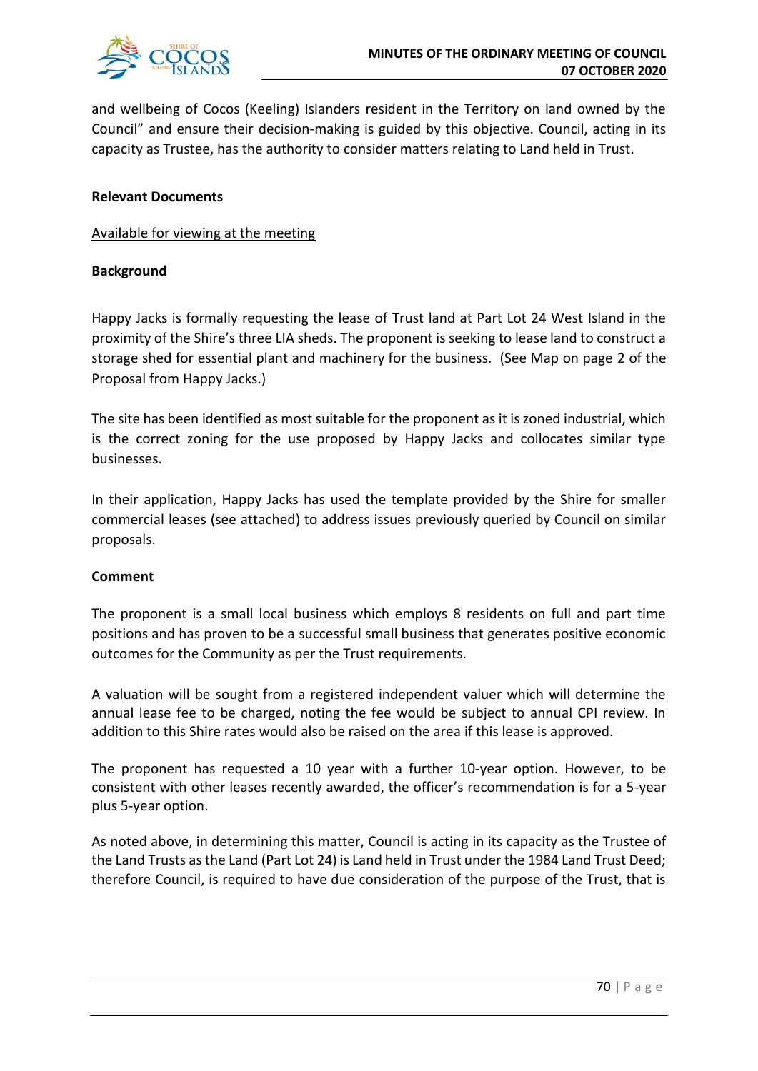and wellbeing of Cocos (Keeling) Islanders resident in the Territory on land owned by the Council" and ensure their decision-making is guided by this objective. Council, acting in its capacity as Trustee, has the authority to consider matters relating to Land held in Trust.

**Relevant Documents**

Available for viewing at the meeting

**Background**

Happy Jacks is formally requesting the lease of Trust land at Part Lot 24 West Island in the proximity of the Shire's three LIA sheds. The proponent is seeking to lease land to construct a storage shed for essential plant and machinery for the business. (See Map on page 2 of the Proposal from Happy Jacks.)

The site has been identified as most suitable for the proponent as it is zoned industrial, which is the correct zoning for the use proposed by Happy Jacks and collocates similar type businesses.

In their application, Happy Jacks has used the template provided by the Shire for smaller commercial leases (see attached) to address issues previously queried by Council on similar proposals.

**Comment**

The proponent is a small local business which employs 8 residents on full and part time positions and has proven to be a successful small business that generates positive economic outcomes for the Community as per the Trust requirements.

A valuation will be sought from a registered independent valuer which will determine the annual lease fee to be charged, noting the fee would be subject to annual CPI review. In addition to this Shire rates would also be raised on the area if this lease is approved.

The proponent has requested a 10 year with a further 10-year option. However, to be consistent with other leases recently awarded, the officer's recommendation is for a 5-year plus 5-year option.

As noted above, in determining this matter, Council is acting in its capacity as the Trustee of the Land Trusts as the Land (Part Lot 24) is Land held in Trust under the 1984 Land Trust Deed; therefore Council, is required to have due consideration of the purpose of the Trust, that is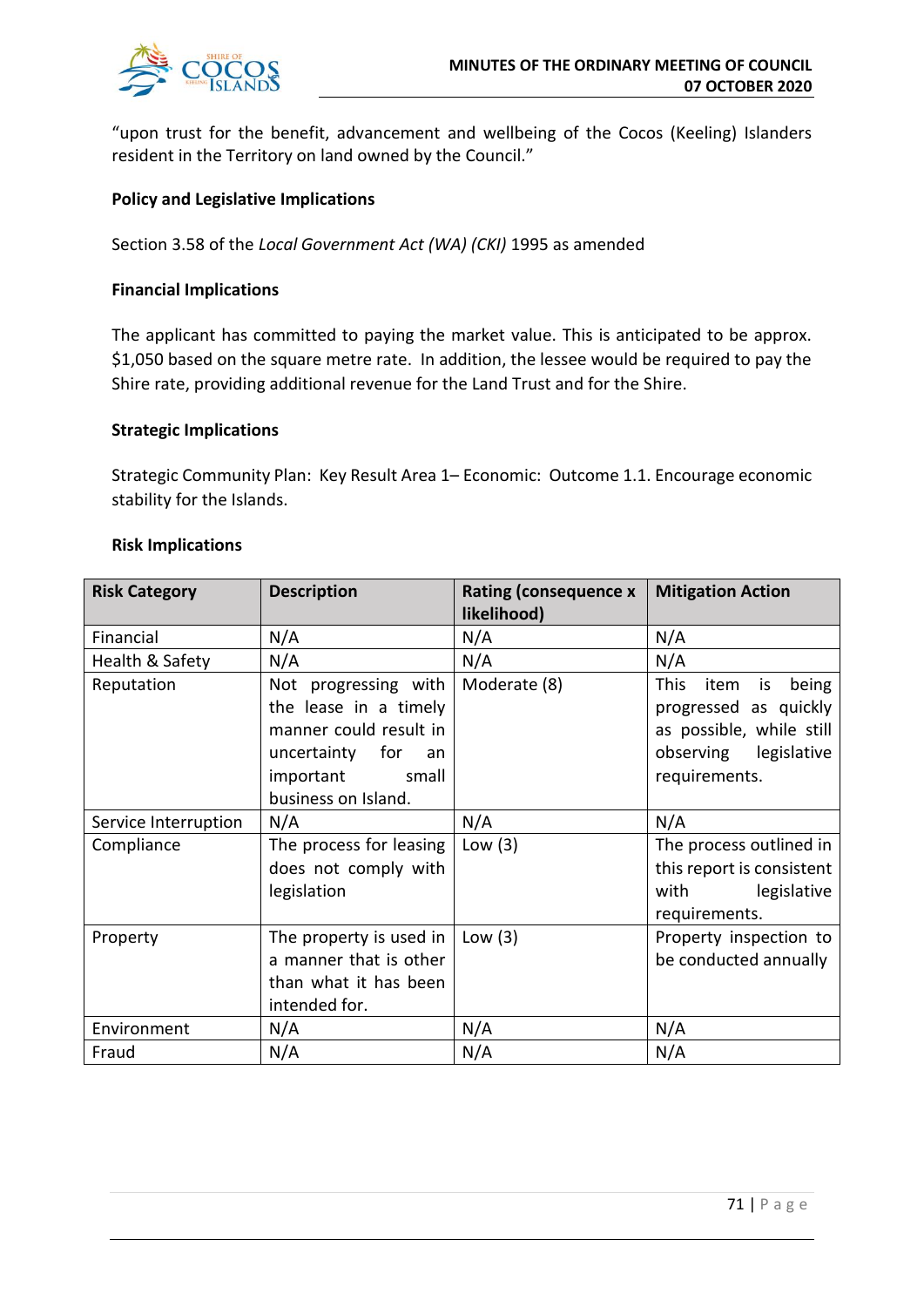"upon trust for the benefit, advancement and wellbeing of the Cocos (Keeling) Islanders resident in the Territory on land owned by the Council."

**Policy and Legislative Implications**

Section 3.58 of the *Local Government Act (WA) (CKI)* 1995 as amended

**Financial Implications**

The applicant has committed to paying the market value. This is anticipated to be approx. $1,050 based on the square metre rate. In addition, the lessee would be required to pay the Shire rate, providing additional revenue for the Land Trust and for the Shire.

**Strategic Implications**

Strategic Community Plan: Key Result Area 1– Economic: Outcome 1.1. Encourage economic stability for the Islands.

**Risk Implications**

| Risk Category | Description | Rating (consequence x likelihood) | Mitigation Action |
|---|---|---|---|
| Financial | N/A | N/A | N/A |
| Health & Safety | N/A | N/A | N/A |
| Reputation | Not progressing with the lease in a timely manner could result in uncertainty for an important small business on Island. | Moderate (8) | This item is being progressed as quickly as possible, while still observing legislative requirements. |
| Service Interruption | N/A | N/A | N/A |
| Compliance | The process for leasing does not comply with legislation | Low (3) | The process outlined in this report is consistent with legislative requirements. |
| Property | The property is used in a manner that is other than what it has been intended for. | Low (3) | Property inspection to be conducted annually |
| Environment | N/A | N/A | N/A |
| Fraud | N/A | N/A | N/A |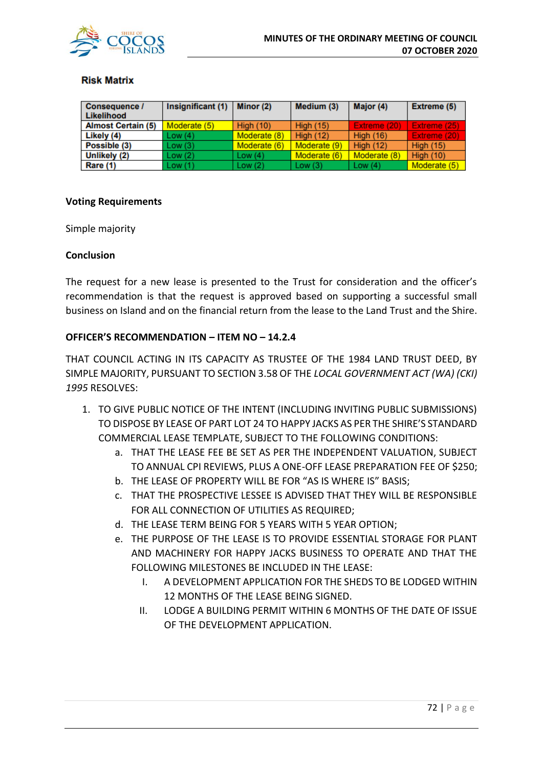**Risk Matrix**

| Consequence / Likelihood | Insignificant (1) | Minor (2) | Medium (3) | Major (4) | Extreme (5) |
|---|---|---|---|---|---|
| Almost Certain (5) | Moderate (5) | High (10) | High (15) | Extreme (20) | Extreme (25) |
| Likely (4) | Low (4) | Moderate (8) | High (12) | High (16) | Extreme (20) |
| Possible (3) | Low (3) | Moderate (6) | Moderate (9) | High (12) | High (15) |
| Unlikely (2) | Low (2) | Low (4) | Moderate (6) | Moderate (8) | High (10) |
| Rare (1) | Low (1) | Low (2) | Low (3) | Low (4) | Moderate (5) |

**Voting Requirements**

Simple majority

**Conclusion**

The request for a new lease is presented to the Trust for consideration and the officer's recommendation is that the request is approved based on supporting a successful small business on Island and on the financial return from the lease to the Land Trust and the Shire.

**OFFICER'S RECOMMENDATION – ITEM NO – 14.2.4**

THAT COUNCIL ACTING IN ITS CAPACITY AS TRUSTEE OF THE 1984 LAND TRUST DEED, BY SIMPLE MAJORITY, PURSUANT TO SECTION 3.58 OF THE *LOCAL GOVERNMENT ACT (WA) (CKI) 1995* RESOLVES:

1. TO GIVE PUBLIC NOTICE OF THE INTENT (INCLUDING INVITING PUBLIC SUBMISSIONS) TO DISPOSE BY LEASE OF PART LOT 24 TO HAPPY JACKS AS PER THE SHIRE'S STANDARD COMMERCIAL LEASE TEMPLATE, SUBJECT TO THE FOLLOWING CONDITIONS:
   a. THAT THE LEASE FEE BE SET AS PER THE INDEPENDENT VALUATION, SUBJECT TO ANNUAL CPI REVIEWS, PLUS A ONE-OFF LEASE PREPARATION FEE OF $250;
   b. THE LEASE OF PROPERTY WILL BE FOR "AS IS WHERE IS" BASIS;
   c. THAT THE PROSPECTIVE LESSEE IS ADVISED THAT THEY WILL BE RESPONSIBLE FOR ALL CONNECTION OF UTILITIES AS REQUIRED;
   d. THE LEASE TERM BEING FOR 5 YEARS WITH 5 YEAR OPTION;
   e. THE PURPOSE OF THE LEASE IS TO PROVIDE ESSENTIAL STORAGE FOR PLANT AND MACHINERY FOR HAPPY JACKS BUSINESS TO OPERATE AND THAT THE FOLLOWING MILESTONES BE INCLUDED IN THE LEASE:
      I. A DEVELOPMENT APPLICATION FOR THE SHEDS TO BE LODGED WITHIN 12 MONTHS OF THE LEASE BEING SIGNED.
      II. LODGE A BUILDING PERMIT WITHIN 6 MONTHS OF THE DATE OF ISSUE OF THE DEVELOPMENT APPLICATION.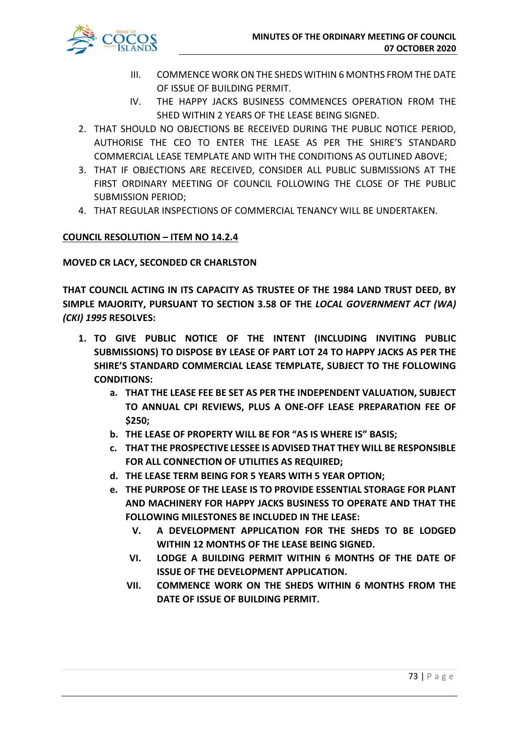III. COMMENCE WORK ON THE SHEDS WITHIN 6 MONTHS FROM THE DATE OF ISSUE OF BUILDING PERMIT.

IV. THE HAPPY JACKS BUSINESS COMMENCES OPERATION FROM THE SHED WITHIN 2 YEARS OF THE LEASE BEING SIGNED.

2. THAT SHOULD NO OBJECTIONS BE RECEIVED DURING THE PUBLIC NOTICE PERIOD, AUTHORISE THE CEO TO ENTER THE LEASE AS PER THE SHIRE'S STANDARD COMMERCIAL LEASE TEMPLATE AND WITH THE CONDITIONS AS OUTLINED ABOVE;
3. THAT IF OBJECTIONS ARE RECEIVED, CONSIDER ALL PUBLIC SUBMISSIONS AT THE FIRST ORDINARY MEETING OF COUNCIL FOLLOWING THE CLOSE OF THE PUBLIC SUBMISSION PERIOD;
4. THAT REGULAR INSPECTIONS OF COMMERCIAL TENANCY WILL BE UNDERTAKEN.

**COUNCIL RESOLUTION – ITEM NO 14.2.4**

**MOVED CR LACY, SECONDED CR CHARLSTON**

**THAT COUNCIL ACTING IN ITS CAPACITY AS TRUSTEE OF THE 1984 LAND TRUST DEED, BY SIMPLE MAJORITY, PURSUANT TO SECTION 3.58 OF THE *LOCAL GOVERNMENT ACT (WA) (CKI) 1995* RESOLVES:**

1. **TO GIVE PUBLIC NOTICE OF THE INTENT (INCLUDING INVITING PUBLIC SUBMISSIONS) TO DISPOSE BY LEASE OF PART LOT 24 TO HAPPY JACKS AS PER THE SHIRE'S STANDARD COMMERCIAL LEASE TEMPLATE, SUBJECT TO THE FOLLOWING CONDITIONS:**
   - a. **THAT THE LEASE FEE BE SET AS PER THE INDEPENDENT VALUATION, SUBJECT TO ANNUAL CPI REVIEWS, PLUS A ONE-OFF LEASE PREPARATION FEE OF $250;**
   - b. **THE LEASE OF PROPERTY WILL BE FOR "AS IS WHERE IS" BASIS;**
   - c. **THAT THE PROSPECTIVE LESSEE IS ADVISED THAT THEY WILL BE RESPONSIBLE FOR ALL CONNECTION OF UTILITIES AS REQUIRED;**
   - d. **THE LEASE TERM BEING FOR 5 YEARS WITH 5 YEAR OPTION;**
   - e. **THE PURPOSE OF THE LEASE IS TO PROVIDE ESSENTIAL STORAGE FOR PLANT AND MACHINERY FOR HAPPY JACKS BUSINESS TO OPERATE AND THAT THE FOLLOWING MILESTONES BE INCLUDED IN THE LEASE:**

     **V. A DEVELOPMENT APPLICATION FOR THE SHEDS TO BE LODGED WITHIN 12 MONTHS OF THE LEASE BEING SIGNED.**

     **VI. LODGE A BUILDING PERMIT WITHIN 6 MONTHS OF THE DATE OF ISSUE OF THE DEVELOPMENT APPLICATION.**

     **VII. COMMENCE WORK ON THE SHEDS WITHIN 6 MONTHS FROM THE DATE OF ISSUE OF BUILDING PERMIT.**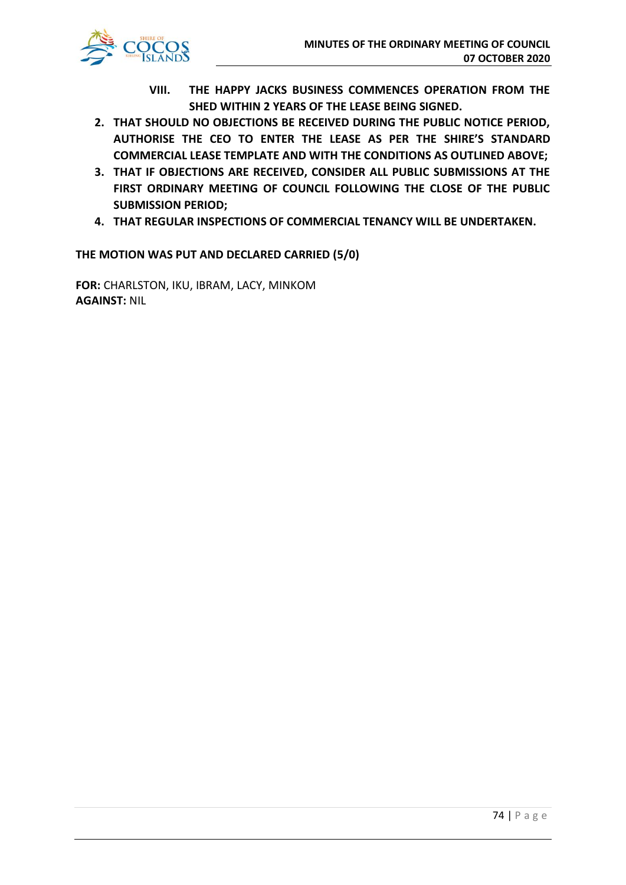**VIII. THE HAPPY JACKS BUSINESS COMMENCES OPERATION FROM THE SHED WITHIN 2 YEARS OF THE LEASE BEING SIGNED.**

2. **THAT SHOULD NO OBJECTIONS BE RECEIVED DURING THE PUBLIC NOTICE PERIOD, AUTHORISE THE CEO TO ENTER THE LEASE AS PER THE SHIRE'S STANDARD COMMERCIAL LEASE TEMPLATE AND WITH THE CONDITIONS AS OUTLINED ABOVE;**
3. **THAT IF OBJECTIONS ARE RECEIVED, CONSIDER ALL PUBLIC SUBMISSIONS AT THE FIRST ORDINARY MEETING OF COUNCIL FOLLOWING THE CLOSE OF THE PUBLIC SUBMISSION PERIOD;**
4. **THAT REGULAR INSPECTIONS OF COMMERCIAL TENANCY WILL BE UNDERTAKEN.**

**THE MOTION WAS PUT AND DECLARED CARRIED (5/0)**

**FOR:** CHARLSTON, IKU, IBRAM, LACY, MINKOM
**AGAINST:** NIL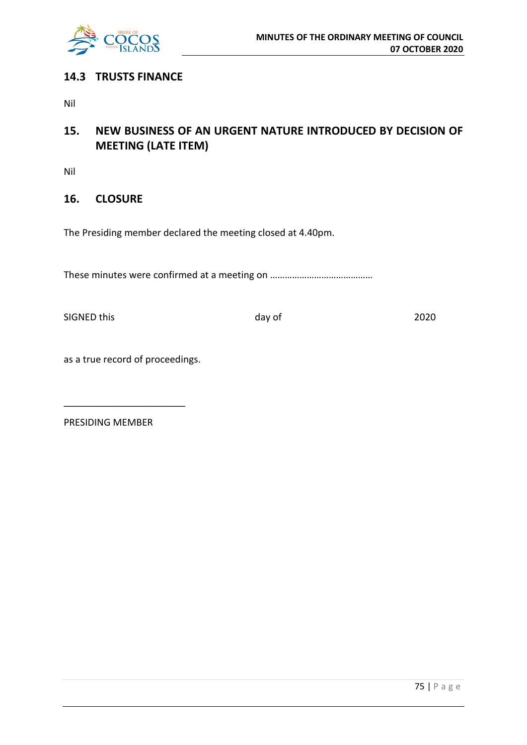## 14.3 TRUSTS FINANCE

Nil

## 15. NEW BUSINESS OF AN URGENT NATURE INTRODUCED BY DECISION OF MEETING (LATE ITEM)

Nil

## 16. CLOSURE

The Presiding member declared the meeting closed at 4.40pm.

These minutes were confirmed at a meeting on ……………………………………

SIGNED this day of 2020

as a true record of proceedings.

\_\_\_\_\_\_\_\_\_\_\_\_\_\_\_\_\_\_\_\_\_\_\_\_

PRESIDING MEMBER